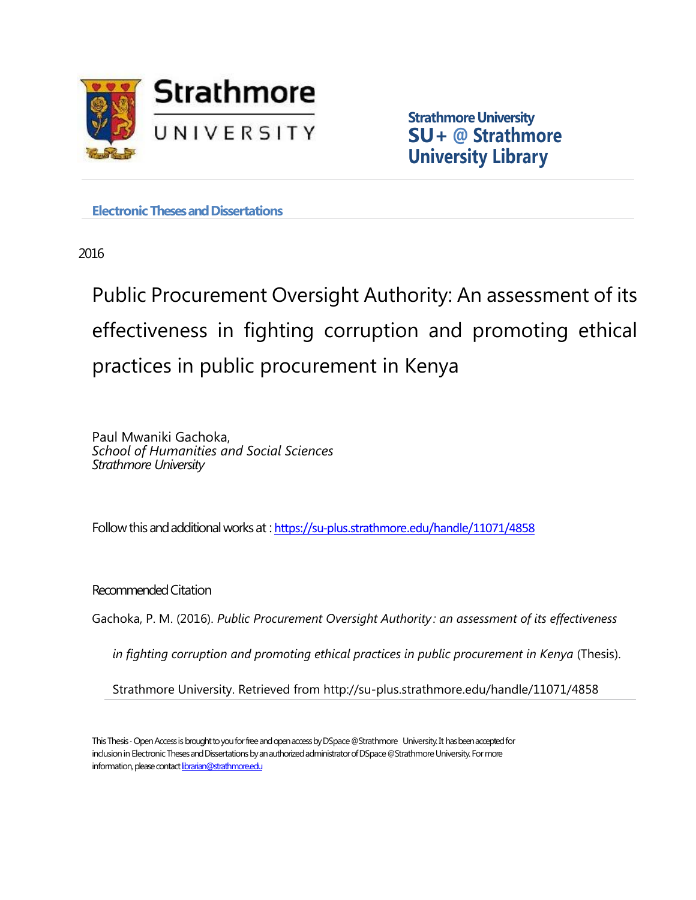Strathmore University

**Strathmore University**
**SU+ @ Strathmore University Library**

**Electronic Theses and Dissertations**

2016

# Public Procurement Oversight Authority: An assessment of its effectiveness in fighting corruption and promoting ethical practices in public procurement in Kenya

Paul Mwaniki Gachoka,
*School of Humanities and Social Sciences*
*Strathmore University*

Follow this and additional works at : https://su-plus.strathmore.edu/handle/11071/4858

Recommended Citation

Gachoka, P. M. (2016). *Public Procurement Oversight Authority : an assessment of its effectiveness in fighting corruption and promoting ethical practices in public procurement in Kenya* (Thesis). Strathmore University. Retrieved from http://su-plus.strathmore.edu/handle/11071/4858

This Thesis - Open Access is brought to you for free and open access by DSpace @Strathmore University. It has been accepted for inclusion in Electronic Theses and Dissertations by an authorized administrator of DSpace @Strathmore University. For more information, please contact librarian@strathmore.edu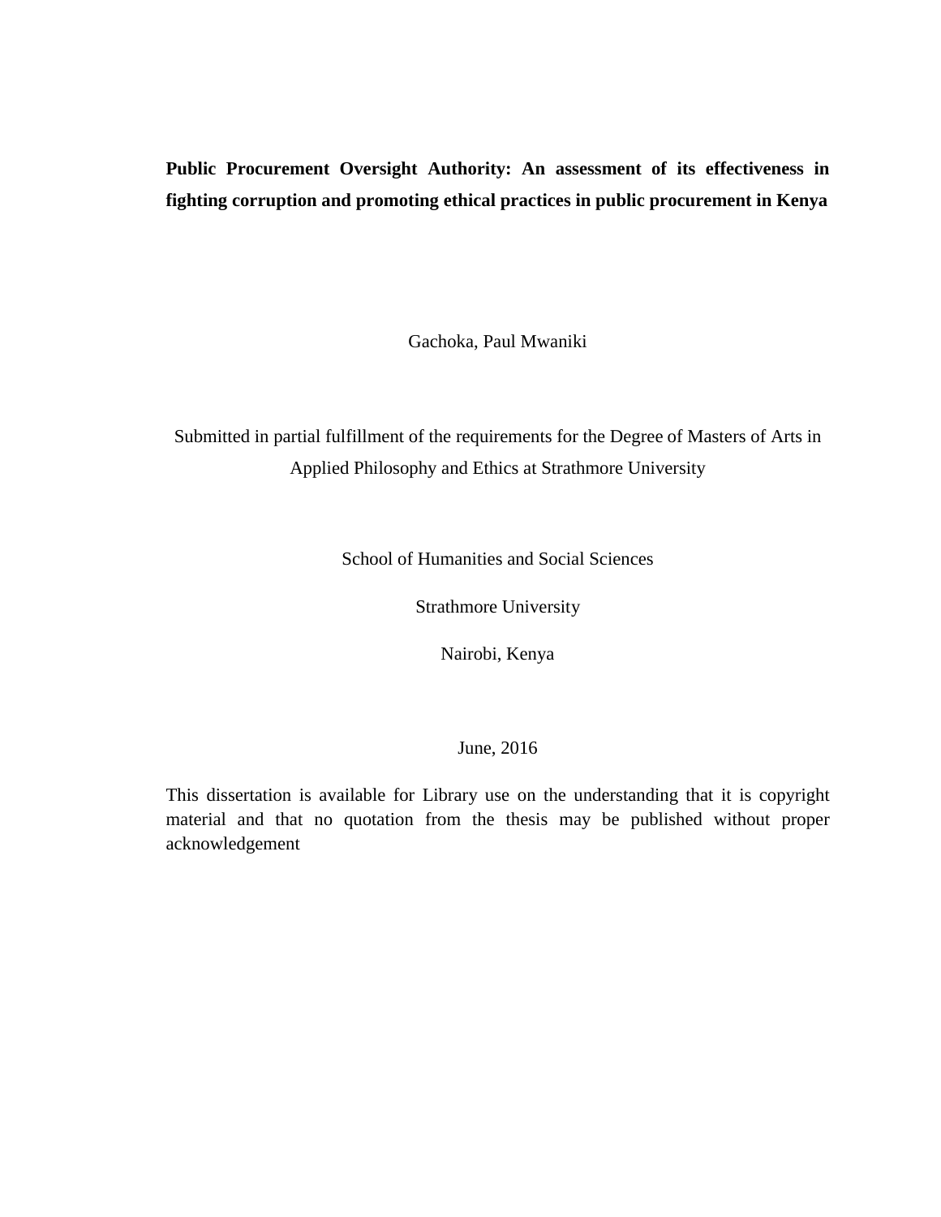**Public Procurement Oversight Authority: An assessment of its effectiveness in fighting corruption and promoting ethical practices in public procurement in Kenya**

Gachoka, Paul Mwaniki

Submitted in partial fulfillment of the requirements for the Degree of Masters of Arts in Applied Philosophy and Ethics at Strathmore University

School of Humanities and Social Sciences

Strathmore University

Nairobi, Kenya

June, 2016

This dissertation is available for Library use on the understanding that it is copyright material and that no quotation from the thesis may be published without proper acknowledgement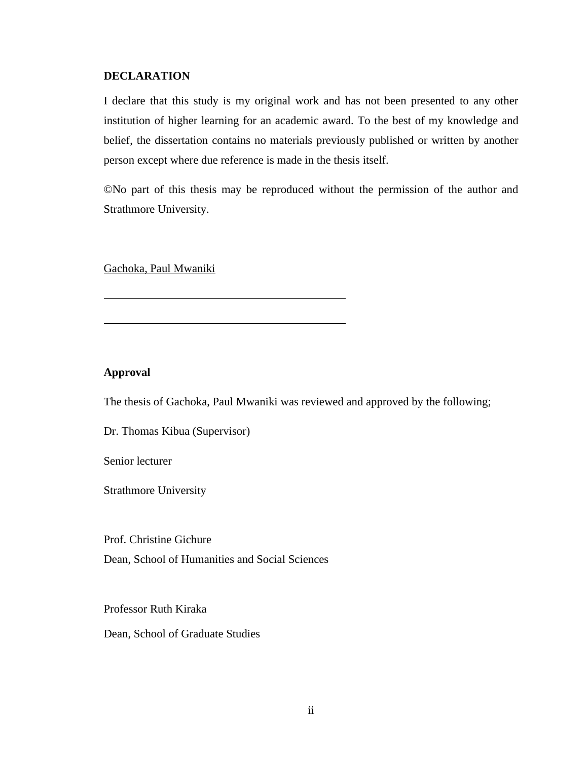## DECLARATION

I declare that this study is my original work and has not been presented to any other institution of higher learning for an academic award. To the best of my knowledge and belief, the dissertation contains no materials previously published or written by another person except where due reference is made in the thesis itself.

©No part of this thesis may be reproduced without the permission of the author and Strathmore University.

Gachoka, Paul Mwaniki

______________________________________

______________________________________

## Approval

The thesis of Gachoka, Paul Mwaniki was reviewed and approved by the following;

Dr. Thomas Kibua (Supervisor)

Senior lecturer

Strathmore University

Prof. Christine Gichure
Dean, School of Humanities and Social Sciences

Professor Ruth Kiraka

Dean, School of Graduate Studies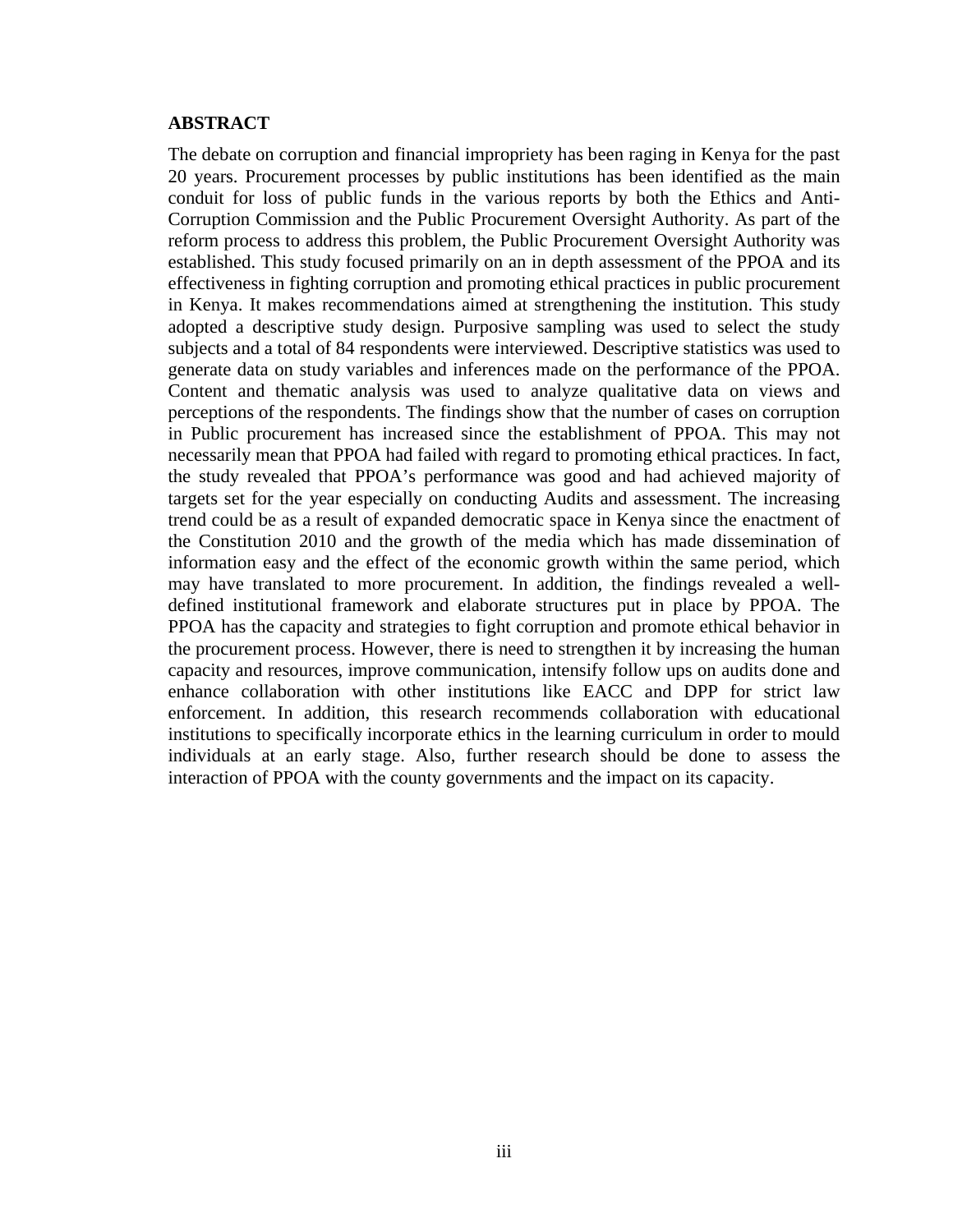## ABSTRACT

The debate on corruption and financial impropriety has been raging in Kenya for the past 20 years. Procurement processes by public institutions has been identified as the main conduit for loss of public funds in the various reports by both the Ethics and Anti-Corruption Commission and the Public Procurement Oversight Authority. As part of the reform process to address this problem, the Public Procurement Oversight Authority was established. This study focused primarily on an in depth assessment of the PPOA and its effectiveness in fighting corruption and promoting ethical practices in public procurement in Kenya. It makes recommendations aimed at strengthening the institution. This study adopted a descriptive study design. Purposive sampling was used to select the study subjects and a total of 84 respondents were interviewed. Descriptive statistics was used to generate data on study variables and inferences made on the performance of the PPOA. Content and thematic analysis was used to analyze qualitative data on views and perceptions of the respondents. The findings show that the number of cases on corruption in Public procurement has increased since the establishment of PPOA. This may not necessarily mean that PPOA had failed with regard to promoting ethical practices. In fact, the study revealed that PPOA's performance was good and had achieved majority of targets set for the year especially on conducting Audits and assessment. The increasing trend could be as a result of expanded democratic space in Kenya since the enactment of the Constitution 2010 and the growth of the media which has made dissemination of information easy and the effect of the economic growth within the same period, which may have translated to more procurement. In addition, the findings revealed a well-defined institutional framework and elaborate structures put in place by PPOA. The PPOA has the capacity and strategies to fight corruption and promote ethical behavior in the procurement process. However, there is need to strengthen it by increasing the human capacity and resources, improve communication, intensify follow ups on audits done and enhance collaboration with other institutions like EACC and DPP for strict law enforcement. In addition, this research recommends collaboration with educational institutions to specifically incorporate ethics in the learning curriculum in order to mould individuals at an early stage. Also, further research should be done to assess the interaction of PPOA with the county governments and the impact on its capacity.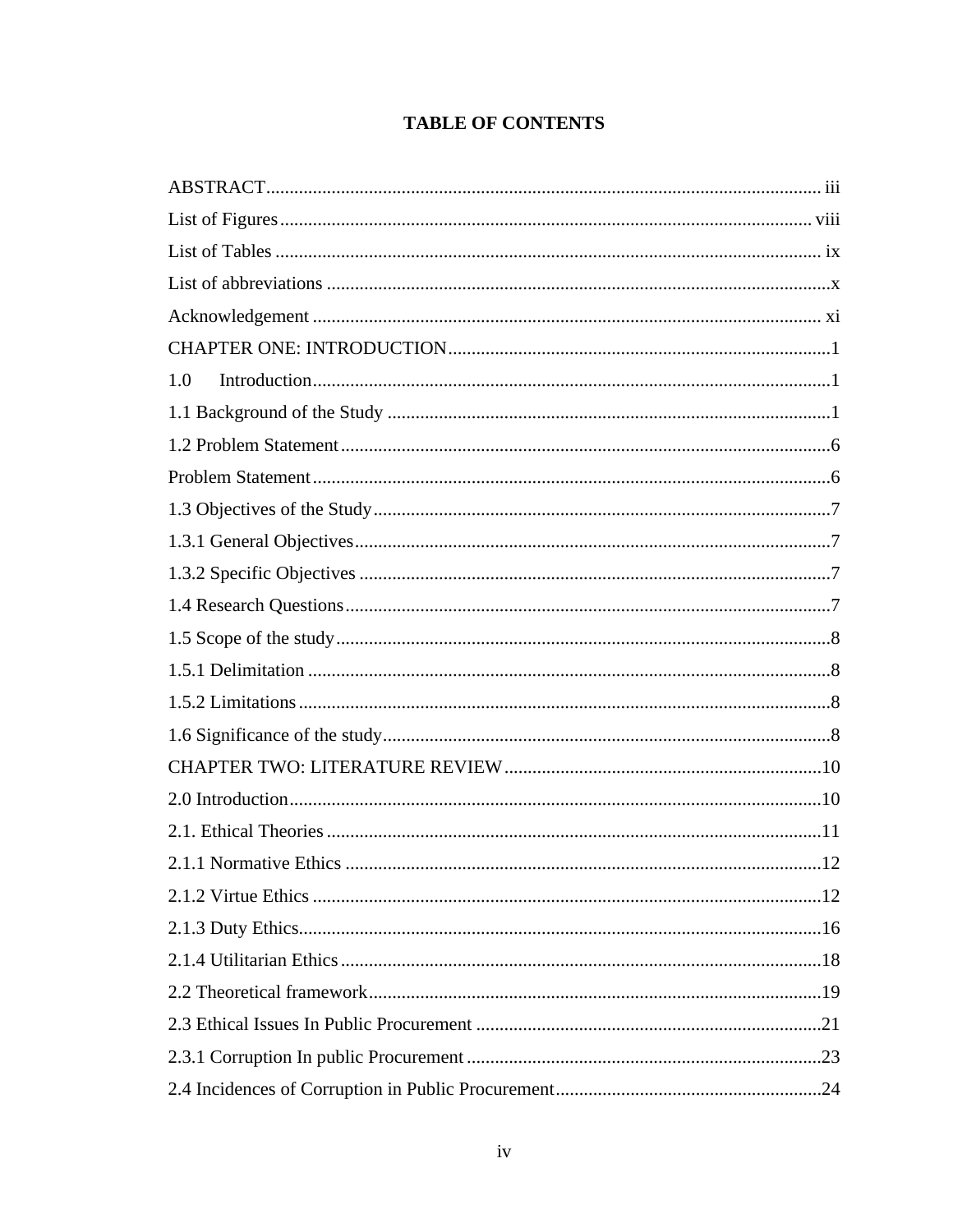# TABLE OF CONTENTS

ABSTRACT...................................................................................................................... iii
List of Figures.................................................................................................................. viii
List of Tables ..................................................................................................................... ix
List of abbreviations ...........................................................................................................x
Acknowledgement ............................................................................................................. xi
CHAPTER ONE: INTRODUCTION.................................................................................1
1.0 Introduction.............................................................................................................1
1.1 Background of the Study ..............................................................................................1
1.2 Problem Statement........................................................................................................6
Problem Statement..............................................................................................................6
1.3 Objectives of the Study.................................................................................................7
1.3.1 General Objectives.....................................................................................................7
1.3.2 Specific Objectives ....................................................................................................7
1.4 Research Questions.......................................................................................................7
1.5 Scope of the study.........................................................................................................8
1.5.1 Delimitation ...............................................................................................................8
1.5.2 Limitations.................................................................................................................8
1.6 Significance of the study...............................................................................................8
CHAPTER TWO: LITERATURE REVIEW...................................................................10
2.0 Introduction.................................................................................................................10
2.1. Ethical Theories ..........................................................................................................11
2.1.1 Normative Ethics .....................................................................................................12
2.1.2 Virtue Ethics ............................................................................................................12
2.1.3 Duty Ethics...............................................................................................................16
2.1.4 Utilitarian Ethics ......................................................................................................18
2.2 Theoretical framework................................................................................................19
2.3 Ethical Issues In Public Procurement .........................................................................21
2.3.1 Corruption In public Procurement ...........................................................................23
2.4 Incidences of Corruption in Public Procurement........................................................24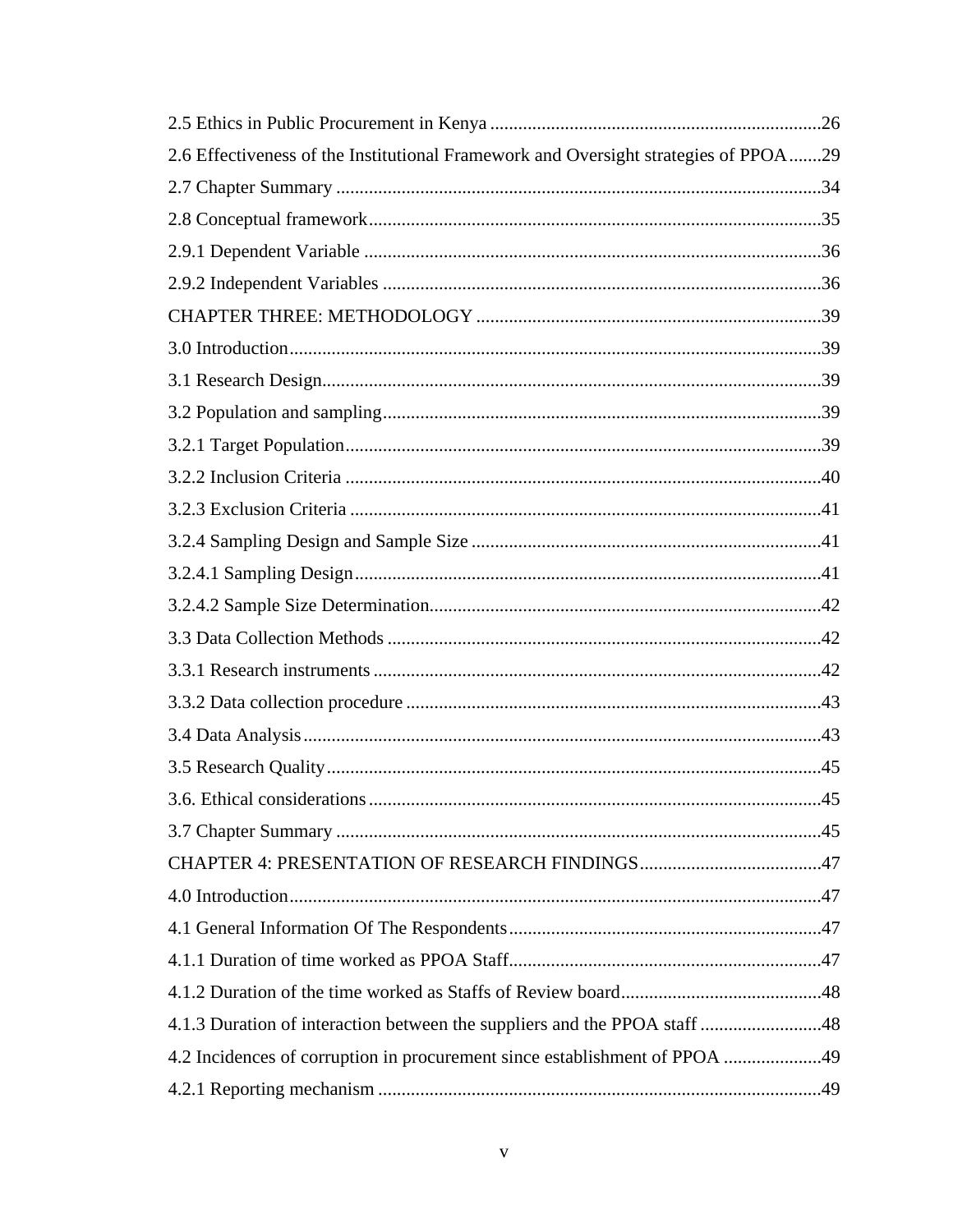2.5 Ethics in Public Procurement in Kenya ......................................................................26

2.6 Effectiveness of the Institutional Framework and Oversight strategies of PPOA.......29

2.7 Chapter Summary ........................................................................................................34

2.8 Conceptual framework.................................................................................................35

2.9.1 Dependent Variable ..................................................................................................36

2.9.2 Independent Variables ..............................................................................................36

CHAPTER THREE: METHODOLOGY ..........................................................................39

3.0 Introduction..................................................................................................................39

3.1 Research Design...........................................................................................................39

3.2 Population and sampling..............................................................................................39

3.2.1 Target Population......................................................................................................39

3.2.2 Inclusion Criteria ......................................................................................................40

3.2.3 Exclusion Criteria .....................................................................................................41

3.2.4 Sampling Design and Sample Size ...........................................................................41

3.2.4.1 Sampling Design....................................................................................................41

3.2.4.2 Sample Size Determination...................................................................................42

3.3 Data Collection Methods .............................................................................................42

3.3.1 Research instruments ................................................................................................42

3.3.2 Data collection procedure .........................................................................................43

3.4 Data Analysis...............................................................................................................43

3.5 Research Quality..........................................................................................................45

3.6. Ethical considerations.................................................................................................45

3.7 Chapter Summary ........................................................................................................45

CHAPTER 4: PRESENTATION OF RESEARCH FINDINGS.......................................47

4.0 Introduction..................................................................................................................47

4.1 General Information Of The Respondents...................................................................47

4.1.1 Duration of time worked as PPOA Staff...................................................................47

4.1.2 Duration of the time worked as Staffs of Review board...........................................48

4.1.3 Duration of interaction between the suppliers and the PPOA staff ..........................48

4.2 Incidences of corruption in procurement since establishment of PPOA .....................49

4.2.1 Reporting mechanism ...............................................................................................49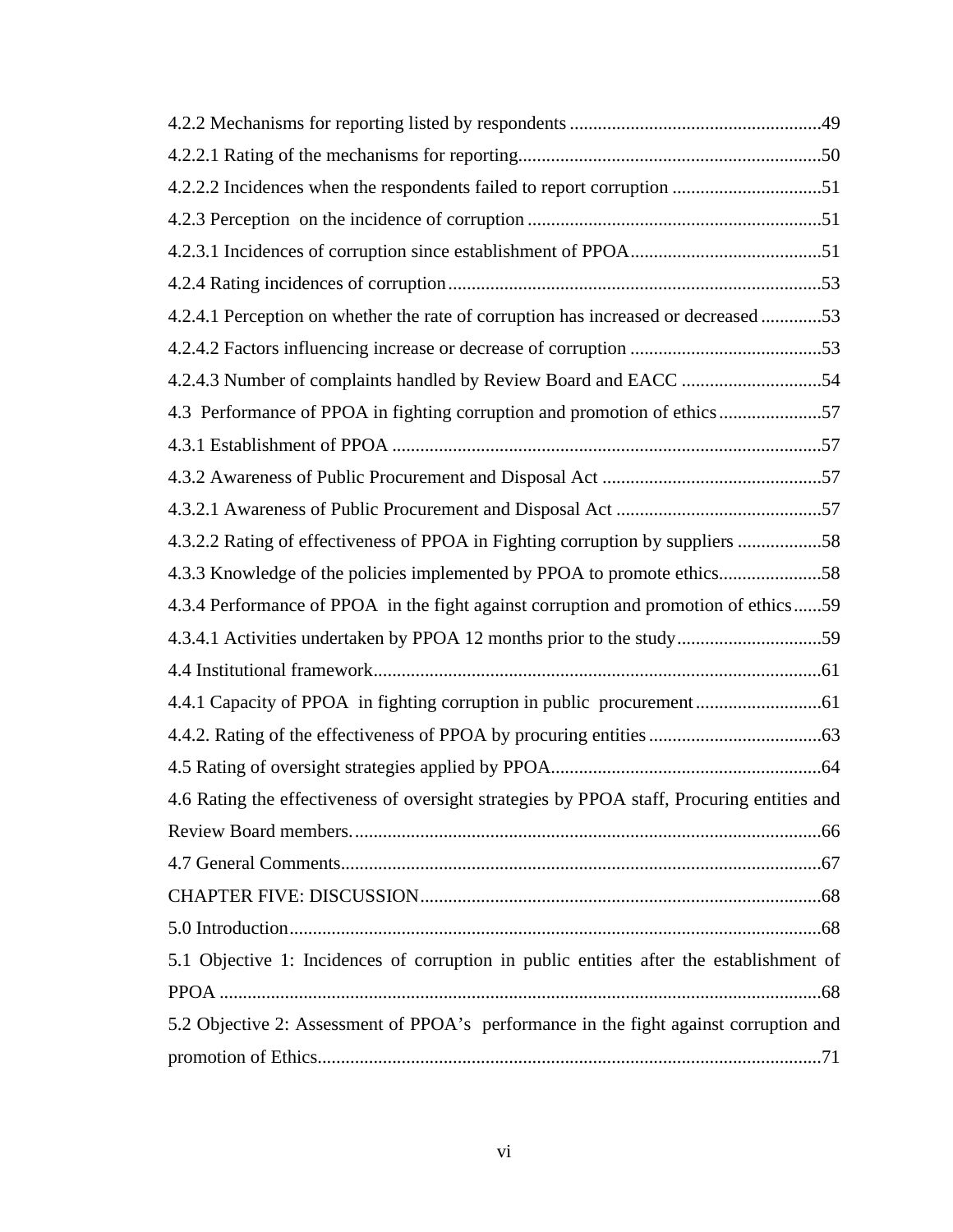4.2.2 Mechanisms for reporting listed by respondents .....................................................49

4.2.2.1 Rating of the mechanisms for reporting................................................................50

4.2.2.2 Incidences when the respondents failed to report corruption ................................51

4.2.3 Perception on the incidence of corruption ..............................................................51

4.2.3.1 Incidences of corruption since establishment of PPOA.........................................51

4.2.4 Rating incidences of corruption...............................................................................53

4.2.4.1 Perception on whether the rate of corruption has increased or decreased ............53

4.2.4.2 Factors influencing increase or decrease of corruption .........................................53

4.2.4.3 Number of complaints handled by Review Board and EACC ..............................54

4.3 Performance of PPOA in fighting corruption and promotion of ethics......................57

4.3.1 Establishment of PPOA ...........................................................................................57

4.3.2 Awareness of Public Procurement and Disposal Act ...............................................57

4.3.2.1 Awareness of Public Procurement and Disposal Act ............................................57

4.3.2.2 Rating of effectiveness of PPOA in Fighting corruption by suppliers .................58

4.3.3 Knowledge of the policies implemented by PPOA to promote ethics......................58

4.3.4 Performance of PPOA in the fight against corruption and promotion of ethics......59

4.3.4.1 Activities undertaken by PPOA 12 months prior to the study...............................59

4.4 Institutional framework...............................................................................................61

4.4.1 Capacity of PPOA in fighting corruption in public procurement...........................61

4.4.2. Rating of the effectiveness of PPOA by procuring entities.....................................63

4.5 Rating of oversight strategies applied by PPOA.........................................................64

4.6 Rating the effectiveness of oversight strategies by PPOA staff, Procuring entities and Review Board members....................................................................................................66

4.7 General Comments......................................................................................................67

CHAPTER FIVE: DISCUSSION.....................................................................................68

5.0 Introduction.................................................................................................................68

5.1 Objective 1: Incidences of corruption in public entities after the establishment of PPOA ................................................................................................................................68

5.2 Objective 2: Assessment of PPOA's performance in the fight against corruption and promotion of Ethics...........................................................................................................71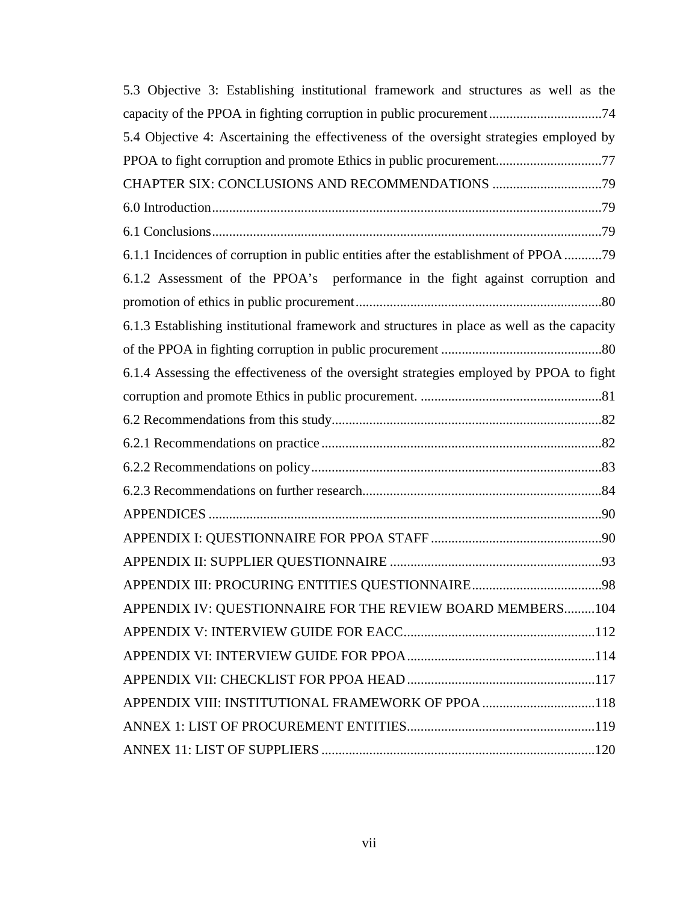5.3 Objective 3: Establishing institutional framework and structures as well as the capacity of the PPOA in fighting corruption in public procurement.................................74

5.4 Objective 4: Ascertaining the effectiveness of the oversight strategies employed by PPOA to fight corruption and promote Ethics in public procurement...............................77

CHAPTER SIX: CONCLUSIONS AND RECOMMENDATIONS ................................79

6.0 Introduction.................................................................................................................79

6.1 Conclusions.................................................................................................................79

6.1.1 Incidences of corruption in public entities after the establishment of PPOA...........79

6.1.2 Assessment of the PPOA's performance in the fight against corruption and promotion of ethics in public procurement.......................................................................80

6.1.3 Establishing institutional framework and structures in place as well as the capacity of the PPOA in fighting corruption in public procurement ..............................................80

6.1.4 Assessing the effectiveness of the oversight strategies employed by PPOA to fight corruption and promote Ethics in public procurement. .....................................................81

6.2 Recommendations from this study..............................................................................82

6.2.1 Recommendations on practice.................................................................................82

6.2.2 Recommendations on policy....................................................................................83

6.2.3 Recommendations on further research.....................................................................84

APPENDICES .................................................................................................................90

APPENDIX I: QUESTIONNAIRE FOR PPOA STAFF.................................................90

APPENDIX II: SUPPLIER QUESTIONNAIRE .............................................................93

APPENDIX III: PROCURING ENTITIES QUESTIONNAIRE......................................98

APPENDIX IV: QUESTIONNAIRE FOR THE REVIEW BOARD MEMBERS.........104

APPENDIX V: INTERVIEW GUIDE FOR EACC.......................................................112

APPENDIX VI: INTERVIEW GUIDE FOR PPOA......................................................114

APPENDIX VII: CHECKLIST FOR PPOA HEAD......................................................117

APPENDIX VIII: INSTITUTIONAL FRAMEWORK OF PPOA................................118

ANNEX 1: LIST OF PROCUREMENT ENTITIES......................................................119

ANNEX 11: LIST OF SUPPLIERS ...............................................................................120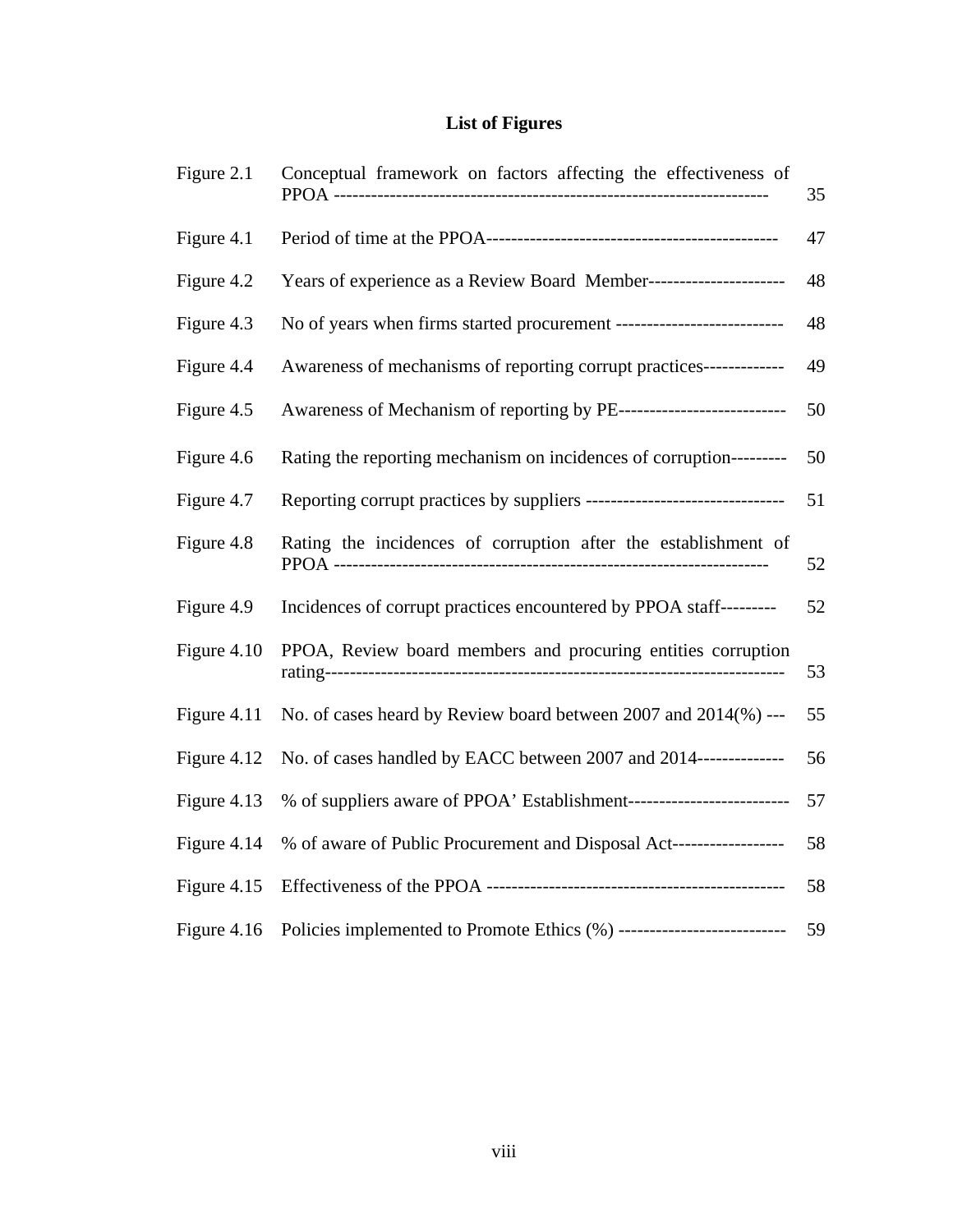## List of Figures

| | | |
|---|---|---|
| Figure 2.1 | Conceptual framework on factors affecting the effectiveness of PPOA | 35 |
| Figure 4.1 | Period of time at the PPOA | 47 |
| Figure 4.2 | Years of experience as a Review Board Member | 48 |
| Figure 4.3 | No of years when firms started procurement | 48 |
| Figure 4.4 | Awareness of mechanisms of reporting corrupt practices | 49 |
| Figure 4.5 | Awareness of Mechanism of reporting by PE | 50 |
| Figure 4.6 | Rating the reporting mechanism on incidences of corruption | 50 |
| Figure 4.7 | Reporting corrupt practices by suppliers | 51 |
| Figure 4.8 | Rating the incidences of corruption after the establishment of PPOA | 52 |
| Figure 4.9 | Incidences of corrupt practices encountered by PPOA staff | 52 |
| Figure 4.10 | PPOA, Review board members and procuring entities corruption rating | 53 |
| Figure 4.11 | No. of cases heard by Review board between 2007 and 2014(%) | 55 |
| Figure 4.12 | No. of cases handled by EACC between 2007 and 2014 | 56 |
| Figure 4.13 | % of suppliers aware of PPOA' Establishment | 57 |
| Figure 4.14 | % of aware of Public Procurement and Disposal Act | 58 |
| Figure 4.15 | Effectiveness of the PPOA | 58 |
| Figure 4.16 | Policies implemented to Promote Ethics (%) | 59 |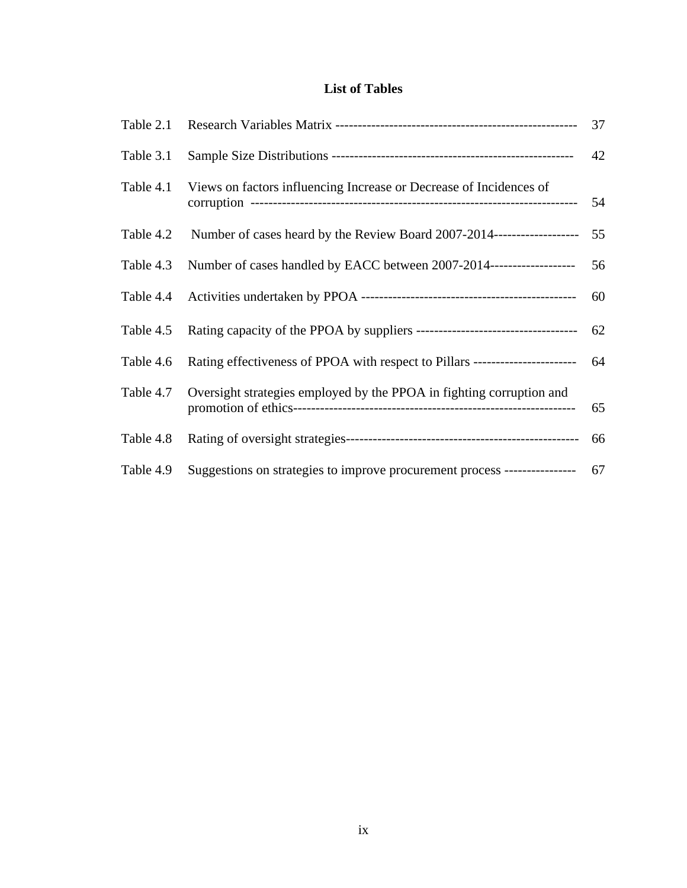# List of Tables

| | | |
|---|---|---|
| Table 2.1 | Research Variables Matrix | 37 |
| Table 3.1 | Sample Size Distributions | 42 |
| Table 4.1 | Views on factors influencing Increase or Decrease of Incidences of corruption | 54 |
| Table 4.2 | Number of cases heard by the Review Board 2007-2014 | 55 |
| Table 4.3 | Number of cases handled by EACC between 2007-2014 | 56 |
| Table 4.4 | Activities undertaken by PPOA | 60 |
| Table 4.5 | Rating capacity of the PPOA by suppliers | 62 |
| Table 4.6 | Rating effectiveness of PPOA with respect to Pillars | 64 |
| Table 4.7 | Oversight strategies employed by the PPOA in fighting corruption and promotion of ethics | 65 |
| Table 4.8 | Rating of oversight strategies | 66 |
| Table 4.9 | Suggestions on strategies to improve procurement process | 67 |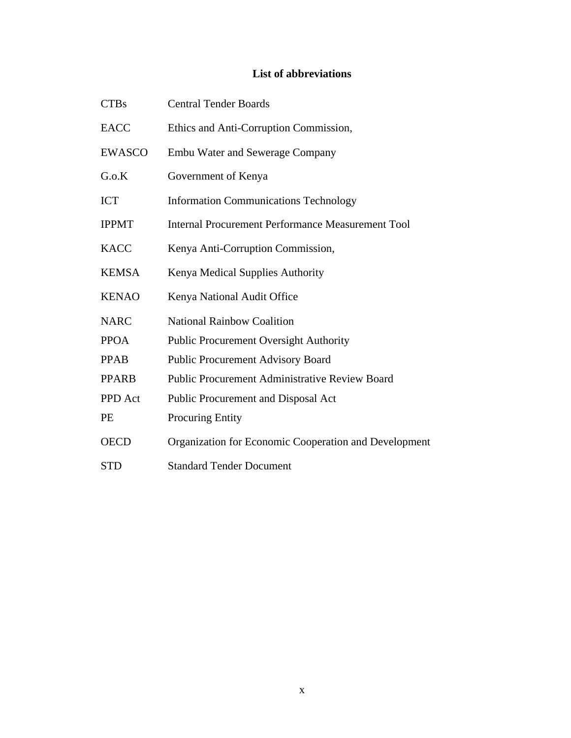## List of abbreviations

| | |
|---|---|
| CTBs | Central Tender Boards |
| EACC | Ethics and Anti-Corruption Commission, |
| EWASCO | Embu Water and Sewerage Company |
| G.o.K | Government of Kenya |
| ICT | Information Communications Technology |
| IPPMT | Internal Procurement Performance Measurement Tool |
| KACC | Kenya Anti-Corruption Commission, |
| KEMSA | Kenya Medical Supplies Authority |
| KENAO | Kenya National Audit Office |
| NARC | National Rainbow Coalition |
| PPOA | Public Procurement Oversight Authority |
| PPAB | Public Procurement Advisory Board |
| PPARB | Public Procurement Administrative Review Board |
| PPD Act | Public Procurement and Disposal Act |
| PE | Procuring Entity |
| OECD | Organization for Economic Cooperation and Development |
| STD | Standard Tender Document |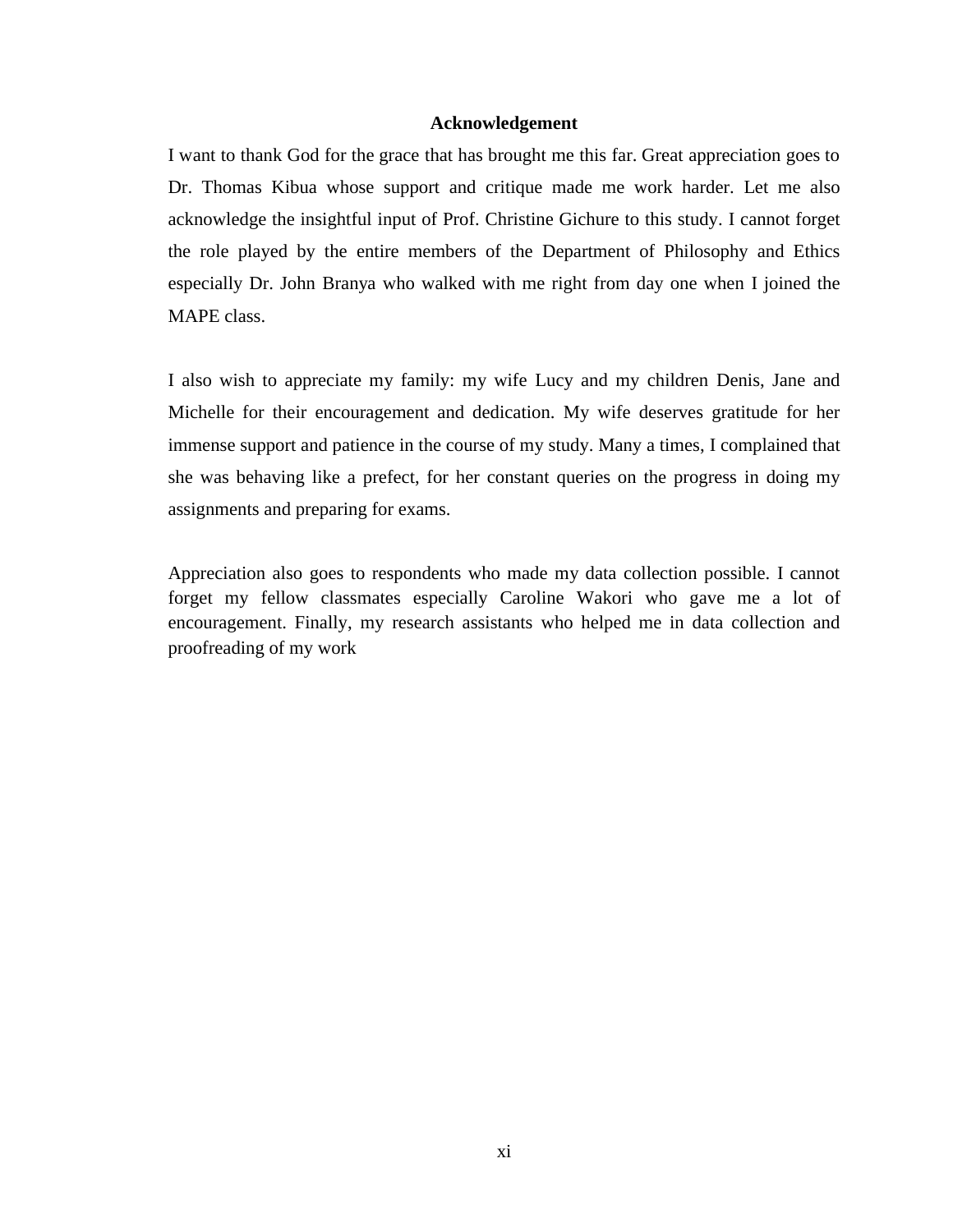# Acknowledgement

I want to thank God for the grace that has brought me this far. Great appreciation goes to Dr. Thomas Kibua whose support and critique made me work harder. Let me also acknowledge the insightful input of Prof. Christine Gichure to this study. I cannot forget the role played by the entire members of the Department of Philosophy and Ethics especially Dr. John Branya who walked with me right from day one when I joined the MAPE class.

I also wish to appreciate my family: my wife Lucy and my children Denis, Jane and Michelle for their encouragement and dedication. My wife deserves gratitude for her immense support and patience in the course of my study. Many a times, I complained that she was behaving like a prefect, for her constant queries on the progress in doing my assignments and preparing for exams.

Appreciation also goes to respondents who made my data collection possible. I cannot forget my fellow classmates especially Caroline Wakori who gave me a lot of encouragement. Finally, my research assistants who helped me in data collection and proofreading of my work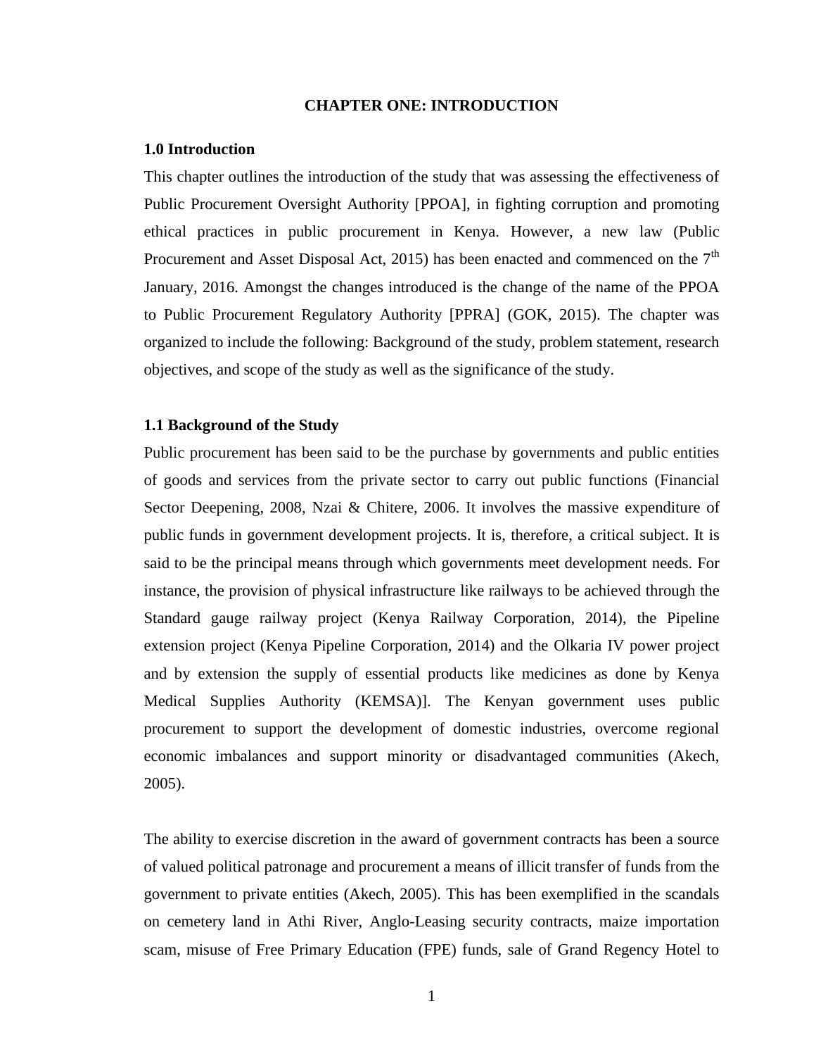# CHAPTER ONE: INTRODUCTION

## 1.0 Introduction

This chapter outlines the introduction of the study that was assessing the effectiveness of Public Procurement Oversight Authority [PPOA], in fighting corruption and promoting ethical practices in public procurement in Kenya. However, a new law (Public Procurement and Asset Disposal Act, 2015) has been enacted and commenced on the 7th January, 2016. Amongst the changes introduced is the change of the name of the PPOA to Public Procurement Regulatory Authority [PPRA] (GOK, 2015). The chapter was organized to include the following: Background of the study, problem statement, research objectives, and scope of the study as well as the significance of the study.

## 1.1 Background of the Study

Public procurement has been said to be the purchase by governments and public entities of goods and services from the private sector to carry out public functions (Financial Sector Deepening, 2008, Nzai & Chitere, 2006. It involves the massive expenditure of public funds in government development projects. It is, therefore, a critical subject. It is said to be the principal means through which governments meet development needs. For instance, the provision of physical infrastructure like railways to be achieved through the Standard gauge railway project (Kenya Railway Corporation, 2014), the Pipeline extension project (Kenya Pipeline Corporation, 2014) and the Olkaria IV power project and by extension the supply of essential products like medicines as done by Kenya Medical Supplies Authority (KEMSA)]. The Kenyan government uses public procurement to support the development of domestic industries, overcome regional economic imbalances and support minority or disadvantaged communities (Akech, 2005).

The ability to exercise discretion in the award of government contracts has been a source of valued political patronage and procurement a means of illicit transfer of funds from the government to private entities (Akech, 2005). This has been exemplified in the scandals on cemetery land in Athi River, Anglo-Leasing security contracts, maize importation scam, misuse of Free Primary Education (FPE) funds, sale of Grand Regency Hotel to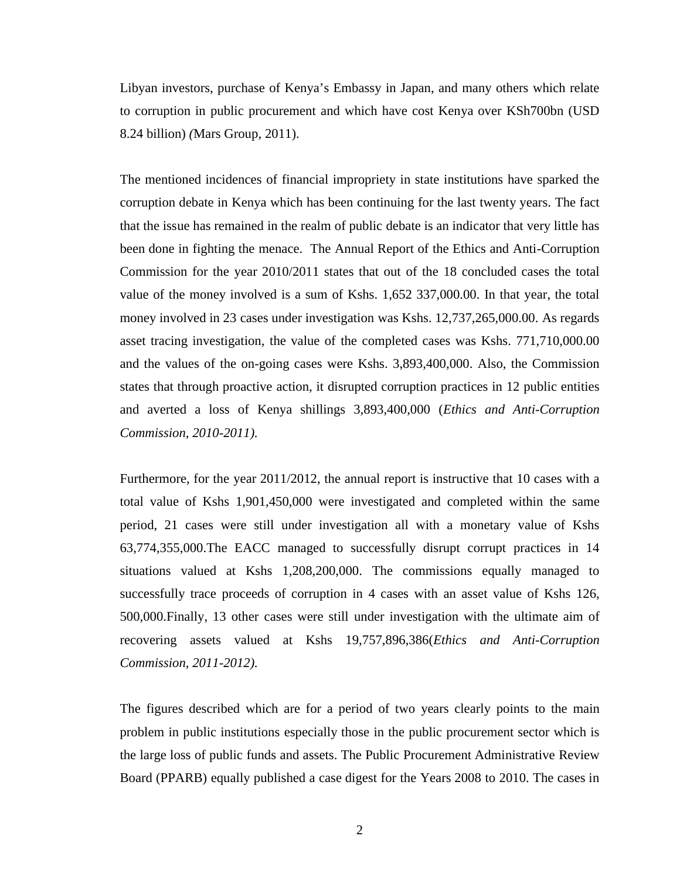Libyan investors, purchase of Kenya's Embassy in Japan, and many others which relate to corruption in public procurement and which have cost Kenya over KSh700bn (USD 8.24 billion) *(*Mars Group, 2011).

The mentioned incidences of financial impropriety in state institutions have sparked the corruption debate in Kenya which has been continuing for the last twenty years. The fact that the issue has remained in the realm of public debate is an indicator that very little has been done in fighting the menace. The Annual Report of the Ethics and Anti-Corruption Commission for the year 2010/2011 states that out of the 18 concluded cases the total value of the money involved is a sum of Kshs. 1,652 337,000.00. In that year, the total money involved in 23 cases under investigation was Kshs. 12,737,265,000.00. As regards asset tracing investigation, the value of the completed cases was Kshs. 771,710,000.00 and the values of the on-going cases were Kshs. 3,893,400,000. Also, the Commission states that through proactive action, it disrupted corruption practices in 12 public entities and averted a loss of Kenya shillings 3,893,400,000 (*Ethics and Anti-Corruption Commission, 2010-2011).*

Furthermore, for the year 2011/2012, the annual report is instructive that 10 cases with a total value of Kshs 1,901,450,000 were investigated and completed within the same period, 21 cases were still under investigation all with a monetary value of Kshs 63,774,355,000.The EACC managed to successfully disrupt corrupt practices in 14 situations valued at Kshs 1,208,200,000. The commissions equally managed to successfully trace proceeds of corruption in 4 cases with an asset value of Kshs 126, 500,000.Finally, 13 other cases were still under investigation with the ultimate aim of recovering assets valued at Kshs 19,757,896,386(*Ethics and Anti-Corruption Commission, 2011-2012).*

The figures described which are for a period of two years clearly points to the main problem in public institutions especially those in the public procurement sector which is the large loss of public funds and assets. The Public Procurement Administrative Review Board (PPARB) equally published a case digest for the Years 2008 to 2010. The cases in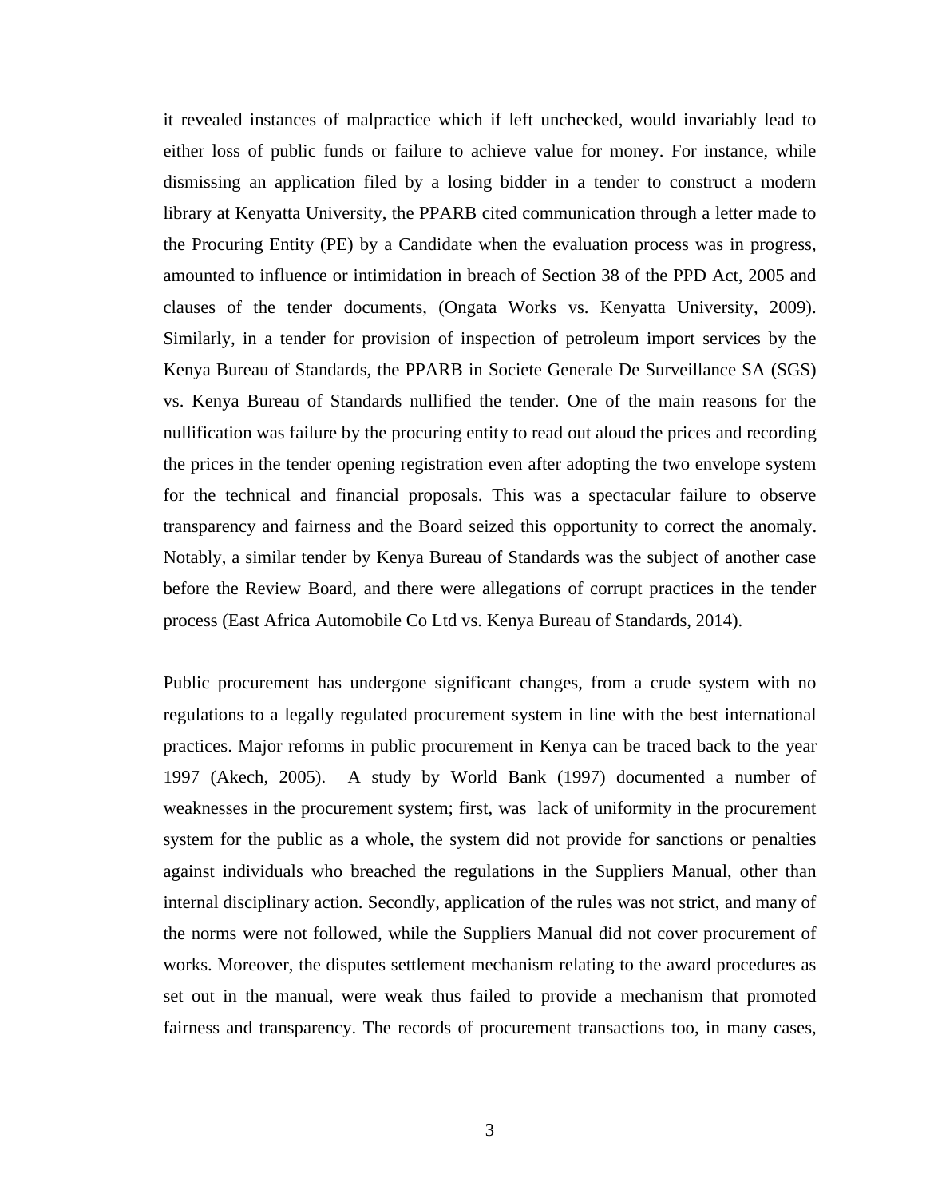it revealed instances of malpractice which if left unchecked, would invariably lead to either loss of public funds or failure to achieve value for money. For instance, while dismissing an application filed by a losing bidder in a tender to construct a modern library at Kenyatta University, the PPARB cited communication through a letter made to the Procuring Entity (PE) by a Candidate when the evaluation process was in progress, amounted to influence or intimidation in breach of Section 38 of the PPD Act, 2005 and clauses of the tender documents, (Ongata Works vs. Kenyatta University, 2009). Similarly, in a tender for provision of inspection of petroleum import services by the Kenya Bureau of Standards, the PPARB in Societe Generale De Surveillance SA (SGS) vs. Kenya Bureau of Standards nullified the tender. One of the main reasons for the nullification was failure by the procuring entity to read out aloud the prices and recording the prices in the tender opening registration even after adopting the two envelope system for the technical and financial proposals. This was a spectacular failure to observe transparency and fairness and the Board seized this opportunity to correct the anomaly. Notably, a similar tender by Kenya Bureau of Standards was the subject of another case before the Review Board, and there were allegations of corrupt practices in the tender process (East Africa Automobile Co Ltd vs. Kenya Bureau of Standards, 2014).

Public procurement has undergone significant changes, from a crude system with no regulations to a legally regulated procurement system in line with the best international practices. Major reforms in public procurement in Kenya can be traced back to the year 1997 (Akech, 2005). A study by World Bank (1997) documented a number of weaknesses in the procurement system; first, was lack of uniformity in the procurement system for the public as a whole, the system did not provide for sanctions or penalties against individuals who breached the regulations in the Suppliers Manual, other than internal disciplinary action. Secondly, application of the rules was not strict, and many of the norms were not followed, while the Suppliers Manual did not cover procurement of works. Moreover, the disputes settlement mechanism relating to the award procedures as set out in the manual, were weak thus failed to provide a mechanism that promoted fairness and transparency. The records of procurement transactions too, in many cases,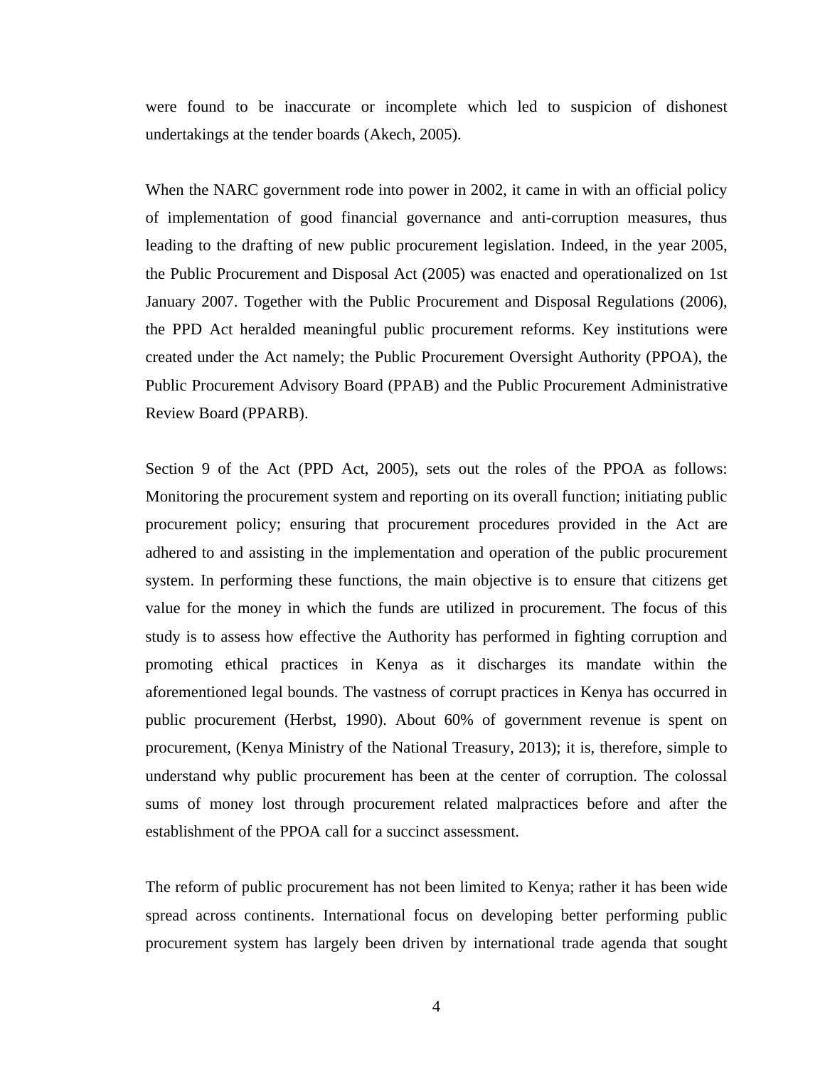were found to be inaccurate or incomplete which led to suspicion of dishonest undertakings at the tender boards (Akech, 2005).

When the NARC government rode into power in 2002, it came in with an official policy of implementation of good financial governance and anti-corruption measures, thus leading to the drafting of new public procurement legislation. Indeed, in the year 2005, the Public Procurement and Disposal Act (2005) was enacted and operationalized on 1st January 2007. Together with the Public Procurement and Disposal Regulations (2006), the PPD Act heralded meaningful public procurement reforms. Key institutions were created under the Act namely; the Public Procurement Oversight Authority (PPOA), the Public Procurement Advisory Board (PPAB) and the Public Procurement Administrative Review Board (PPARB).

Section 9 of the Act (PPD Act, 2005), sets out the roles of the PPOA as follows: Monitoring the procurement system and reporting on its overall function; initiating public procurement policy; ensuring that procurement procedures provided in the Act are adhered to and assisting in the implementation and operation of the public procurement system. In performing these functions, the main objective is to ensure that citizens get value for the money in which the funds are utilized in procurement. The focus of this study is to assess how effective the Authority has performed in fighting corruption and promoting ethical practices in Kenya as it discharges its mandate within the aforementioned legal bounds. The vastness of corrupt practices in Kenya has occurred in public procurement (Herbst, 1990). About 60% of government revenue is spent on procurement, (Kenya Ministry of the National Treasury, 2013); it is, therefore, simple to understand why public procurement has been at the center of corruption. The colossal sums of money lost through procurement related malpractices before and after the establishment of the PPOA call for a succinct assessment.

The reform of public procurement has not been limited to Kenya; rather it has been wide spread across continents. International focus on developing better performing public procurement system has largely been driven by international trade agenda that sought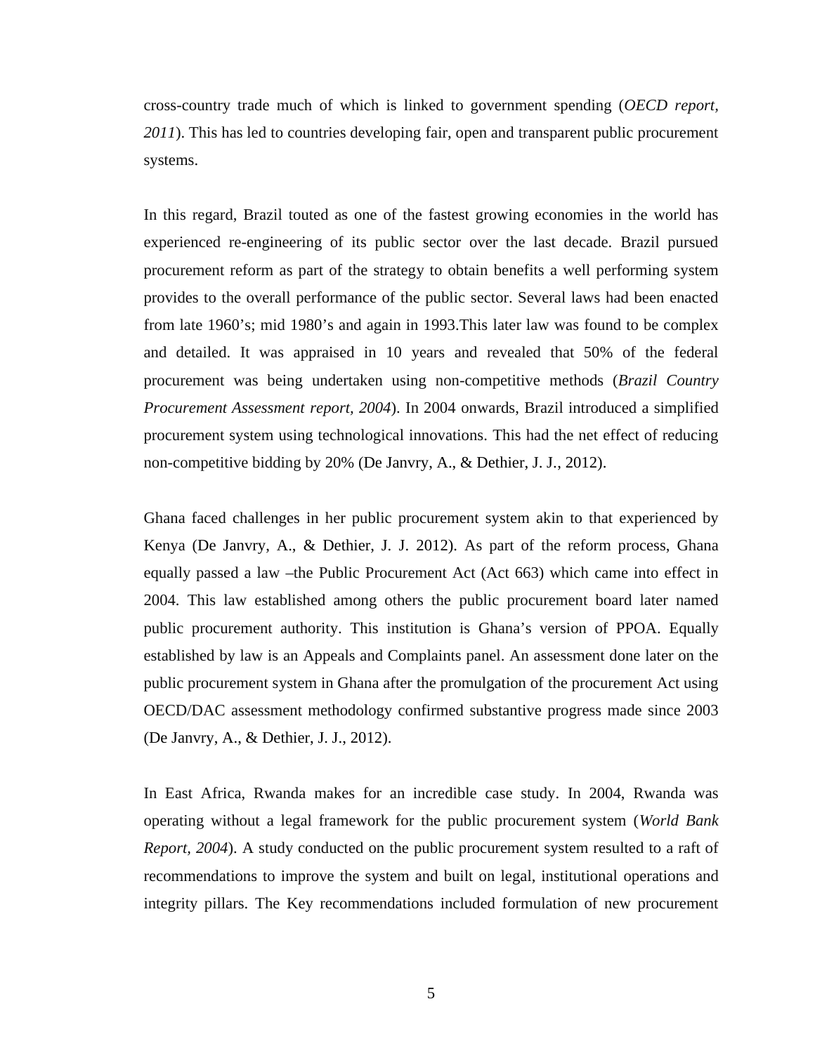cross-country trade much of which is linked to government spending (*OECD report, 2011*). This has led to countries developing fair, open and transparent public procurement systems.

In this regard, Brazil touted as one of the fastest growing economies in the world has experienced re-engineering of its public sector over the last decade. Brazil pursued procurement reform as part of the strategy to obtain benefits a well performing system provides to the overall performance of the public sector. Several laws had been enacted from late 1960's; mid 1980's and again in 1993.This later law was found to be complex and detailed. It was appraised in 10 years and revealed that 50% of the federal procurement was being undertaken using non-competitive methods (*Brazil Country Procurement Assessment report, 2004*). In 2004 onwards, Brazil introduced a simplified procurement system using technological innovations. This had the net effect of reducing non-competitive bidding by 20% (De Janvry, A., & Dethier, J. J., 2012).

Ghana faced challenges in her public procurement system akin to that experienced by Kenya (De Janvry, A., & Dethier, J. J. 2012). As part of the reform process, Ghana equally passed a law –the Public Procurement Act (Act 663) which came into effect in 2004. This law established among others the public procurement board later named public procurement authority. This institution is Ghana's version of PPOA. Equally established by law is an Appeals and Complaints panel. An assessment done later on the public procurement system in Ghana after the promulgation of the procurement Act using OECD/DAC assessment methodology confirmed substantive progress made since 2003 (De Janvry, A., & Dethier, J. J., 2012).

In East Africa, Rwanda makes for an incredible case study. In 2004, Rwanda was operating without a legal framework for the public procurement system (*World Bank Report, 2004*). A study conducted on the public procurement system resulted to a raft of recommendations to improve the system and built on legal, institutional operations and integrity pillars. The Key recommendations included formulation of new procurement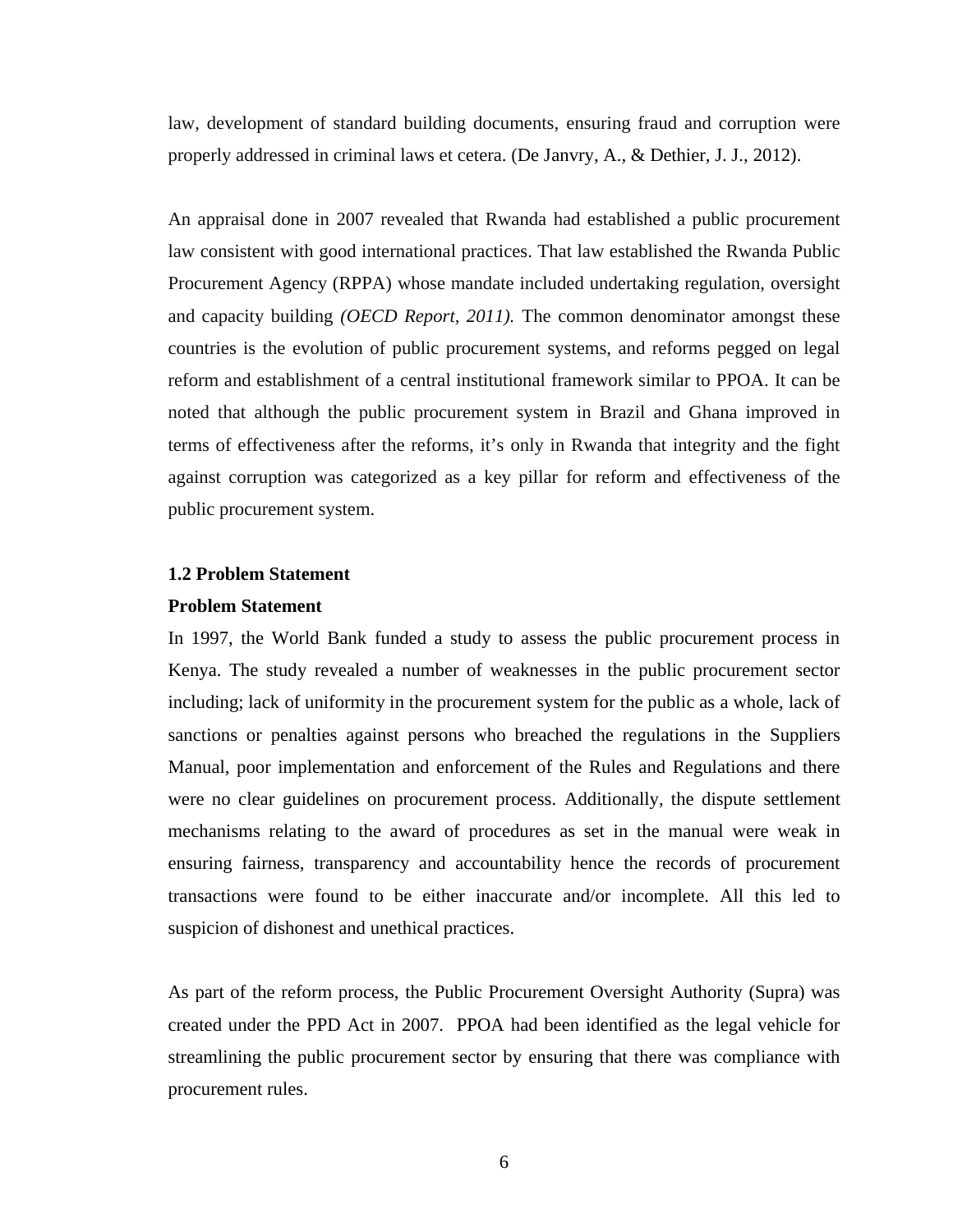law, development of standard building documents, ensuring fraud and corruption were properly addressed in criminal laws et cetera. (De Janvry, A., & Dethier, J. J., 2012).

An appraisal done in 2007 revealed that Rwanda had established a public procurement law consistent with good international practices. That law established the Rwanda Public Procurement Agency (RPPA) whose mandate included undertaking regulation, oversight and capacity building *(OECD Report, 2011).* The common denominator amongst these countries is the evolution of public procurement systems, and reforms pegged on legal reform and establishment of a central institutional framework similar to PPOA. It can be noted that although the public procurement system in Brazil and Ghana improved in terms of effectiveness after the reforms, it's only in Rwanda that integrity and the fight against corruption was categorized as a key pillar for reform and effectiveness of the public procurement system.

## 1.2 Problem Statement

**Problem Statement**

In 1997, the World Bank funded a study to assess the public procurement process in Kenya. The study revealed a number of weaknesses in the public procurement sector including; lack of uniformity in the procurement system for the public as a whole, lack of sanctions or penalties against persons who breached the regulations in the Suppliers Manual, poor implementation and enforcement of the Rules and Regulations and there were no clear guidelines on procurement process. Additionally, the dispute settlement mechanisms relating to the award of procedures as set in the manual were weak in ensuring fairness, transparency and accountability hence the records of procurement transactions were found to be either inaccurate and/or incomplete. All this led to suspicion of dishonest and unethical practices.

As part of the reform process, the Public Procurement Oversight Authority (Supra) was created under the PPD Act in 2007. PPOA had been identified as the legal vehicle for streamlining the public procurement sector by ensuring that there was compliance with procurement rules.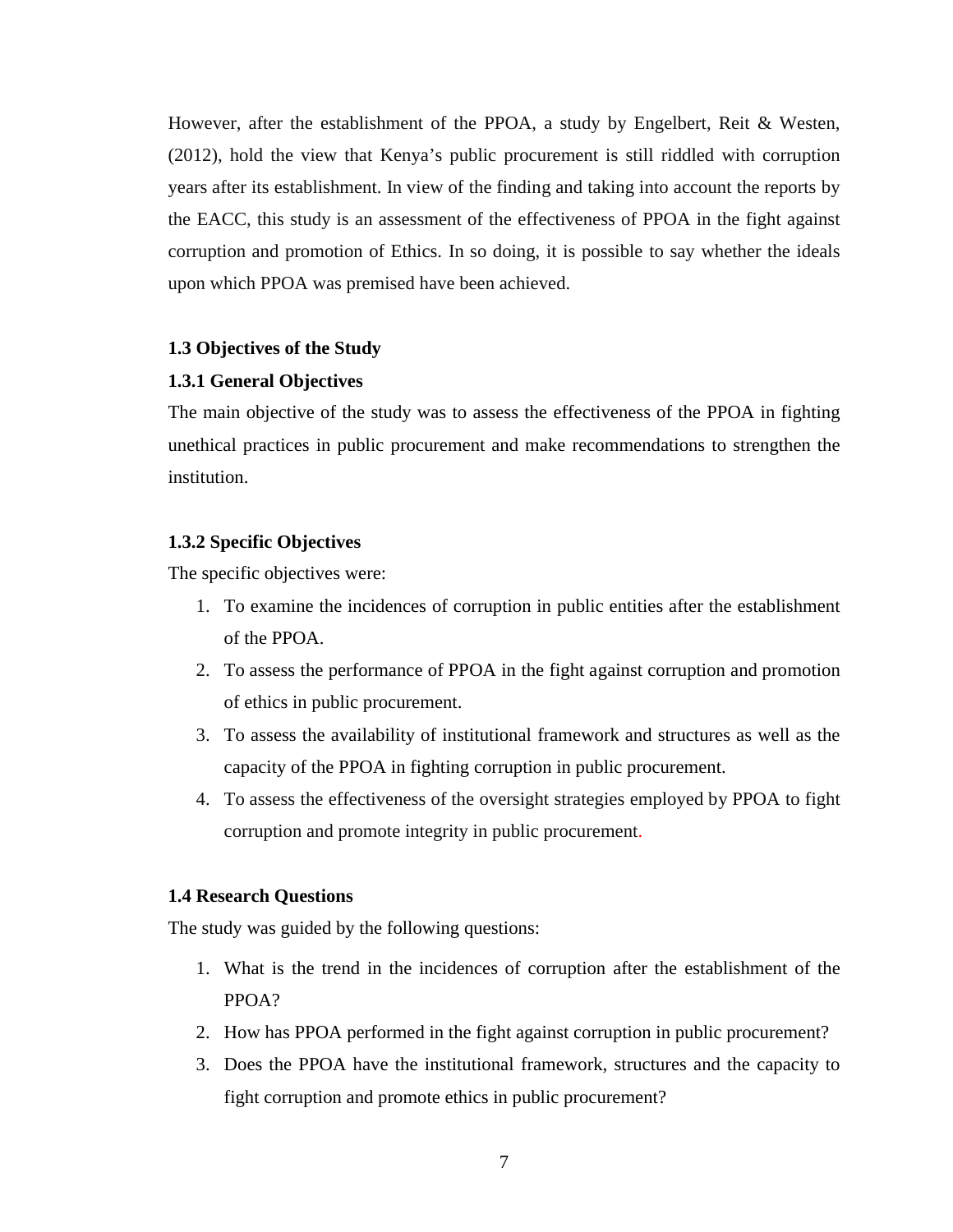However, after the establishment of the PPOA, a study by Engelbert, Reit & Westen, (2012), hold the view that Kenya's public procurement is still riddled with corruption years after its establishment. In view of the finding and taking into account the reports by the EACC, this study is an assessment of the effectiveness of PPOA in the fight against corruption and promotion of Ethics. In so doing, it is possible to say whether the ideals upon which PPOA was premised have been achieved.

## 1.3 Objectives of the Study

### 1.3.1 General Objectives

The main objective of the study was to assess the effectiveness of the PPOA in fighting unethical practices in public procurement and make recommendations to strengthen the institution.

### 1.3.2 Specific Objectives

The specific objectives were:

1. To examine the incidences of corruption in public entities after the establishment of the PPOA.
2. To assess the performance of PPOA in the fight against corruption and promotion of ethics in public procurement.
3. To assess the availability of institutional framework and structures as well as the capacity of the PPOA in fighting corruption in public procurement.
4. To assess the effectiveness of the oversight strategies employed by PPOA to fight corruption and promote integrity in public procurement.

## 1.4 Research Questions

The study was guided by the following questions:

1. What is the trend in the incidences of corruption after the establishment of the PPOA?
2. How has PPOA performed in the fight against corruption in public procurement?
3. Does the PPOA have the institutional framework, structures and the capacity to fight corruption and promote ethics in public procurement?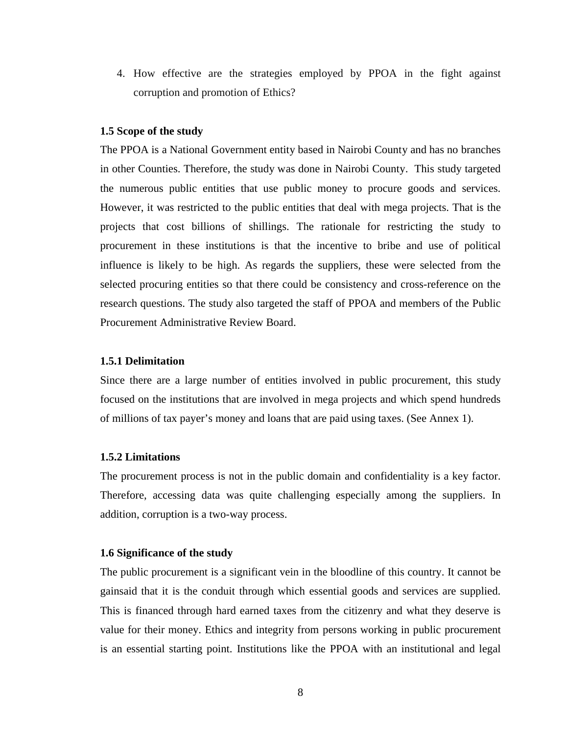4. How effective are the strategies employed by PPOA in the fight against corruption and promotion of Ethics?

### 1.5 Scope of the study

The PPOA is a National Government entity based in Nairobi County and has no branches in other Counties. Therefore, the study was done in Nairobi County. This study targeted the numerous public entities that use public money to procure goods and services. However, it was restricted to the public entities that deal with mega projects. That is the projects that cost billions of shillings. The rationale for restricting the study to procurement in these institutions is that the incentive to bribe and use of political influence is likely to be high. As regards the suppliers, these were selected from the selected procuring entities so that there could be consistency and cross-reference on the research questions. The study also targeted the staff of PPOA and members of the Public Procurement Administrative Review Board.

#### 1.5.1 Delimitation

Since there are a large number of entities involved in public procurement, this study focused on the institutions that are involved in mega projects and which spend hundreds of millions of tax payer's money and loans that are paid using taxes. (See Annex 1).

#### 1.5.2 Limitations

The procurement process is not in the public domain and confidentiality is a key factor. Therefore, accessing data was quite challenging especially among the suppliers. In addition, corruption is a two-way process.

### 1.6 Significance of the study

The public procurement is a significant vein in the bloodline of this country. It cannot be gainsaid that it is the conduit through which essential goods and services are supplied. This is financed through hard earned taxes from the citizenry and what they deserve is value for their money. Ethics and integrity from persons working in public procurement is an essential starting point. Institutions like the PPOA with an institutional and legal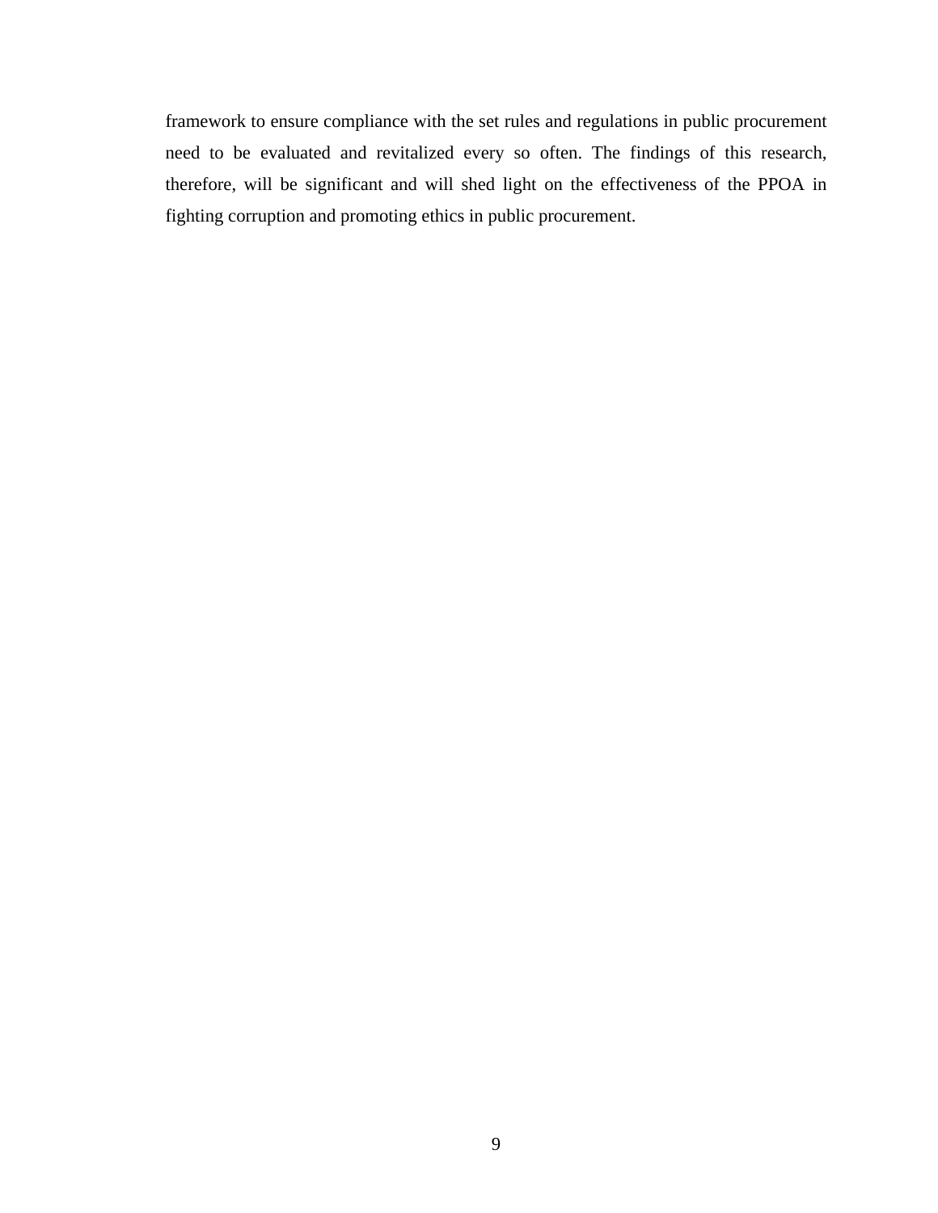framework to ensure compliance with the set rules and regulations in public procurement need to be evaluated and revitalized every so often. The findings of this research, therefore, will be significant and will shed light on the effectiveness of the PPOA in fighting corruption and promoting ethics in public procurement.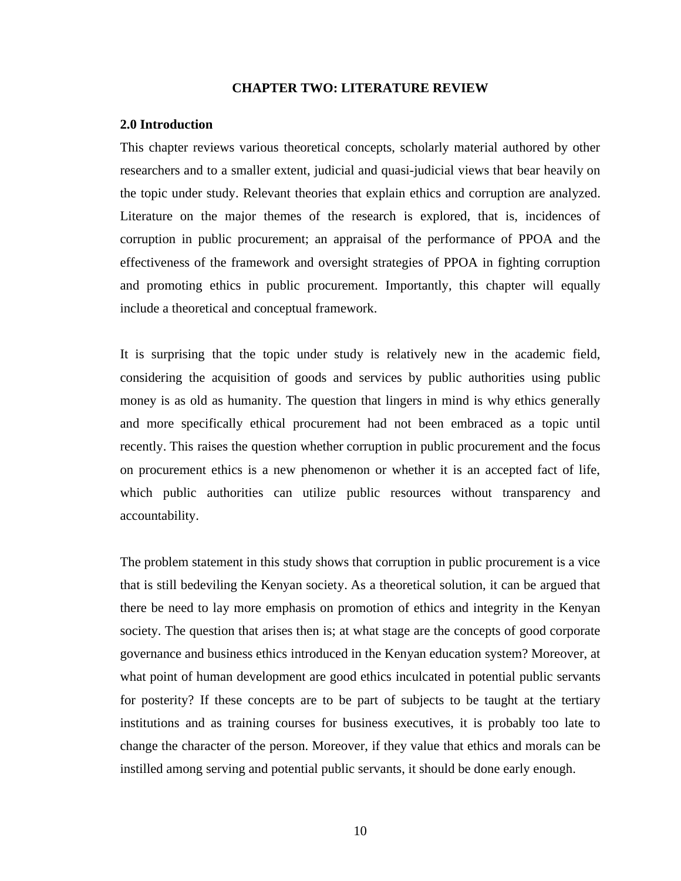# CHAPTER TWO: LITERATURE REVIEW

## 2.0 Introduction

This chapter reviews various theoretical concepts, scholarly material authored by other researchers and to a smaller extent, judicial and quasi-judicial views that bear heavily on the topic under study. Relevant theories that explain ethics and corruption are analyzed. Literature on the major themes of the research is explored, that is, incidences of corruption in public procurement; an appraisal of the performance of PPOA and the effectiveness of the framework and oversight strategies of PPOA in fighting corruption and promoting ethics in public procurement. Importantly, this chapter will equally include a theoretical and conceptual framework.

It is surprising that the topic under study is relatively new in the academic field, considering the acquisition of goods and services by public authorities using public money is as old as humanity. The question that lingers in mind is why ethics generally and more specifically ethical procurement had not been embraced as a topic until recently. This raises the question whether corruption in public procurement and the focus on procurement ethics is a new phenomenon or whether it is an accepted fact of life, which public authorities can utilize public resources without transparency and accountability.

The problem statement in this study shows that corruption in public procurement is a vice that is still bedeviling the Kenyan society. As a theoretical solution, it can be argued that there be need to lay more emphasis on promotion of ethics and integrity in the Kenyan society. The question that arises then is; at what stage are the concepts of good corporate governance and business ethics introduced in the Kenyan education system? Moreover, at what point of human development are good ethics inculcated in potential public servants for posterity? If these concepts are to be part of subjects to be taught at the tertiary institutions and as training courses for business executives, it is probably too late to change the character of the person. Moreover, if they value that ethics and morals can be instilled among serving and potential public servants, it should be done early enough.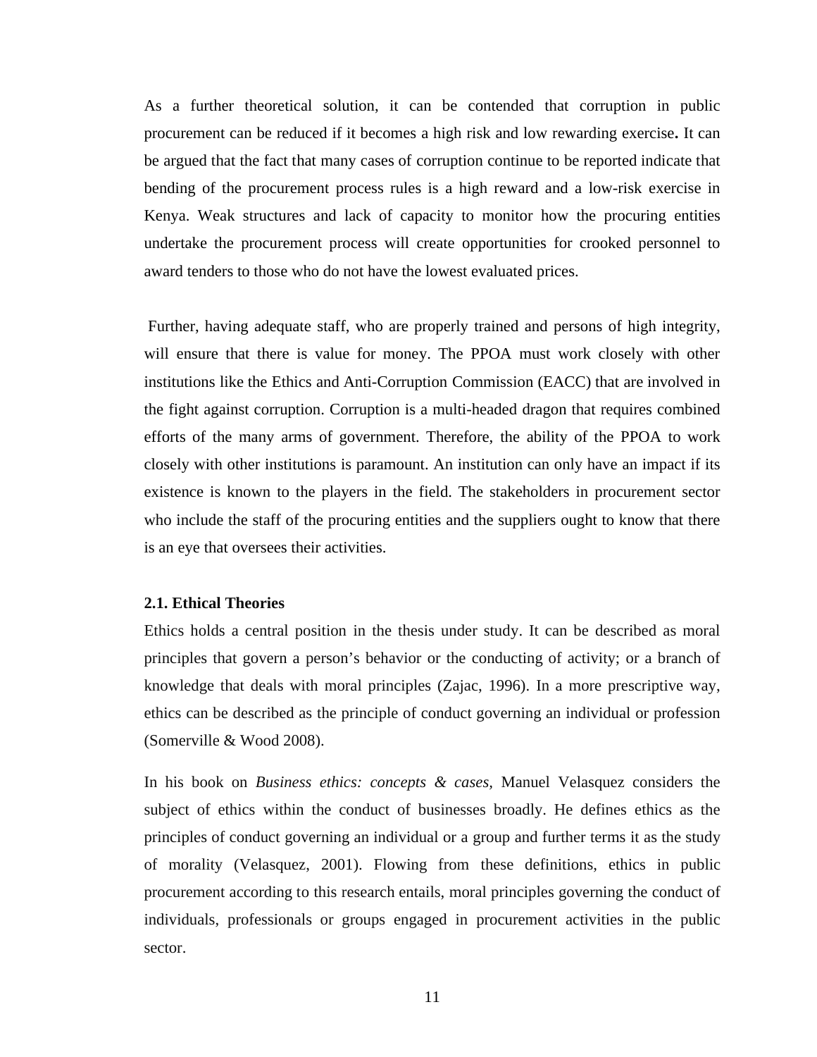As a further theoretical solution, it can be contended that corruption in public procurement can be reduced if it becomes a high risk and low rewarding exercise**.** It can be argued that the fact that many cases of corruption continue to be reported indicate that bending of the procurement process rules is a high reward and a low-risk exercise in Kenya. Weak structures and lack of capacity to monitor how the procuring entities undertake the procurement process will create opportunities for crooked personnel to award tenders to those who do not have the lowest evaluated prices.

Further, having adequate staff, who are properly trained and persons of high integrity, will ensure that there is value for money. The PPOA must work closely with other institutions like the Ethics and Anti-Corruption Commission (EACC) that are involved in the fight against corruption. Corruption is a multi-headed dragon that requires combined efforts of the many arms of government. Therefore, the ability of the PPOA to work closely with other institutions is paramount. An institution can only have an impact if its existence is known to the players in the field. The stakeholders in procurement sector who include the staff of the procuring entities and the suppliers ought to know that there is an eye that oversees their activities.

### 2.1. Ethical Theories

Ethics holds a central position in the thesis under study. It can be described as moral principles that govern a person's behavior or the conducting of activity; or a branch of knowledge that deals with moral principles (Zajac, 1996). In a more prescriptive way, ethics can be described as the principle of conduct governing an individual or profession (Somerville & Wood 2008).

In his book on *Business ethics: concepts & cases,* Manuel Velasquez considers the subject of ethics within the conduct of businesses broadly. He defines ethics as the principles of conduct governing an individual or a group and further terms it as the study of morality (Velasquez, 2001). Flowing from these definitions, ethics in public procurement according to this research entails, moral principles governing the conduct of individuals, professionals or groups engaged in procurement activities in the public sector.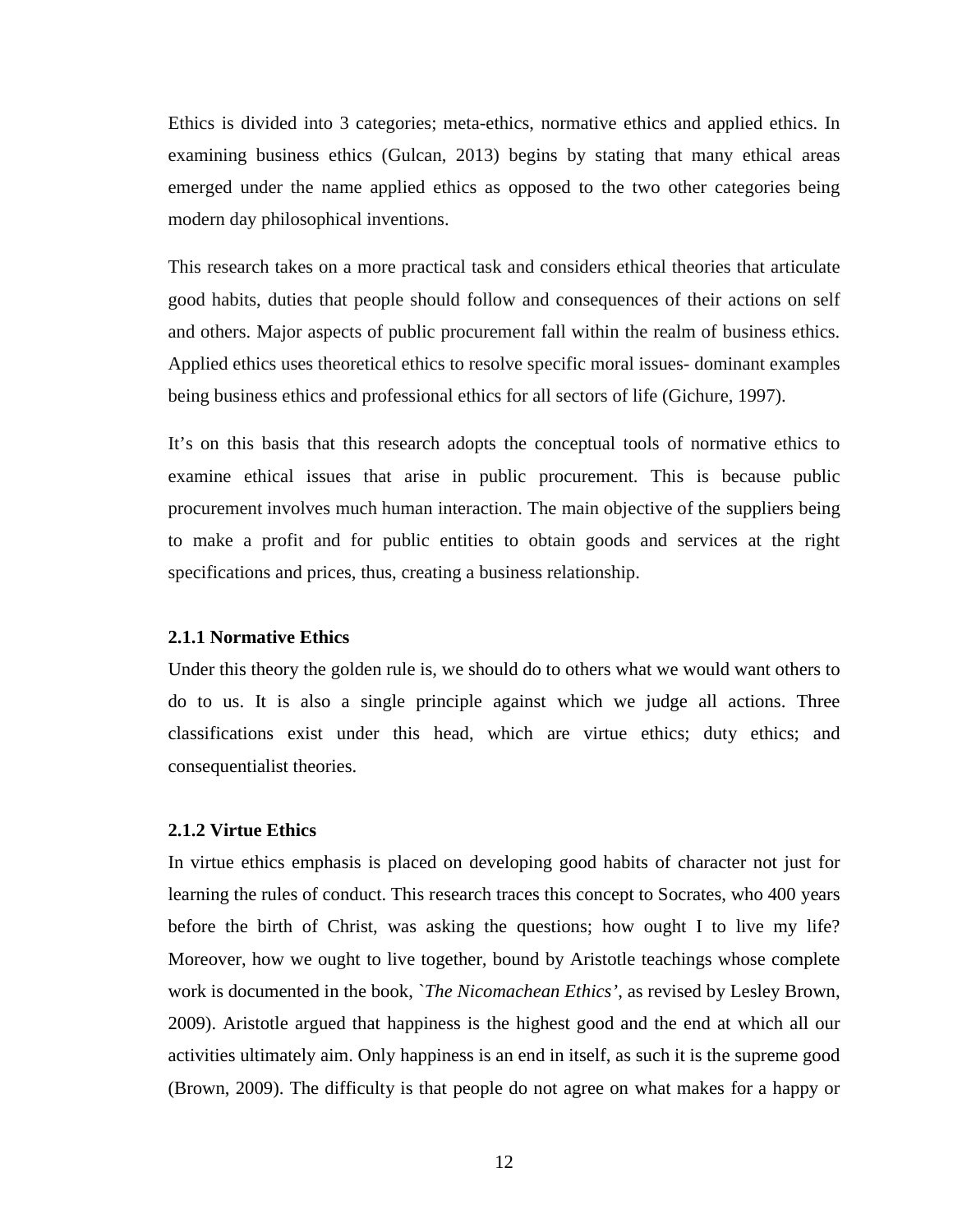Ethics is divided into 3 categories; meta-ethics, normative ethics and applied ethics. In examining business ethics (Gulcan, 2013) begins by stating that many ethical areas emerged under the name applied ethics as opposed to the two other categories being modern day philosophical inventions.

This research takes on a more practical task and considers ethical theories that articulate good habits, duties that people should follow and consequences of their actions on self and others. Major aspects of public procurement fall within the realm of business ethics. Applied ethics uses theoretical ethics to resolve specific moral issues- dominant examples being business ethics and professional ethics for all sectors of life (Gichure, 1997).

It's on this basis that this research adopts the conceptual tools of normative ethics to examine ethical issues that arise in public procurement. This is because public procurement involves much human interaction. The main objective of the suppliers being to make a profit and for public entities to obtain goods and services at the right specifications and prices, thus, creating a business relationship.

### 2.1.1 Normative Ethics

Under this theory the golden rule is, we should do to others what we would want others to do to us. It is also a single principle against which we judge all actions. Three classifications exist under this head, which are virtue ethics; duty ethics; and consequentialist theories.

### 2.1.2 Virtue Ethics

In virtue ethics emphasis is placed on developing good habits of character not just for learning the rules of conduct. This research traces this concept to Socrates, who 400 years before the birth of Christ, was asking the questions; how ought I to live my life? Moreover, how we ought to live together, bound by Aristotle teachings whose complete work is documented in the book, `*The Nicomachean Ethics*', as revised by Lesley Brown, 2009). Aristotle argued that happiness is the highest good and the end at which all our activities ultimately aim. Only happiness is an end in itself, as such it is the supreme good (Brown, 2009). The difficulty is that people do not agree on what makes for a happy or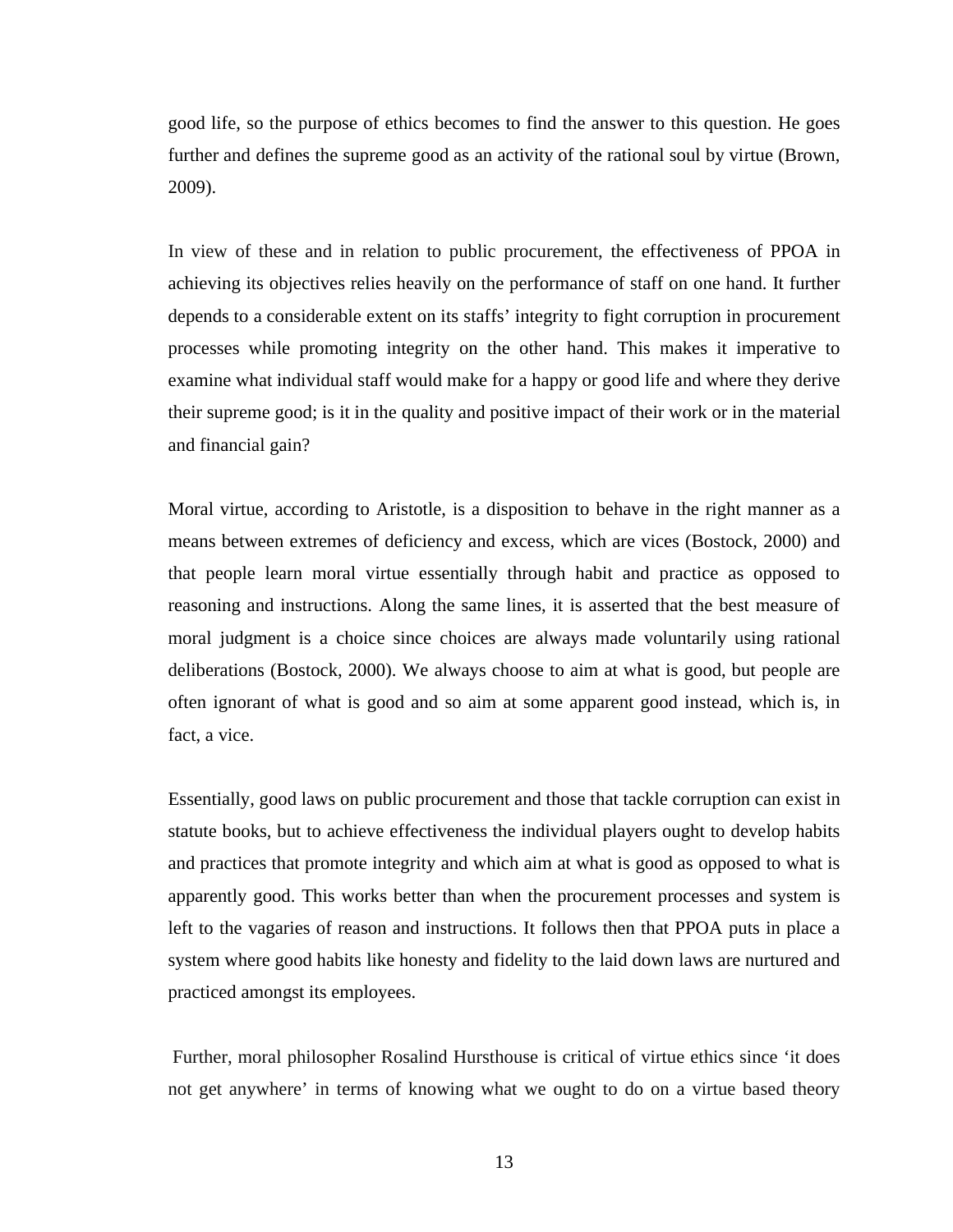good life, so the purpose of ethics becomes to find the answer to this question. He goes further and defines the supreme good as an activity of the rational soul by virtue (Brown, 2009).

In view of these and in relation to public procurement, the effectiveness of PPOA in achieving its objectives relies heavily on the performance of staff on one hand. It further depends to a considerable extent on its staffs' integrity to fight corruption in procurement processes while promoting integrity on the other hand. This makes it imperative to examine what individual staff would make for a happy or good life and where they derive their supreme good; is it in the quality and positive impact of their work or in the material and financial gain?

Moral virtue, according to Aristotle, is a disposition to behave in the right manner as a means between extremes of deficiency and excess, which are vices (Bostock, 2000) and that people learn moral virtue essentially through habit and practice as opposed to reasoning and instructions. Along the same lines, it is asserted that the best measure of moral judgment is a choice since choices are always made voluntarily using rational deliberations (Bostock, 2000). We always choose to aim at what is good, but people are often ignorant of what is good and so aim at some apparent good instead, which is, in fact, a vice.

Essentially, good laws on public procurement and those that tackle corruption can exist in statute books, but to achieve effectiveness the individual players ought to develop habits and practices that promote integrity and which aim at what is good as opposed to what is apparently good. This works better than when the procurement processes and system is left to the vagaries of reason and instructions. It follows then that PPOA puts in place a system where good habits like honesty and fidelity to the laid down laws are nurtured and practiced amongst its employees.

Further, moral philosopher Rosalind Hursthouse is critical of virtue ethics since 'it does not get anywhere' in terms of knowing what we ought to do on a virtue based theory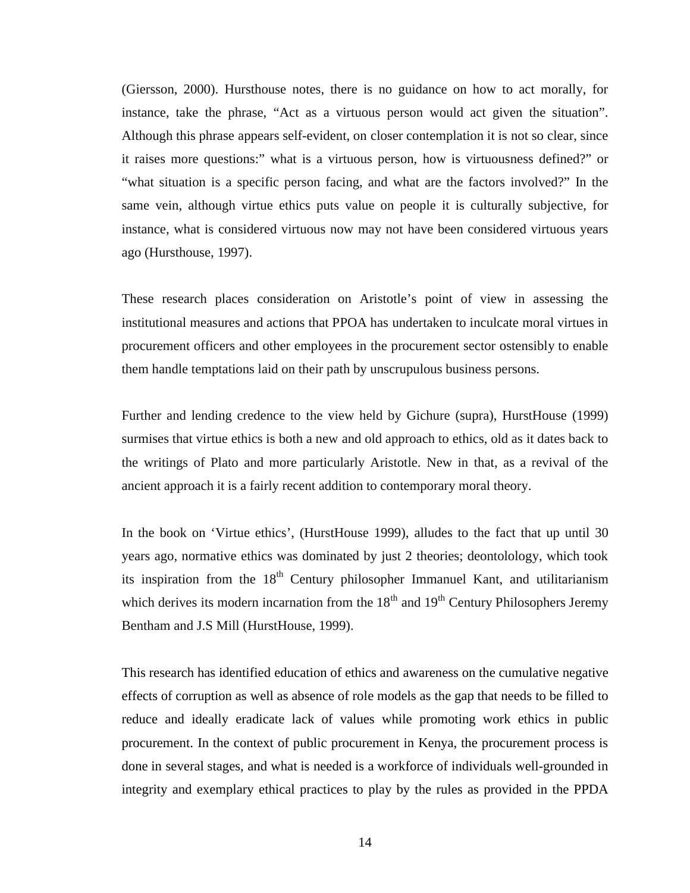(Giersson, 2000). Hursthouse notes, there is no guidance on how to act morally, for instance, take the phrase, "Act as a virtuous person would act given the situation". Although this phrase appears self-evident, on closer contemplation it is not so clear, since it raises more questions:" what is a virtuous person, how is virtuousness defined?" or "what situation is a specific person facing, and what are the factors involved?" In the same vein, although virtue ethics puts value on people it is culturally subjective, for instance, what is considered virtuous now may not have been considered virtuous years ago (Hursthouse, 1997).

These research places consideration on Aristotle's point of view in assessing the institutional measures and actions that PPOA has undertaken to inculcate moral virtues in procurement officers and other employees in the procurement sector ostensibly to enable them handle temptations laid on their path by unscrupulous business persons.

Further and lending credence to the view held by Gichure (supra), HurstHouse (1999) surmises that virtue ethics is both a new and old approach to ethics, old as it dates back to the writings of Plato and more particularly Aristotle. New in that, as a revival of the ancient approach it is a fairly recent addition to contemporary moral theory.

In the book on 'Virtue ethics', (HurstHouse 1999), alludes to the fact that up until 30 years ago, normative ethics was dominated by just 2 theories; deontolology, which took its inspiration from the 18th Century philosopher Immanuel Kant, and utilitarianism which derives its modern incarnation from the 18th and 19th Century Philosophers Jeremy Bentham and J.S Mill (HurstHouse, 1999).

This research has identified education of ethics and awareness on the cumulative negative effects of corruption as well as absence of role models as the gap that needs to be filled to reduce and ideally eradicate lack of values while promoting work ethics in public procurement. In the context of public procurement in Kenya, the procurement process is done in several stages, and what is needed is a workforce of individuals well-grounded in integrity and exemplary ethical practices to play by the rules as provided in the PPDA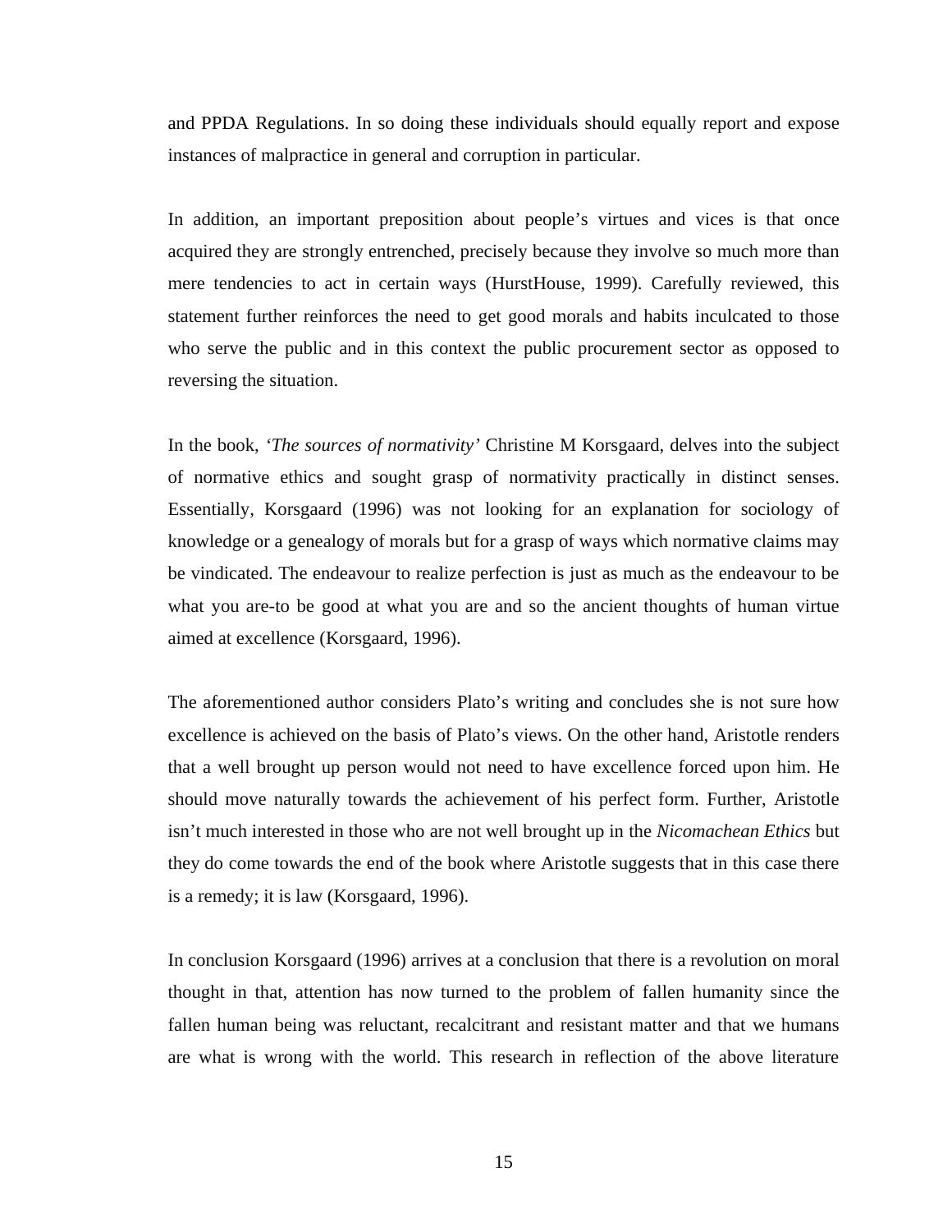and PPDA Regulations. In so doing these individuals should equally report and expose instances of malpractice in general and corruption in particular.

In addition, an important preposition about people's virtues and vices is that once acquired they are strongly entrenched, precisely because they involve so much more than mere tendencies to act in certain ways (HurstHouse, 1999). Carefully reviewed, this statement further reinforces the need to get good morals and habits inculcated to those who serve the public and in this context the public procurement sector as opposed to reversing the situation.

In the book, *'The sources of normativity'* Christine M Korsgaard, delves into the subject of normative ethics and sought grasp of normativity practically in distinct senses. Essentially, Korsgaard (1996) was not looking for an explanation for sociology of knowledge or a genealogy of morals but for a grasp of ways which normative claims may be vindicated. The endeavour to realize perfection is just as much as the endeavour to be what you are-to be good at what you are and so the ancient thoughts of human virtue aimed at excellence (Korsgaard, 1996).

The aforementioned author considers Plato's writing and concludes she is not sure how excellence is achieved on the basis of Plato's views. On the other hand, Aristotle renders that a well brought up person would not need to have excellence forced upon him. He should move naturally towards the achievement of his perfect form. Further, Aristotle isn't much interested in those who are not well brought up in the *Nicomachean Ethics* but they do come towards the end of the book where Aristotle suggests that in this case there is a remedy; it is law (Korsgaard, 1996).

In conclusion Korsgaard (1996) arrives at a conclusion that there is a revolution on moral thought in that, attention has now turned to the problem of fallen humanity since the fallen human being was reluctant, recalcitrant and resistant matter and that we humans are what is wrong with the world. This research in reflection of the above literature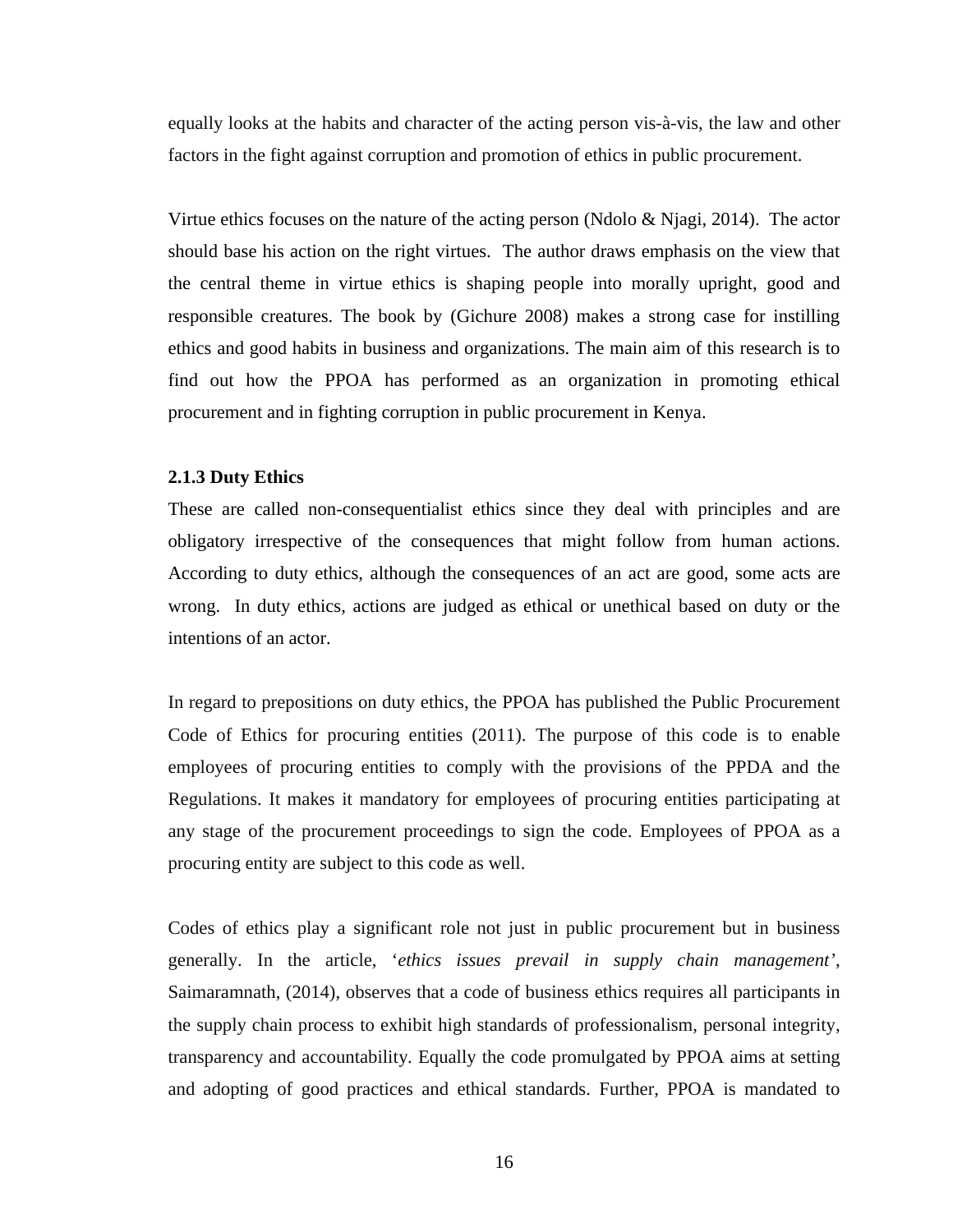equally looks at the habits and character of the acting person vis-à-vis, the law and other factors in the fight against corruption and promotion of ethics in public procurement.

Virtue ethics focuses on the nature of the acting person (Ndolo & Njagi, 2014). The actor should base his action on the right virtues. The author draws emphasis on the view that the central theme in virtue ethics is shaping people into morally upright, good and responsible creatures. The book by (Gichure 2008) makes a strong case for instilling ethics and good habits in business and organizations. The main aim of this research is to find out how the PPOA has performed as an organization in promoting ethical procurement and in fighting corruption in public procurement in Kenya.

### 2.1.3 Duty Ethics

These are called non-consequentialist ethics since they deal with principles and are obligatory irrespective of the consequences that might follow from human actions. According to duty ethics, although the consequences of an act are good, some acts are wrong. In duty ethics, actions are judged as ethical or unethical based on duty or the intentions of an actor.

In regard to prepositions on duty ethics, the PPOA has published the Public Procurement Code of Ethics for procuring entities (2011). The purpose of this code is to enable employees of procuring entities to comply with the provisions of the PPDA and the Regulations. It makes it mandatory for employees of procuring entities participating at any stage of the procurement proceedings to sign the code. Employees of PPOA as a procuring entity are subject to this code as well.

Codes of ethics play a significant role not just in public procurement but in business generally. In the article, '*ethics issues prevail in supply chain management*', Saimaramnath, (2014), observes that a code of business ethics requires all participants in the supply chain process to exhibit high standards of professionalism, personal integrity, transparency and accountability. Equally the code promulgated by PPOA aims at setting and adopting of good practices and ethical standards. Further, PPOA is mandated to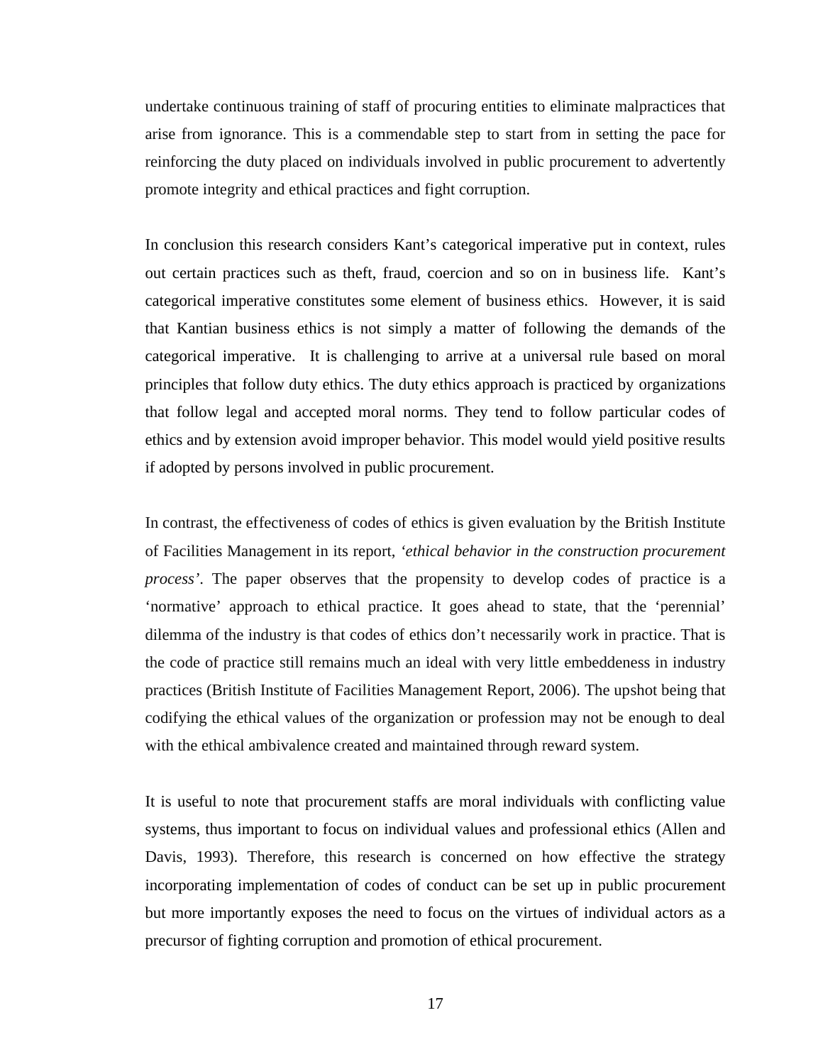undertake continuous training of staff of procuring entities to eliminate malpractices that arise from ignorance. This is a commendable step to start from in setting the pace for reinforcing the duty placed on individuals involved in public procurement to advertently promote integrity and ethical practices and fight corruption.

In conclusion this research considers Kant's categorical imperative put in context, rules out certain practices such as theft, fraud, coercion and so on in business life. Kant's categorical imperative constitutes some element of business ethics. However, it is said that Kantian business ethics is not simply a matter of following the demands of the categorical imperative. It is challenging to arrive at a universal rule based on moral principles that follow duty ethics. The duty ethics approach is practiced by organizations that follow legal and accepted moral norms. They tend to follow particular codes of ethics and by extension avoid improper behavior. This model would yield positive results if adopted by persons involved in public procurement.

In contrast, the effectiveness of codes of ethics is given evaluation by the British Institute of Facilities Management in its report, *'ethical behavior in the construction procurement process'*. The paper observes that the propensity to develop codes of practice is a 'normative' approach to ethical practice. It goes ahead to state, that the 'perennial' dilemma of the industry is that codes of ethics don't necessarily work in practice. That is the code of practice still remains much an ideal with very little embeddeness in industry practices (British Institute of Facilities Management Report, 2006). The upshot being that codifying the ethical values of the organization or profession may not be enough to deal with the ethical ambivalence created and maintained through reward system.

It is useful to note that procurement staffs are moral individuals with conflicting value systems, thus important to focus on individual values and professional ethics (Allen and Davis, 1993). Therefore, this research is concerned on how effective the strategy incorporating implementation of codes of conduct can be set up in public procurement but more importantly exposes the need to focus on the virtues of individual actors as a precursor of fighting corruption and promotion of ethical procurement.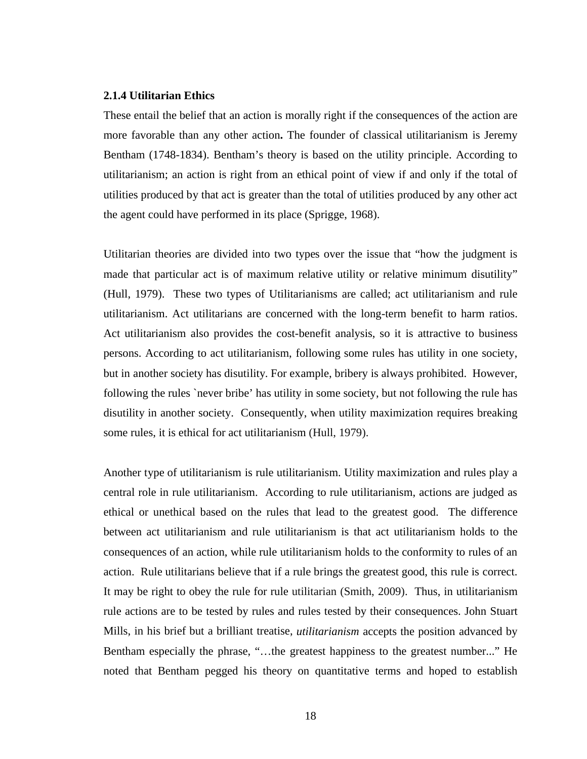### 2.1.4 Utilitarian Ethics

These entail the belief that an action is morally right if the consequences of the action are more favorable than any other action**.** The founder of classical utilitarianism is Jeremy Bentham (1748-1834). Bentham's theory is based on the utility principle. According to utilitarianism; an action is right from an ethical point of view if and only if the total of utilities produced by that act is greater than the total of utilities produced by any other act the agent could have performed in its place (Sprigge, 1968).

Utilitarian theories are divided into two types over the issue that "how the judgment is made that particular act is of maximum relative utility or relative minimum disutility" (Hull, 1979). These two types of Utilitarianisms are called; act utilitarianism and rule utilitarianism. Act utilitarians are concerned with the long-term benefit to harm ratios. Act utilitarianism also provides the cost-benefit analysis, so it is attractive to business persons. According to act utilitarianism, following some rules has utility in one society, but in another society has disutility. For example, bribery is always prohibited. However, following the rules `never bribe' has utility in some society, but not following the rule has disutility in another society. Consequently, when utility maximization requires breaking some rules, it is ethical for act utilitarianism (Hull, 1979).

Another type of utilitarianism is rule utilitarianism. Utility maximization and rules play a central role in rule utilitarianism. According to rule utilitarianism, actions are judged as ethical or unethical based on the rules that lead to the greatest good. The difference between act utilitarianism and rule utilitarianism is that act utilitarianism holds to the consequences of an action, while rule utilitarianism holds to the conformity to rules of an action. Rule utilitarians believe that if a rule brings the greatest good, this rule is correct. It may be right to obey the rule for rule utilitarian (Smith, 2009). Thus, in utilitarianism rule actions are to be tested by rules and rules tested by their consequences. John Stuart Mills, in his brief but a brilliant treatise, *utilitarianism* accepts the position advanced by Bentham especially the phrase, "…the greatest happiness to the greatest number..." He noted that Bentham pegged his theory on quantitative terms and hoped to establish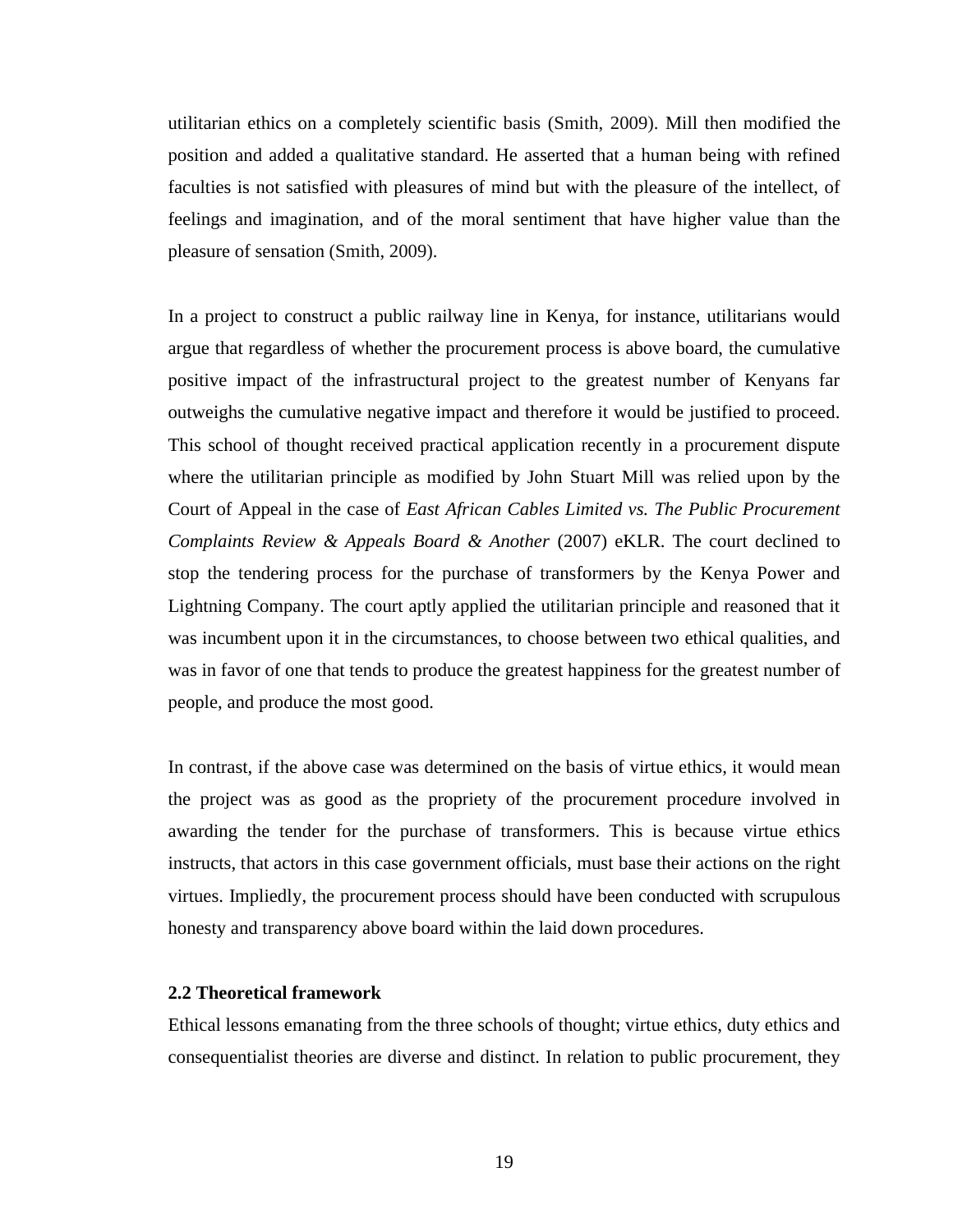utilitarian ethics on a completely scientific basis (Smith, 2009). Mill then modified the position and added a qualitative standard. He asserted that a human being with refined faculties is not satisfied with pleasures of mind but with the pleasure of the intellect, of feelings and imagination, and of the moral sentiment that have higher value than the pleasure of sensation (Smith, 2009).

In a project to construct a public railway line in Kenya, for instance, utilitarians would argue that regardless of whether the procurement process is above board, the cumulative positive impact of the infrastructural project to the greatest number of Kenyans far outweighs the cumulative negative impact and therefore it would be justified to proceed. This school of thought received practical application recently in a procurement dispute where the utilitarian principle as modified by John Stuart Mill was relied upon by the Court of Appeal in the case of *East African Cables Limited vs. The Public Procurement Complaints Review & Appeals Board & Another* (2007) eKLR. The court declined to stop the tendering process for the purchase of transformers by the Kenya Power and Lightning Company. The court aptly applied the utilitarian principle and reasoned that it was incumbent upon it in the circumstances, to choose between two ethical qualities, and was in favor of one that tends to produce the greatest happiness for the greatest number of people, and produce the most good.

In contrast, if the above case was determined on the basis of virtue ethics, it would mean the project was as good as the propriety of the procurement procedure involved in awarding the tender for the purchase of transformers. This is because virtue ethics instructs, that actors in this case government officials, must base their actions on the right virtues. Impliedly, the procurement process should have been conducted with scrupulous honesty and transparency above board within the laid down procedures.

### 2.2 Theoretical framework

Ethical lessons emanating from the three schools of thought; virtue ethics, duty ethics and consequentialist theories are diverse and distinct. In relation to public procurement, they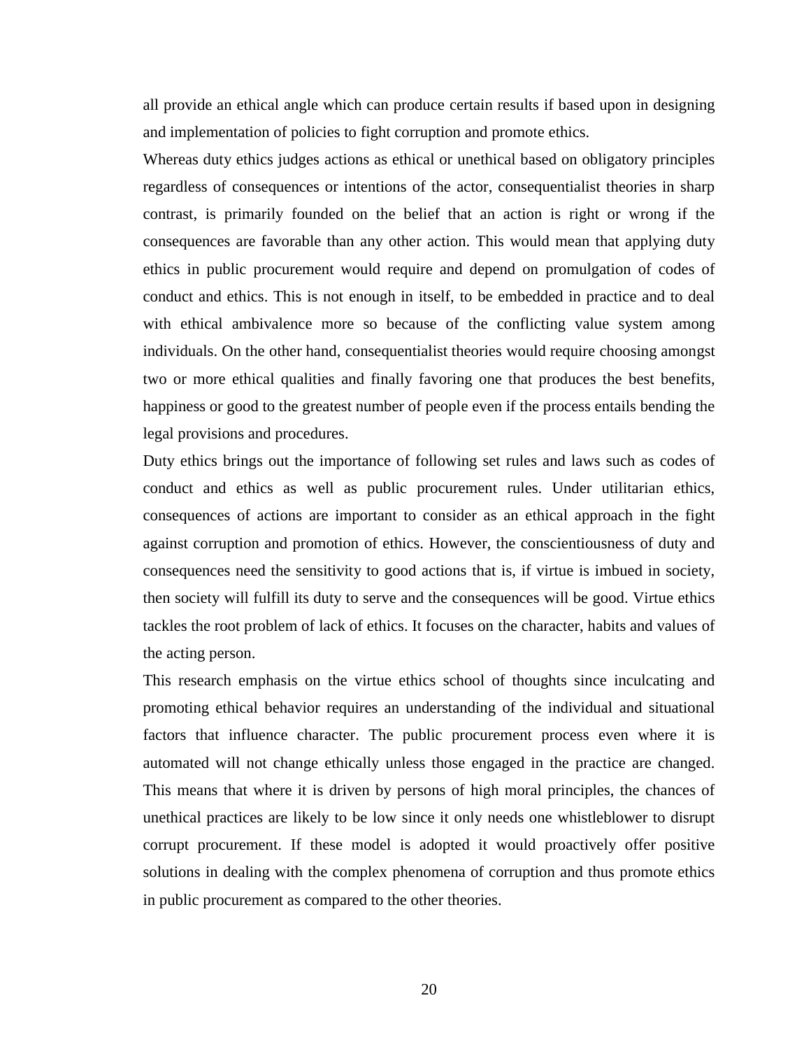all provide an ethical angle which can produce certain results if based upon in designing and implementation of policies to fight corruption and promote ethics.

Whereas duty ethics judges actions as ethical or unethical based on obligatory principles regardless of consequences or intentions of the actor, consequentialist theories in sharp contrast, is primarily founded on the belief that an action is right or wrong if the consequences are favorable than any other action. This would mean that applying duty ethics in public procurement would require and depend on promulgation of codes of conduct and ethics. This is not enough in itself, to be embedded in practice and to deal with ethical ambivalence more so because of the conflicting value system among individuals. On the other hand, consequentialist theories would require choosing amongst two or more ethical qualities and finally favoring one that produces the best benefits, happiness or good to the greatest number of people even if the process entails bending the legal provisions and procedures.

Duty ethics brings out the importance of following set rules and laws such as codes of conduct and ethics as well as public procurement rules. Under utilitarian ethics, consequences of actions are important to consider as an ethical approach in the fight against corruption and promotion of ethics. However, the conscientiousness of duty and consequences need the sensitivity to good actions that is, if virtue is imbued in society, then society will fulfill its duty to serve and the consequences will be good. Virtue ethics tackles the root problem of lack of ethics. It focuses on the character, habits and values of the acting person.

This research emphasis on the virtue ethics school of thoughts since inculcating and promoting ethical behavior requires an understanding of the individual and situational factors that influence character. The public procurement process even where it is automated will not change ethically unless those engaged in the practice are changed. This means that where it is driven by persons of high moral principles, the chances of unethical practices are likely to be low since it only needs one whistleblower to disrupt corrupt procurement. If these model is adopted it would proactively offer positive solutions in dealing with the complex phenomena of corruption and thus promote ethics in public procurement as compared to the other theories.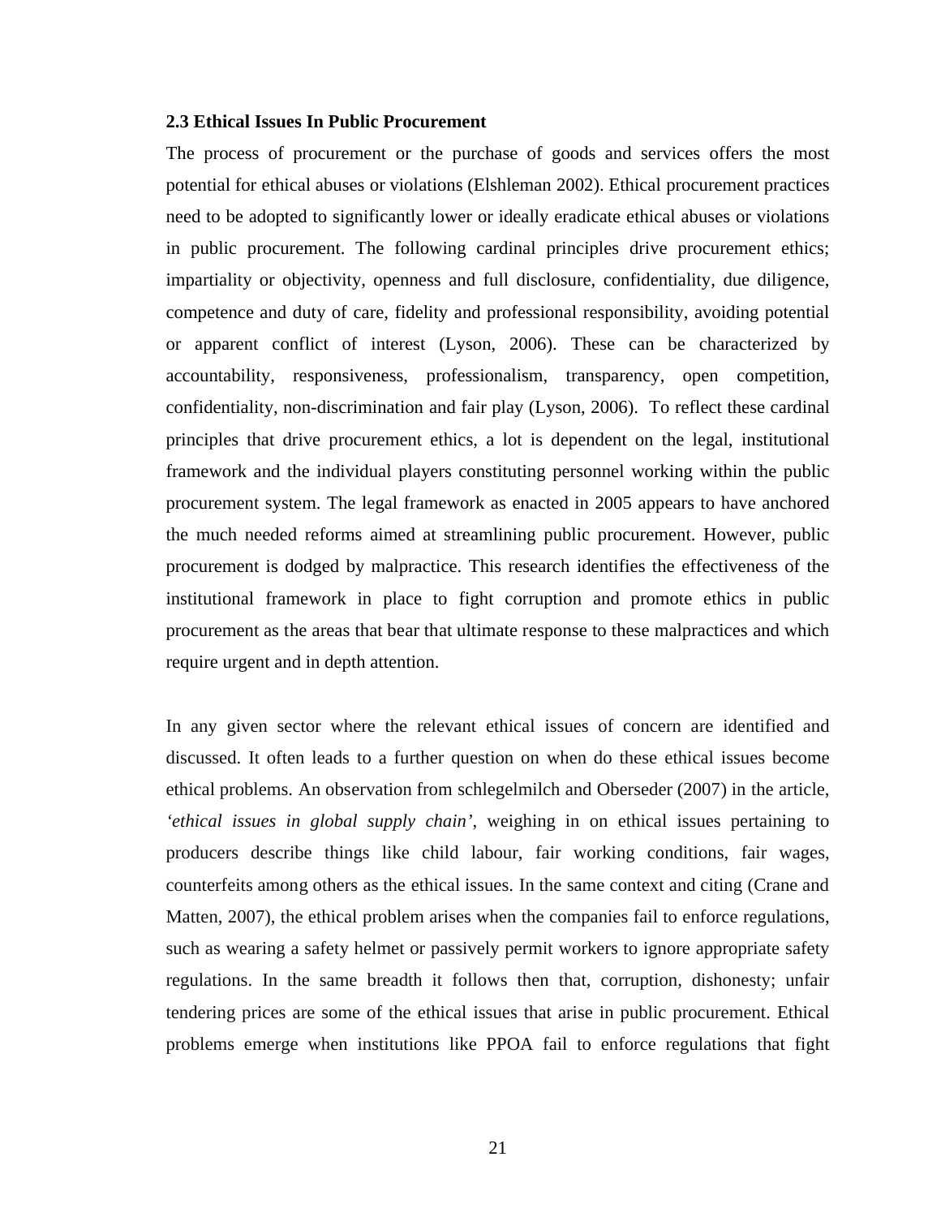### 2.3 Ethical Issues In Public Procurement

The process of procurement or the purchase of goods and services offers the most potential for ethical abuses or violations (Elshleman 2002). Ethical procurement practices need to be adopted to significantly lower or ideally eradicate ethical abuses or violations in public procurement. The following cardinal principles drive procurement ethics; impartiality or objectivity, openness and full disclosure, confidentiality, due diligence, competence and duty of care, fidelity and professional responsibility, avoiding potential or apparent conflict of interest (Lyson, 2006). These can be characterized by accountability, responsiveness, professionalism, transparency, open competition, confidentiality, non-discrimination and fair play (Lyson, 2006). To reflect these cardinal principles that drive procurement ethics, a lot is dependent on the legal, institutional framework and the individual players constituting personnel working within the public procurement system. The legal framework as enacted in 2005 appears to have anchored the much needed reforms aimed at streamlining public procurement. However, public procurement is dodged by malpractice. This research identifies the effectiveness of the institutional framework in place to fight corruption and promote ethics in public procurement as the areas that bear that ultimate response to these malpractices and which require urgent and in depth attention.

In any given sector where the relevant ethical issues of concern are identified and discussed. It often leads to a further question on when do these ethical issues become ethical problems. An observation from schlegelmilch and Oberseder (2007) in the article, *'ethical issues in global supply chain'*, weighing in on ethical issues pertaining to producers describe things like child labour, fair working conditions, fair wages, counterfeits among others as the ethical issues. In the same context and citing (Crane and Matten, 2007), the ethical problem arises when the companies fail to enforce regulations, such as wearing a safety helmet or passively permit workers to ignore appropriate safety regulations. In the same breadth it follows then that, corruption, dishonesty; unfair tendering prices are some of the ethical issues that arise in public procurement. Ethical problems emerge when institutions like PPOA fail to enforce regulations that fight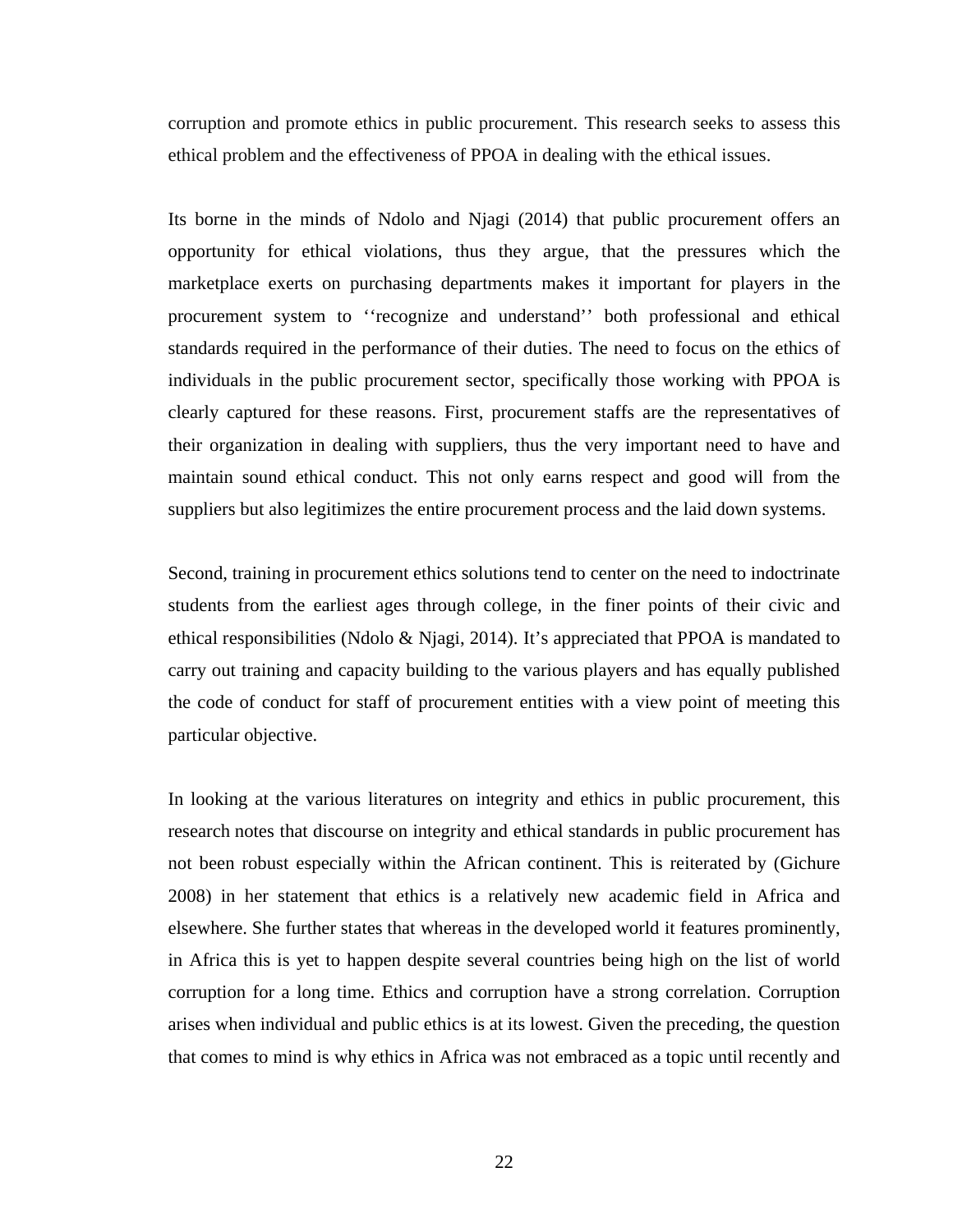corruption and promote ethics in public procurement. This research seeks to assess this ethical problem and the effectiveness of PPOA in dealing with the ethical issues.

Its borne in the minds of Ndolo and Njagi (2014) that public procurement offers an opportunity for ethical violations, thus they argue, that the pressures which the marketplace exerts on purchasing departments makes it important for players in the procurement system to ‘‘recognize and understand’’ both professional and ethical standards required in the performance of their duties. The need to focus on the ethics of individuals in the public procurement sector, specifically those working with PPOA is clearly captured for these reasons. First, procurement staffs are the representatives of their organization in dealing with suppliers, thus the very important need to have and maintain sound ethical conduct. This not only earns respect and good will from the suppliers but also legitimizes the entire procurement process and the laid down systems.

Second, training in procurement ethics solutions tend to center on the need to indoctrinate students from the earliest ages through college, in the finer points of their civic and ethical responsibilities (Ndolo & Njagi, 2014). It’s appreciated that PPOA is mandated to carry out training and capacity building to the various players and has equally published the code of conduct for staff of procurement entities with a view point of meeting this particular objective.

In looking at the various literatures on integrity and ethics in public procurement, this research notes that discourse on integrity and ethical standards in public procurement has not been robust especially within the African continent. This is reiterated by (Gichure 2008) in her statement that ethics is a relatively new academic field in Africa and elsewhere. She further states that whereas in the developed world it features prominently, in Africa this is yet to happen despite several countries being high on the list of world corruption for a long time. Ethics and corruption have a strong correlation. Corruption arises when individual and public ethics is at its lowest. Given the preceding, the question that comes to mind is why ethics in Africa was not embraced as a topic until recently and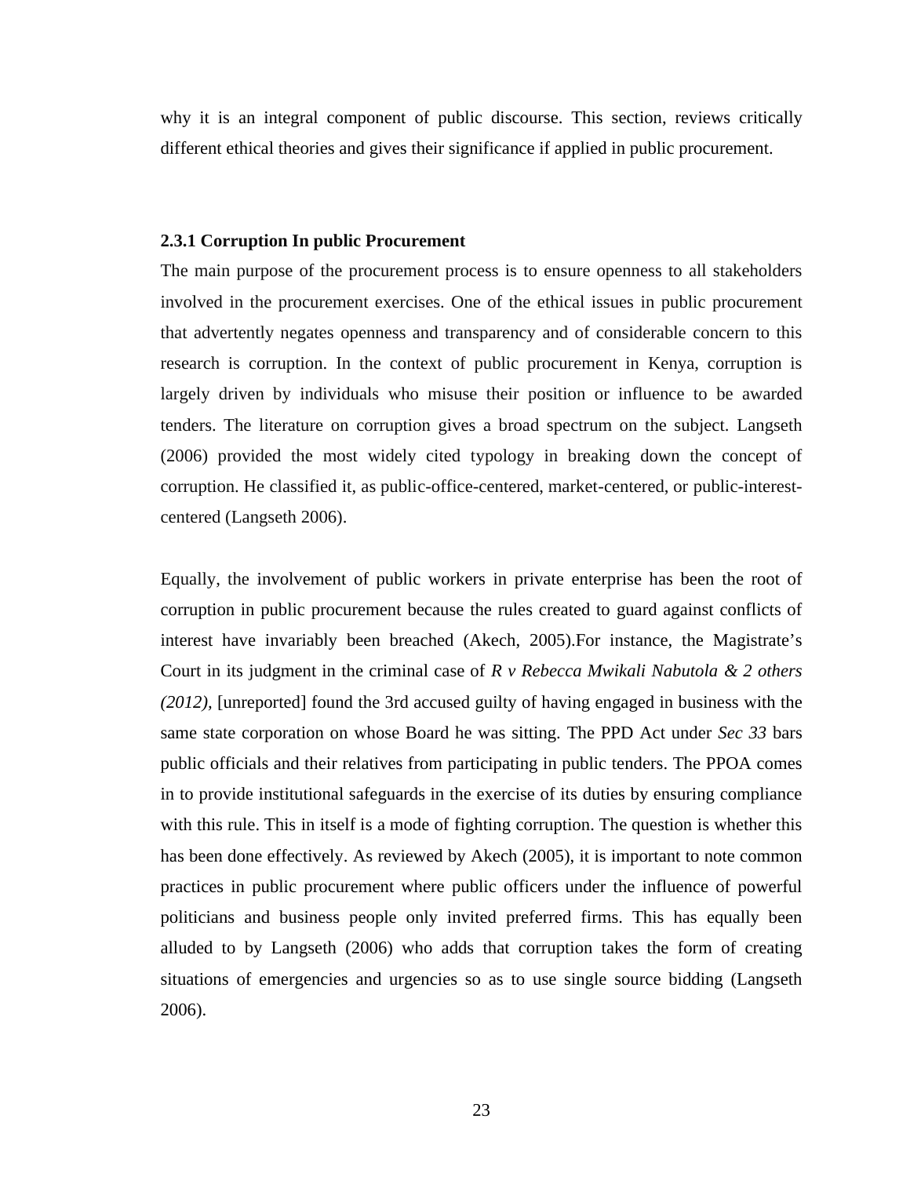why it is an integral component of public discourse. This section, reviews critically different ethical theories and gives their significance if applied in public procurement.

### 2.3.1 Corruption In public Procurement

The main purpose of the procurement process is to ensure openness to all stakeholders involved in the procurement exercises. One of the ethical issues in public procurement that advertently negates openness and transparency and of considerable concern to this research is corruption. In the context of public procurement in Kenya, corruption is largely driven by individuals who misuse their position or influence to be awarded tenders. The literature on corruption gives a broad spectrum on the subject. Langseth (2006) provided the most widely cited typology in breaking down the concept of corruption. He classified it, as public-office-centered, market-centered, or public-interest-centered (Langseth 2006).

Equally, the involvement of public workers in private enterprise has been the root of corruption in public procurement because the rules created to guard against conflicts of interest have invariably been breached (Akech, 2005).For instance, the Magistrate's Court in its judgment in the criminal case of *R v Rebecca Mwikali Nabutola & 2 others (2012),* [unreported] found the 3rd accused guilty of having engaged in business with the same state corporation on whose Board he was sitting. The PPD Act under *Sec 33* bars public officials and their relatives from participating in public tenders. The PPOA comes in to provide institutional safeguards in the exercise of its duties by ensuring compliance with this rule. This in itself is a mode of fighting corruption. The question is whether this has been done effectively. As reviewed by Akech (2005), it is important to note common practices in public procurement where public officers under the influence of powerful politicians and business people only invited preferred firms. This has equally been alluded to by Langseth (2006) who adds that corruption takes the form of creating situations of emergencies and urgencies so as to use single source bidding (Langseth 2006).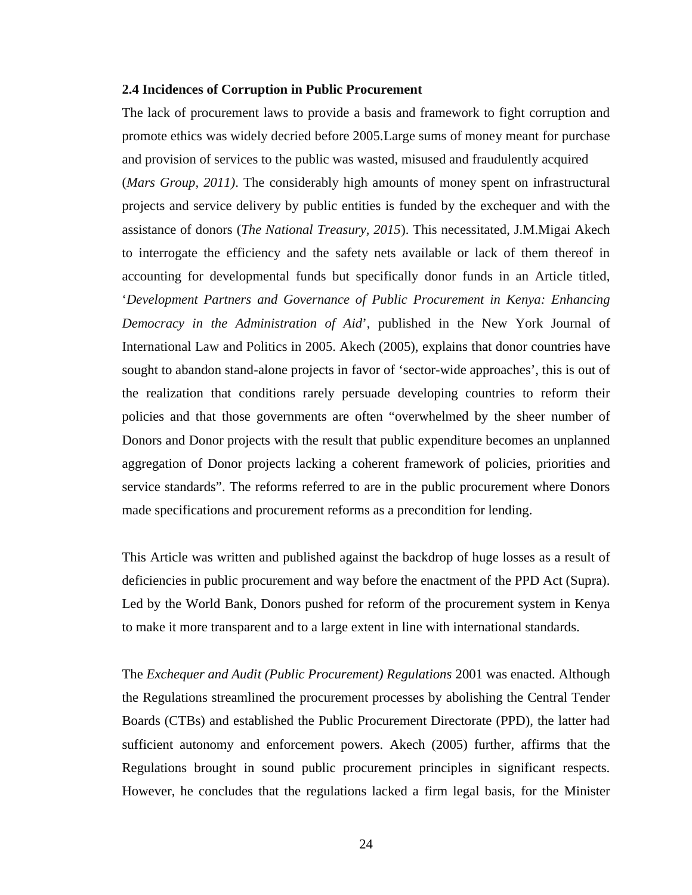### 2.4 Incidences of Corruption in Public Procurement

The lack of procurement laws to provide a basis and framework to fight corruption and promote ethics was widely decried before 2005.Large sums of money meant for purchase and provision of services to the public was wasted, misused and fraudulently acquired (*Mars Group, 2011)*. The considerably high amounts of money spent on infrastructural projects and service delivery by public entities is funded by the exchequer and with the assistance of donors (*The National Treasury, 2015*). This necessitated, J.M.Migai Akech to interrogate the efficiency and the safety nets available or lack of them thereof in accounting for developmental funds but specifically donor funds in an Article titled, '*Development Partners and Governance of Public Procurement in Kenya: Enhancing Democracy in the Administration of Aid*', published in the New York Journal of International Law and Politics in 2005. Akech (2005), explains that donor countries have sought to abandon stand-alone projects in favor of 'sector-wide approaches', this is out of the realization that conditions rarely persuade developing countries to reform their policies and that those governments are often "overwhelmed by the sheer number of Donors and Donor projects with the result that public expenditure becomes an unplanned aggregation of Donor projects lacking a coherent framework of policies, priorities and service standards". The reforms referred to are in the public procurement where Donors made specifications and procurement reforms as a precondition for lending.

This Article was written and published against the backdrop of huge losses as a result of deficiencies in public procurement and way before the enactment of the PPD Act (Supra). Led by the World Bank, Donors pushed for reform of the procurement system in Kenya to make it more transparent and to a large extent in line with international standards.

The *Exchequer and Audit (Public Procurement) Regulations* 2001 was enacted. Although the Regulations streamlined the procurement processes by abolishing the Central Tender Boards (CTBs) and established the Public Procurement Directorate (PPD), the latter had sufficient autonomy and enforcement powers. Akech (2005) further, affirms that the Regulations brought in sound public procurement principles in significant respects. However, he concludes that the regulations lacked a firm legal basis, for the Minister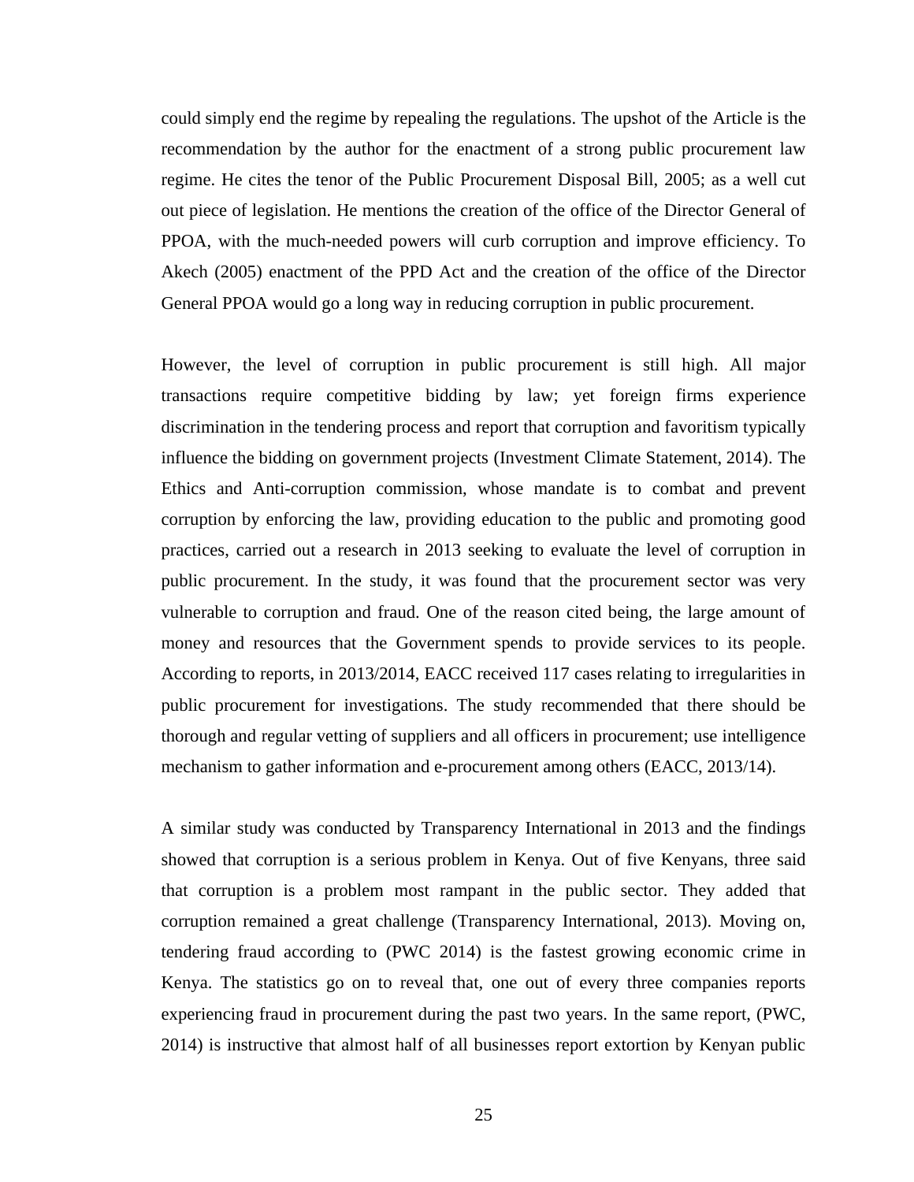could simply end the regime by repealing the regulations. The upshot of the Article is the recommendation by the author for the enactment of a strong public procurement law regime. He cites the tenor of the Public Procurement Disposal Bill, 2005; as a well cut out piece of legislation. He mentions the creation of the office of the Director General of PPOA, with the much-needed powers will curb corruption and improve efficiency. To Akech (2005) enactment of the PPD Act and the creation of the office of the Director General PPOA would go a long way in reducing corruption in public procurement.

However, the level of corruption in public procurement is still high. All major transactions require competitive bidding by law; yet foreign firms experience discrimination in the tendering process and report that corruption and favoritism typically influence the bidding on government projects (Investment Climate Statement, 2014). The Ethics and Anti-corruption commission, whose mandate is to combat and prevent corruption by enforcing the law, providing education to the public and promoting good practices, carried out a research in 2013 seeking to evaluate the level of corruption in public procurement. In the study, it was found that the procurement sector was very vulnerable to corruption and fraud. One of the reason cited being, the large amount of money and resources that the Government spends to provide services to its people. According to reports, in 2013/2014, EACC received 117 cases relating to irregularities in public procurement for investigations. The study recommended that there should be thorough and regular vetting of suppliers and all officers in procurement; use intelligence mechanism to gather information and e-procurement among others (EACC, 2013/14).

A similar study was conducted by Transparency International in 2013 and the findings showed that corruption is a serious problem in Kenya. Out of five Kenyans, three said that corruption is a problem most rampant in the public sector. They added that corruption remained a great challenge (Transparency International, 2013). Moving on, tendering fraud according to (PWC 2014) is the fastest growing economic crime in Kenya. The statistics go on to reveal that, one out of every three companies reports experiencing fraud in procurement during the past two years. In the same report, (PWC, 2014) is instructive that almost half of all businesses report extortion by Kenyan public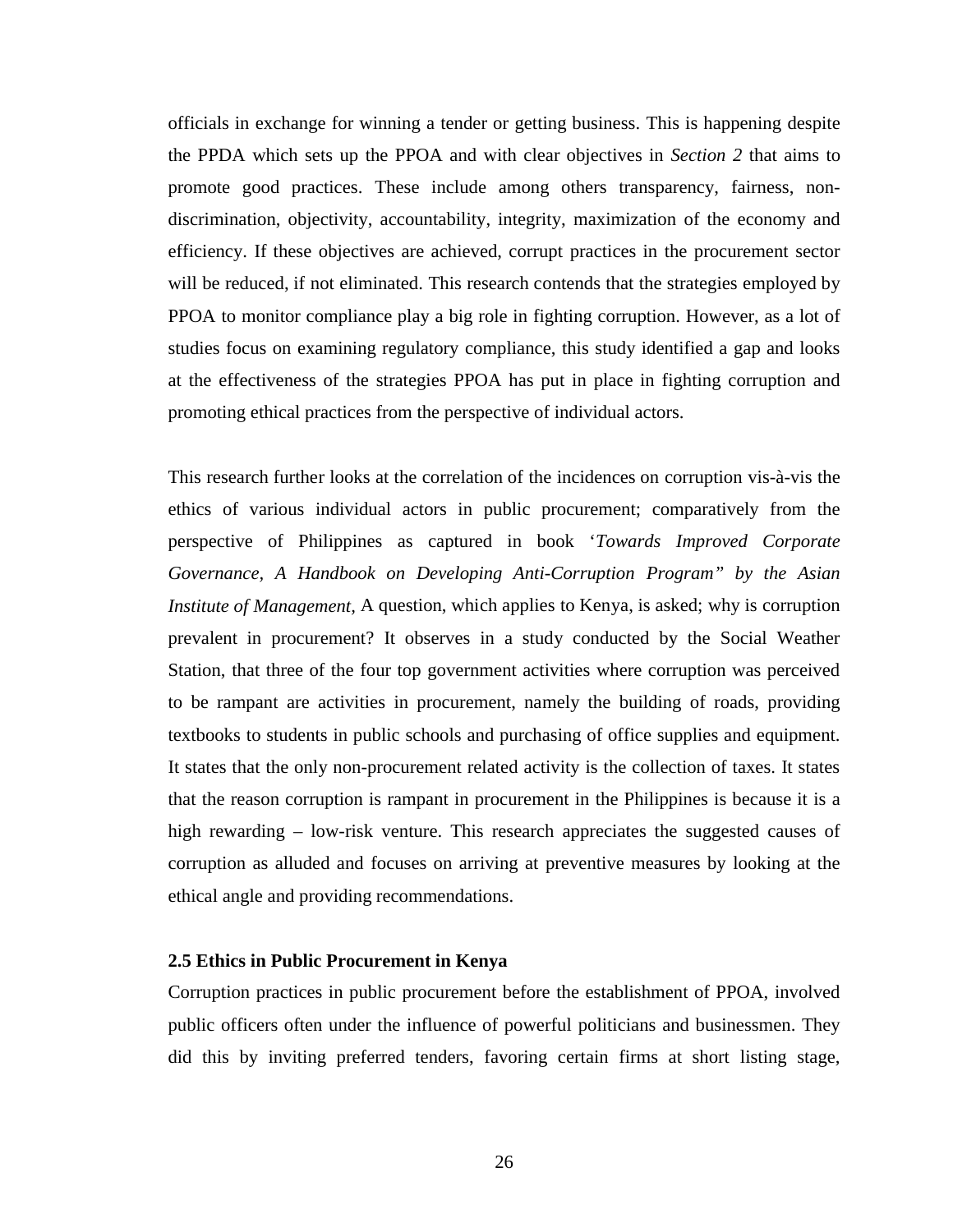officials in exchange for winning a tender or getting business. This is happening despite the PPDA which sets up the PPOA and with clear objectives in *Section 2* that aims to promote good practices. These include among others transparency, fairness, non-discrimination, objectivity, accountability, integrity, maximization of the economy and efficiency. If these objectives are achieved, corrupt practices in the procurement sector will be reduced, if not eliminated. This research contends that the strategies employed by PPOA to monitor compliance play a big role in fighting corruption. However, as a lot of studies focus on examining regulatory compliance, this study identified a gap and looks at the effectiveness of the strategies PPOA has put in place in fighting corruption and promoting ethical practices from the perspective of individual actors.

This research further looks at the correlation of the incidences on corruption vis-à-vis the ethics of various individual actors in public procurement; comparatively from the perspective of Philippines as captured in book '*Towards Improved Corporate Governance, A Handbook on Developing Anti-Corruption Program" by the Asian Institute of Management,* A question, which applies to Kenya, is asked; why is corruption prevalent in procurement? It observes in a study conducted by the Social Weather Station, that three of the four top government activities where corruption was perceived to be rampant are activities in procurement, namely the building of roads, providing textbooks to students in public schools and purchasing of office supplies and equipment. It states that the only non-procurement related activity is the collection of taxes. It states that the reason corruption is rampant in procurement in the Philippines is because it is a high rewarding – low-risk venture. This research appreciates the suggested causes of corruption as alluded and focuses on arriving at preventive measures by looking at the ethical angle and providing recommendations.

### 2.5 Ethics in Public Procurement in Kenya

Corruption practices in public procurement before the establishment of PPOA, involved public officers often under the influence of powerful politicians and businessmen. They did this by inviting preferred tenders, favoring certain firms at short listing stage,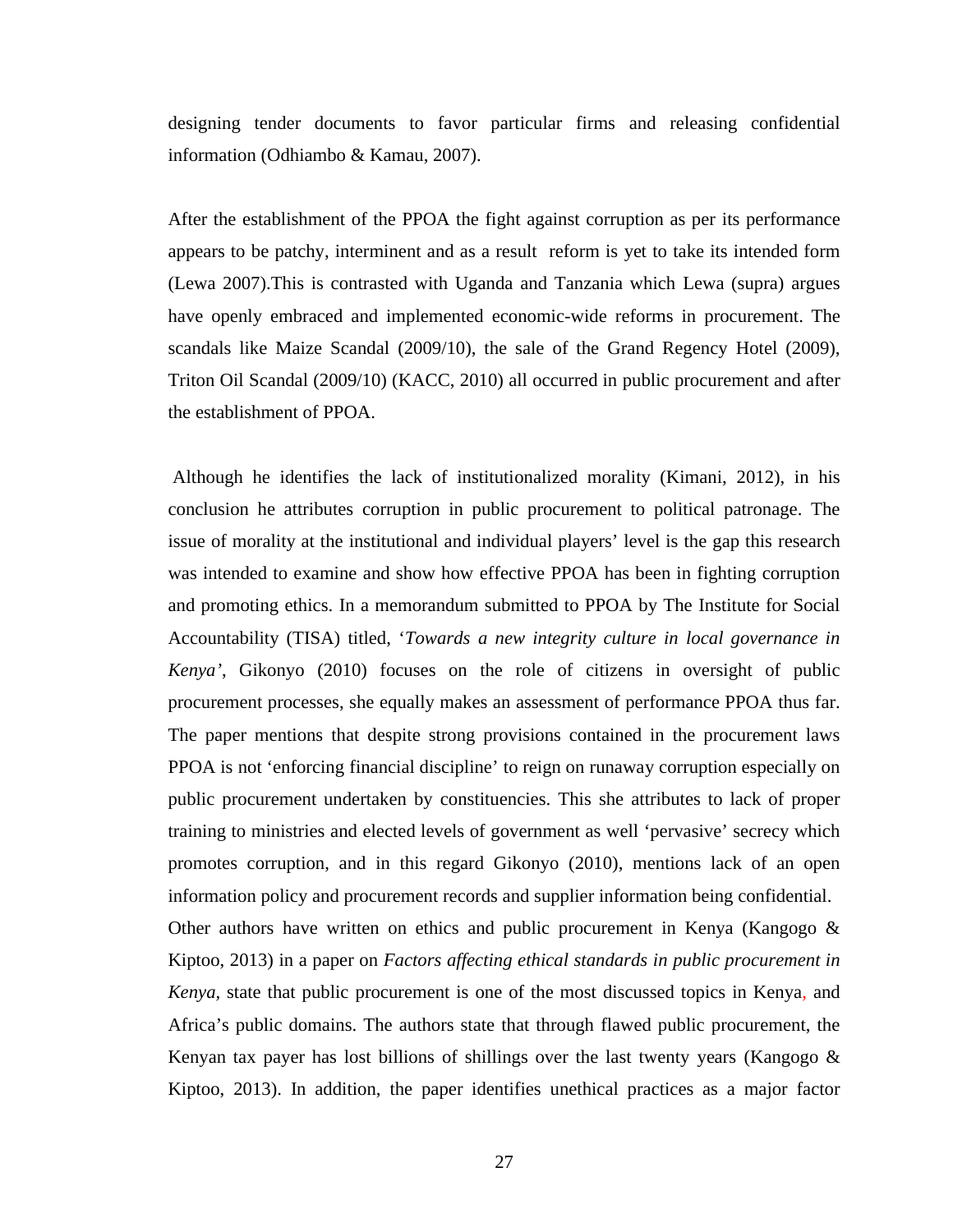designing tender documents to favor particular firms and releasing confidential information (Odhiambo & Kamau, 2007).

After the establishment of the PPOA the fight against corruption as per its performance appears to be patchy, interminent and as a result reform is yet to take its intended form (Lewa 2007).This is contrasted with Uganda and Tanzania which Lewa (supra) argues have openly embraced and implemented economic-wide reforms in procurement. The scandals like Maize Scandal (2009/10), the sale of the Grand Regency Hotel (2009), Triton Oil Scandal (2009/10) (KACC, 2010) all occurred in public procurement and after the establishment of PPOA.

Although he identifies the lack of institutionalized morality (Kimani, 2012), in his conclusion he attributes corruption in public procurement to political patronage. The issue of morality at the institutional and individual players' level is the gap this research was intended to examine and show how effective PPOA has been in fighting corruption and promoting ethics. In a memorandum submitted to PPOA by The Institute for Social Accountability (TISA) titled, '*Towards a new integrity culture in local governance in Kenya'*, Gikonyo (2010) focuses on the role of citizens in oversight of public procurement processes, she equally makes an assessment of performance PPOA thus far. The paper mentions that despite strong provisions contained in the procurement laws PPOA is not 'enforcing financial discipline' to reign on runaway corruption especially on public procurement undertaken by constituencies. This she attributes to lack of proper training to ministries and elected levels of government as well 'pervasive' secrecy which promotes corruption, and in this regard Gikonyo (2010), mentions lack of an open information policy and procurement records and supplier information being confidential.
Other authors have written on ethics and public procurement in Kenya (Kangogo & Kiptoo, 2013) in a paper on *Factors affecting ethical standards in public procurement in Kenya,* state that public procurement is one of the most discussed topics in Kenya, and Africa's public domains. The authors state that through flawed public procurement, the Kenyan tax payer has lost billions of shillings over the last twenty years (Kangogo & Kiptoo, 2013). In addition, the paper identifies unethical practices as a major factor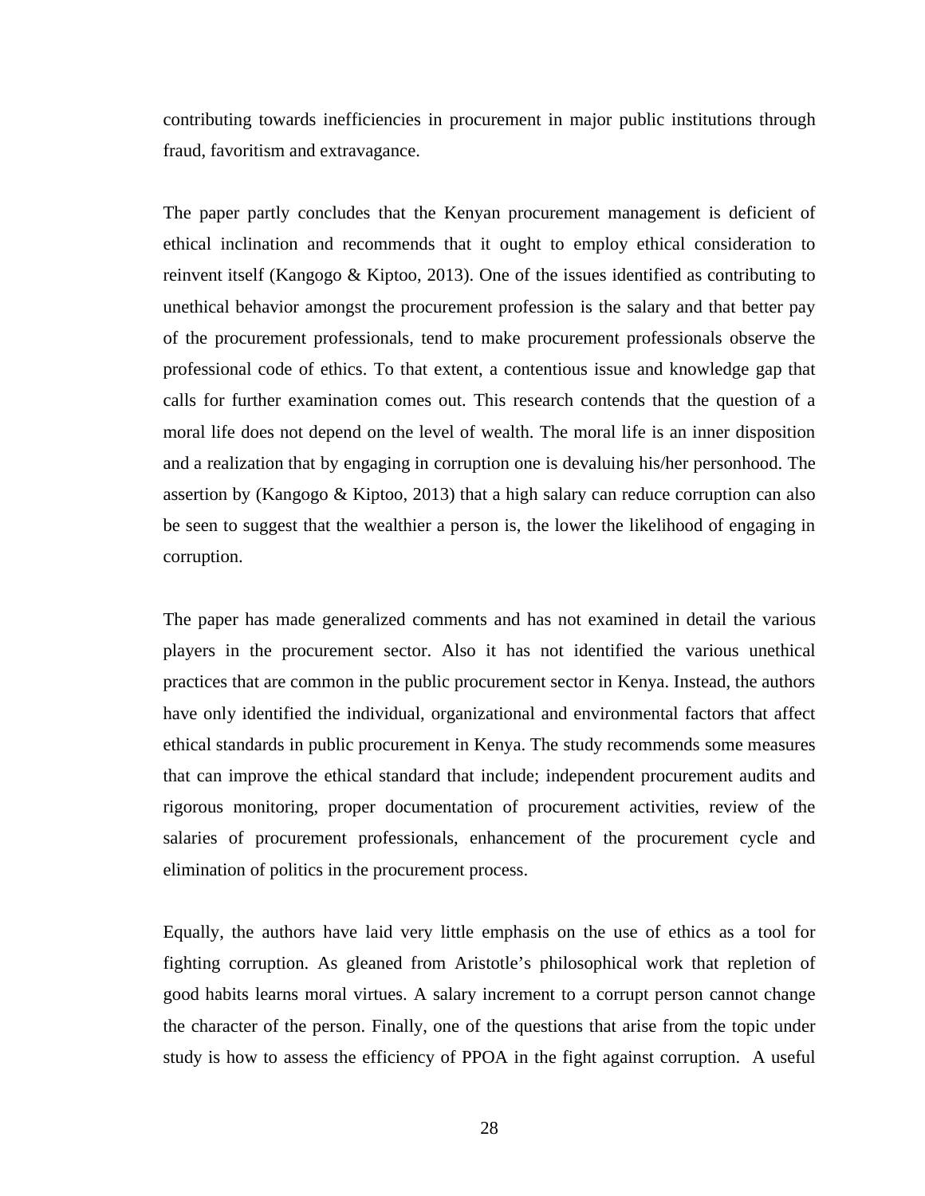contributing towards inefficiencies in procurement in major public institutions through fraud, favoritism and extravagance.

The paper partly concludes that the Kenyan procurement management is deficient of ethical inclination and recommends that it ought to employ ethical consideration to reinvent itself (Kangogo & Kiptoo, 2013). One of the issues identified as contributing to unethical behavior amongst the procurement profession is the salary and that better pay of the procurement professionals, tend to make procurement professionals observe the professional code of ethics. To that extent, a contentious issue and knowledge gap that calls for further examination comes out. This research contends that the question of a moral life does not depend on the level of wealth. The moral life is an inner disposition and a realization that by engaging in corruption one is devaluing his/her personhood. The assertion by (Kangogo & Kiptoo, 2013) that a high salary can reduce corruption can also be seen to suggest that the wealthier a person is, the lower the likelihood of engaging in corruption.

The paper has made generalized comments and has not examined in detail the various players in the procurement sector. Also it has not identified the various unethical practices that are common in the public procurement sector in Kenya. Instead, the authors have only identified the individual, organizational and environmental factors that affect ethical standards in public procurement in Kenya. The study recommends some measures that can improve the ethical standard that include; independent procurement audits and rigorous monitoring, proper documentation of procurement activities, review of the salaries of procurement professionals, enhancement of the procurement cycle and elimination of politics in the procurement process.

Equally, the authors have laid very little emphasis on the use of ethics as a tool for fighting corruption. As gleaned from Aristotle's philosophical work that repletion of good habits learns moral virtues. A salary increment to a corrupt person cannot change the character of the person. Finally, one of the questions that arise from the topic under study is how to assess the efficiency of PPOA in the fight against corruption. A useful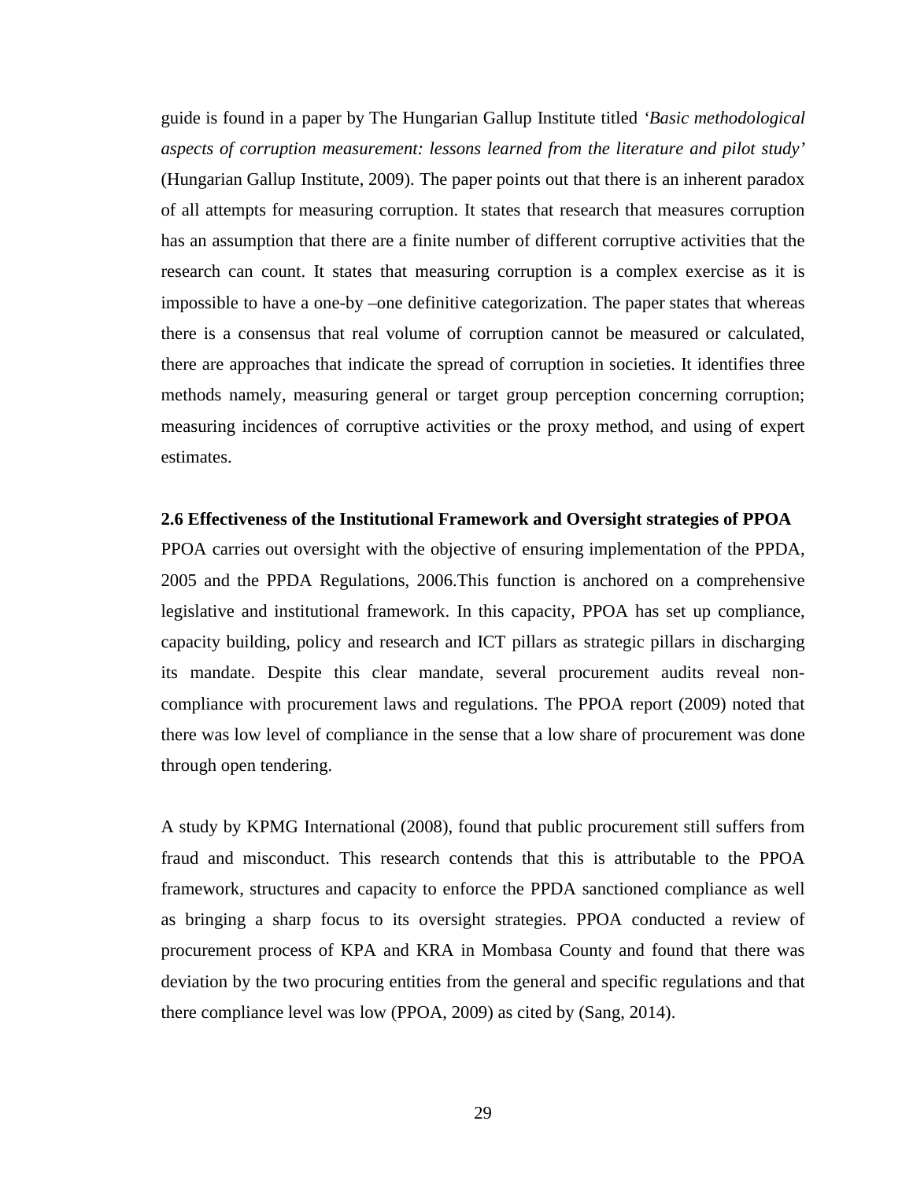guide is found in a paper by The Hungarian Gallup Institute titled *'Basic methodological aspects of corruption measurement: lessons learned from the literature and pilot study'* (Hungarian Gallup Institute, 2009). The paper points out that there is an inherent paradox of all attempts for measuring corruption. It states that research that measures corruption has an assumption that there are a finite number of different corruptive activities that the research can count. It states that measuring corruption is a complex exercise as it is impossible to have a one-by –one definitive categorization. The paper states that whereas there is a consensus that real volume of corruption cannot be measured or calculated, there are approaches that indicate the spread of corruption in societies. It identifies three methods namely, measuring general or target group perception concerning corruption; measuring incidences of corruptive activities or the proxy method, and using of expert estimates.

### 2.6 Effectiveness of the Institutional Framework and Oversight strategies of PPOA

PPOA carries out oversight with the objective of ensuring implementation of the PPDA, 2005 and the PPDA Regulations, 2006.This function is anchored on a comprehensive legislative and institutional framework. In this capacity, PPOA has set up compliance, capacity building, policy and research and ICT pillars as strategic pillars in discharging its mandate. Despite this clear mandate, several procurement audits reveal non-compliance with procurement laws and regulations. The PPOA report (2009) noted that there was low level of compliance in the sense that a low share of procurement was done through open tendering.

A study by KPMG International (2008), found that public procurement still suffers from fraud and misconduct. This research contends that this is attributable to the PPOA framework, structures and capacity to enforce the PPDA sanctioned compliance as well as bringing a sharp focus to its oversight strategies. PPOA conducted a review of procurement process of KPA and KRA in Mombasa County and found that there was deviation by the two procuring entities from the general and specific regulations and that there compliance level was low (PPOA, 2009) as cited by (Sang, 2014).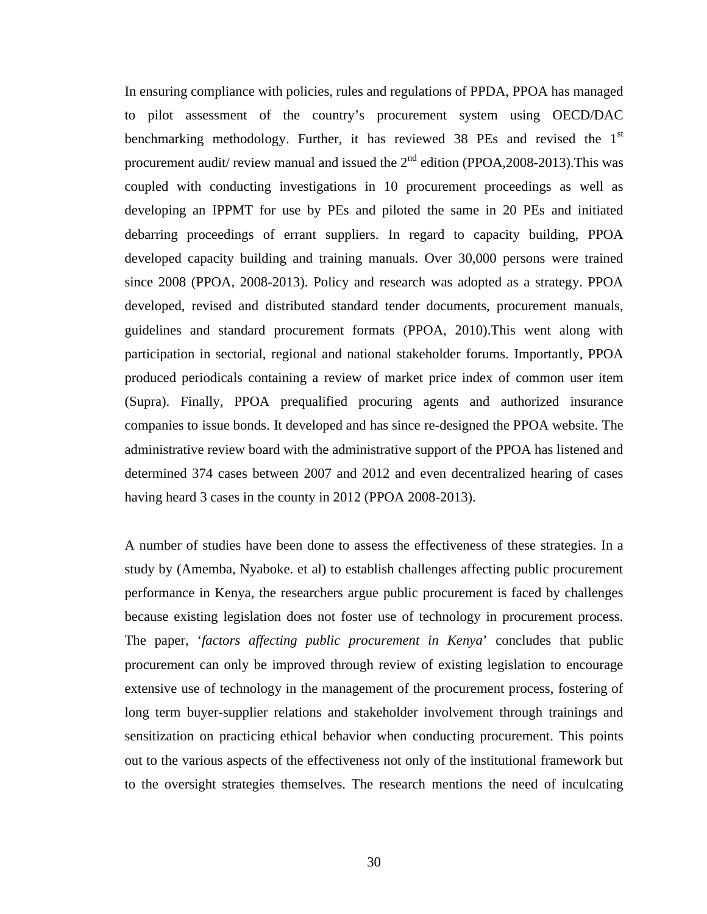In ensuring compliance with policies, rules and regulations of PPDA, PPOA has managed to pilot assessment of the country's procurement system using OECD/DAC benchmarking methodology. Further, it has reviewed 38 PEs and revised the 1st procurement audit/ review manual and issued the 2nd edition (PPOA,2008-2013).This was coupled with conducting investigations in 10 procurement proceedings as well as developing an IPPMT for use by PEs and piloted the same in 20 PEs and initiated debarring proceedings of errant suppliers. In regard to capacity building, PPOA developed capacity building and training manuals. Over 30,000 persons were trained since 2008 (PPOA, 2008-2013). Policy and research was adopted as a strategy. PPOA developed, revised and distributed standard tender documents, procurement manuals, guidelines and standard procurement formats (PPOA, 2010).This went along with participation in sectorial, regional and national stakeholder forums. Importantly, PPOA produced periodicals containing a review of market price index of common user item (Supra). Finally, PPOA prequalified procuring agents and authorized insurance companies to issue bonds. It developed and has since re-designed the PPOA website. The administrative review board with the administrative support of the PPOA has listened and determined 374 cases between 2007 and 2012 and even decentralized hearing of cases having heard 3 cases in the county in 2012 (PPOA 2008-2013).

A number of studies have been done to assess the effectiveness of these strategies. In a study by (Amemba, Nyaboke. et al) to establish challenges affecting public procurement performance in Kenya, the researchers argue public procurement is faced by challenges because existing legislation does not foster use of technology in procurement process. The paper, '*factors affecting public procurement in Kenya*' concludes that public procurement can only be improved through review of existing legislation to encourage extensive use of technology in the management of the procurement process, fostering of long term buyer-supplier relations and stakeholder involvement through trainings and sensitization on practicing ethical behavior when conducting procurement. This points out to the various aspects of the effectiveness not only of the institutional framework but to the oversight strategies themselves. The research mentions the need of inculcating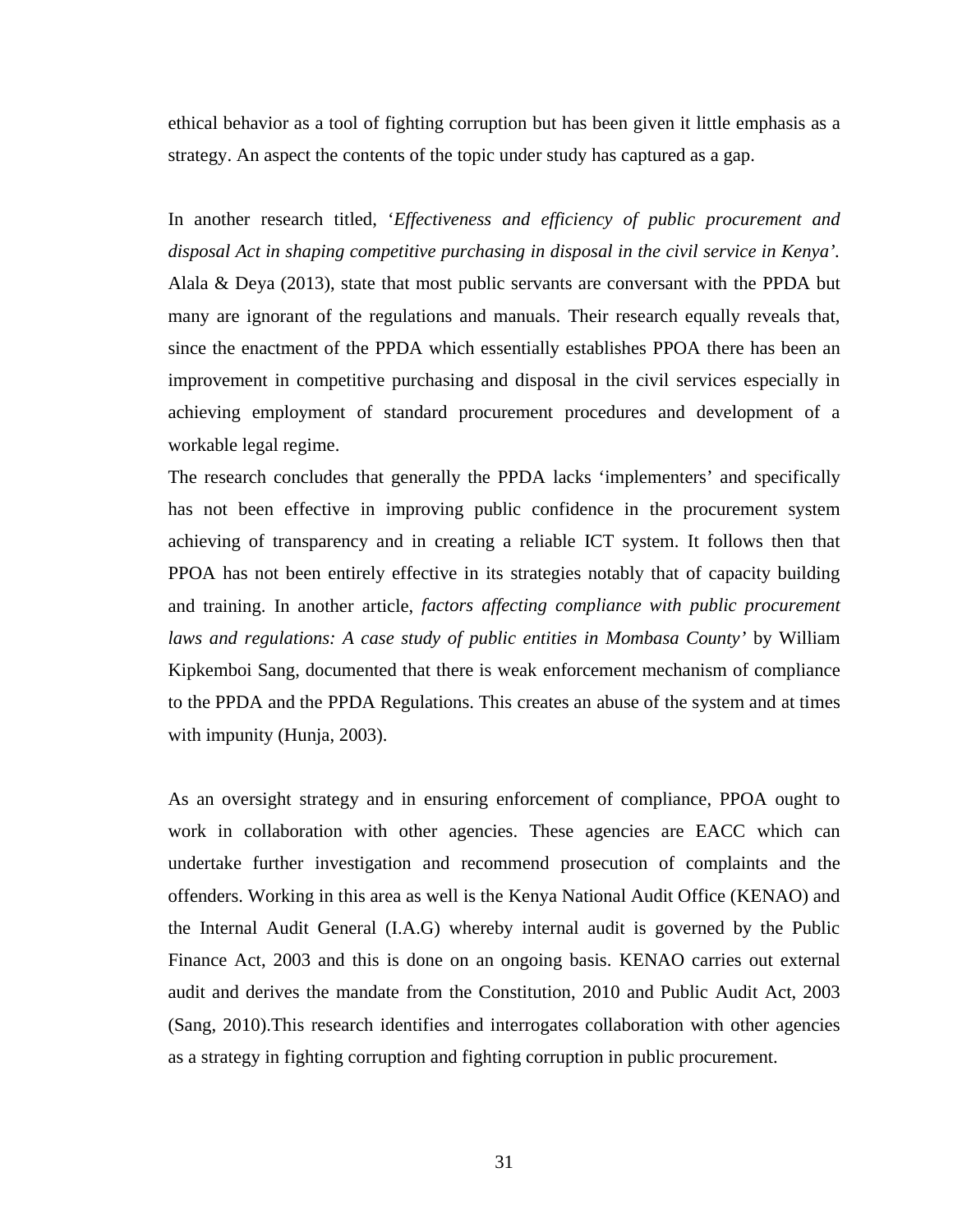ethical behavior as a tool of fighting corruption but has been given it little emphasis as a strategy. An aspect the contents of the topic under study has captured as a gap.

In another research titled, '*Effectiveness and efficiency of public procurement and disposal Act in shaping competitive purchasing in disposal in the civil service in Kenya'.* Alala & Deya (2013), state that most public servants are conversant with the PPDA but many are ignorant of the regulations and manuals. Their research equally reveals that, since the enactment of the PPDA which essentially establishes PPOA there has been an improvement in competitive purchasing and disposal in the civil services especially in achieving employment of standard procurement procedures and development of a workable legal regime.

The research concludes that generally the PPDA lacks 'implementers' and specifically has not been effective in improving public confidence in the procurement system achieving of transparency and in creating a reliable ICT system. It follows then that PPOA has not been entirely effective in its strategies notably that of capacity building and training. In another article, *factors affecting compliance with public procurement laws and regulations: A case study of public entities in Mombasa County'* by William Kipkemboi Sang, documented that there is weak enforcement mechanism of compliance to the PPDA and the PPDA Regulations. This creates an abuse of the system and at times with impunity (Hunja, 2003).

As an oversight strategy and in ensuring enforcement of compliance, PPOA ought to work in collaboration with other agencies. These agencies are EACC which can undertake further investigation and recommend prosecution of complaints and the offenders. Working in this area as well is the Kenya National Audit Office (KENAO) and the Internal Audit General (I.A.G) whereby internal audit is governed by the Public Finance Act, 2003 and this is done on an ongoing basis. KENAO carries out external audit and derives the mandate from the Constitution, 2010 and Public Audit Act, 2003 (Sang, 2010).This research identifies and interrogates collaboration with other agencies as a strategy in fighting corruption and fighting corruption in public procurement.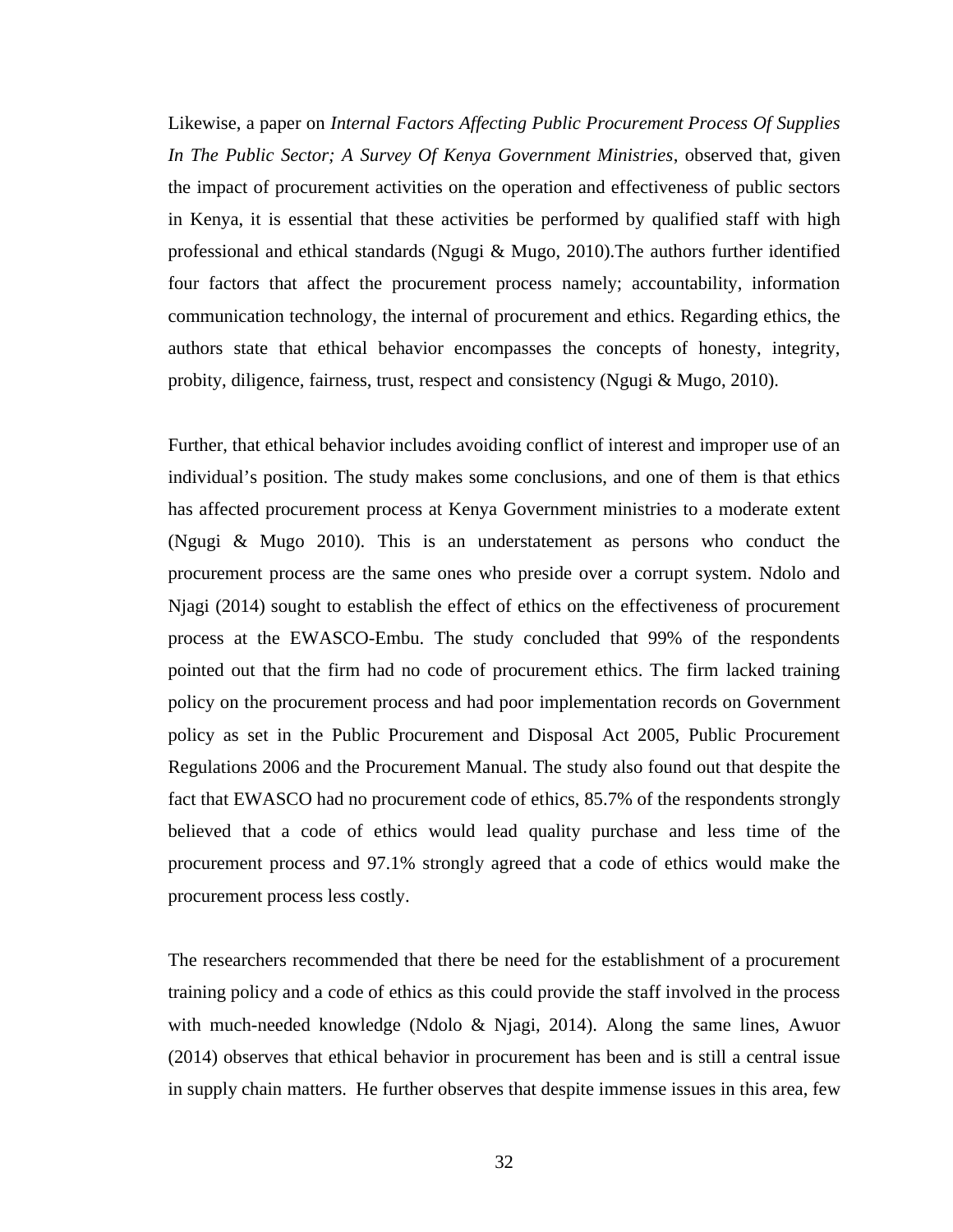Likewise, a paper on *Internal Factors Affecting Public Procurement Process Of Supplies In The Public Sector; A Survey Of Kenya Government Ministries*, observed that, given the impact of procurement activities on the operation and effectiveness of public sectors in Kenya, it is essential that these activities be performed by qualified staff with high professional and ethical standards (Ngugi & Mugo, 2010).The authors further identified four factors that affect the procurement process namely; accountability, information communication technology, the internal of procurement and ethics. Regarding ethics, the authors state that ethical behavior encompasses the concepts of honesty, integrity, probity, diligence, fairness, trust, respect and consistency (Ngugi & Mugo, 2010).

Further, that ethical behavior includes avoiding conflict of interest and improper use of an individual's position. The study makes some conclusions, and one of them is that ethics has affected procurement process at Kenya Government ministries to a moderate extent (Ngugi & Mugo 2010). This is an understatement as persons who conduct the procurement process are the same ones who preside over a corrupt system. Ndolo and Njagi (2014) sought to establish the effect of ethics on the effectiveness of procurement process at the EWASCO-Embu. The study concluded that 99% of the respondents pointed out that the firm had no code of procurement ethics. The firm lacked training policy on the procurement process and had poor implementation records on Government policy as set in the Public Procurement and Disposal Act 2005, Public Procurement Regulations 2006 and the Procurement Manual. The study also found out that despite the fact that EWASCO had no procurement code of ethics, 85.7% of the respondents strongly believed that a code of ethics would lead quality purchase and less time of the procurement process and 97.1% strongly agreed that a code of ethics would make the procurement process less costly.

The researchers recommended that there be need for the establishment of a procurement training policy and a code of ethics as this could provide the staff involved in the process with much-needed knowledge (Ndolo & Njagi, 2014). Along the same lines, Awuor (2014) observes that ethical behavior in procurement has been and is still a central issue in supply chain matters. He further observes that despite immense issues in this area, few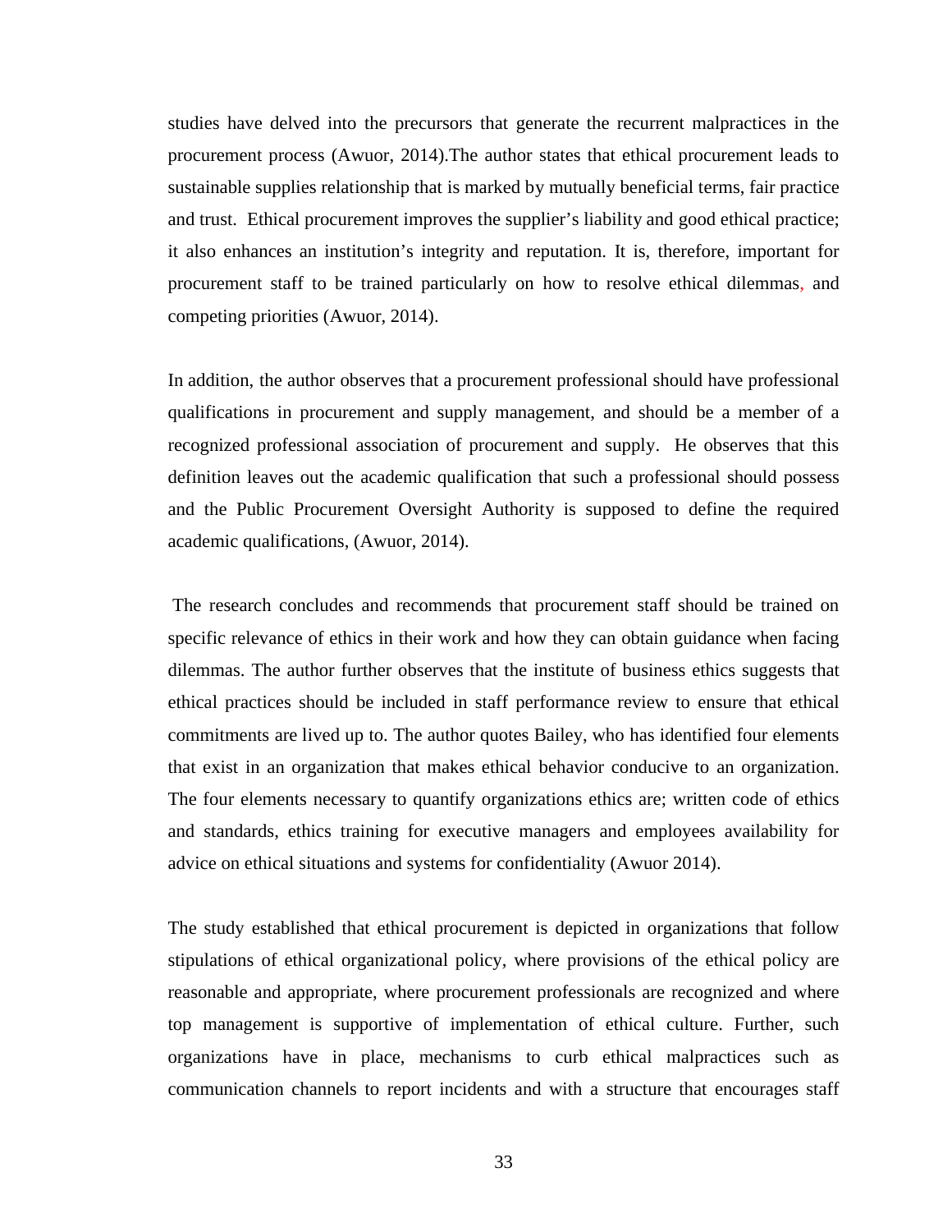studies have delved into the precursors that generate the recurrent malpractices in the procurement process (Awuor, 2014).The author states that ethical procurement leads to sustainable supplies relationship that is marked by mutually beneficial terms, fair practice and trust. Ethical procurement improves the supplier's liability and good ethical practice; it also enhances an institution's integrity and reputation. It is, therefore, important for procurement staff to be trained particularly on how to resolve ethical dilemmas, and competing priorities (Awuor, 2014).

In addition, the author observes that a procurement professional should have professional qualifications in procurement and supply management, and should be a member of a recognized professional association of procurement and supply. He observes that this definition leaves out the academic qualification that such a professional should possess and the Public Procurement Oversight Authority is supposed to define the required academic qualifications, (Awuor, 2014).

The research concludes and recommends that procurement staff should be trained on specific relevance of ethics in their work and how they can obtain guidance when facing dilemmas. The author further observes that the institute of business ethics suggests that ethical practices should be included in staff performance review to ensure that ethical commitments are lived up to. The author quotes Bailey, who has identified four elements that exist in an organization that makes ethical behavior conducive to an organization. The four elements necessary to quantify organizations ethics are; written code of ethics and standards, ethics training for executive managers and employees availability for advice on ethical situations and systems for confidentiality (Awuor 2014).

The study established that ethical procurement is depicted in organizations that follow stipulations of ethical organizational policy, where provisions of the ethical policy are reasonable and appropriate, where procurement professionals are recognized and where top management is supportive of implementation of ethical culture. Further, such organizations have in place, mechanisms to curb ethical malpractices such as communication channels to report incidents and with a structure that encourages staff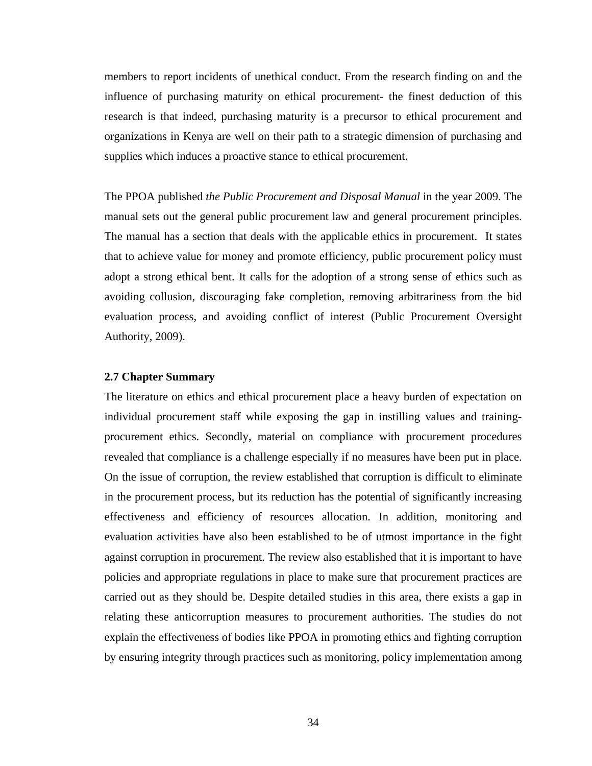members to report incidents of unethical conduct. From the research finding on and the influence of purchasing maturity on ethical procurement- the finest deduction of this research is that indeed, purchasing maturity is a precursor to ethical procurement and organizations in Kenya are well on their path to a strategic dimension of purchasing and supplies which induces a proactive stance to ethical procurement.

The PPOA published *the Public Procurement and Disposal Manual* in the year 2009. The manual sets out the general public procurement law and general procurement principles. The manual has a section that deals with the applicable ethics in procurement. It states that to achieve value for money and promote efficiency, public procurement policy must adopt a strong ethical bent. It calls for the adoption of a strong sense of ethics such as avoiding collusion, discouraging fake completion, removing arbitrariness from the bid evaluation process, and avoiding conflict of interest (Public Procurement Oversight Authority, 2009).

### 2.7 Chapter Summary

The literature on ethics and ethical procurement place a heavy burden of expectation on individual procurement staff while exposing the gap in instilling values and training-procurement ethics. Secondly, material on compliance with procurement procedures revealed that compliance is a challenge especially if no measures have been put in place. On the issue of corruption, the review established that corruption is difficult to eliminate in the procurement process, but its reduction has the potential of significantly increasing effectiveness and efficiency of resources allocation. In addition, monitoring and evaluation activities have also been established to be of utmost importance in the fight against corruption in procurement. The review also established that it is important to have policies and appropriate regulations in place to make sure that procurement practices are carried out as they should be. Despite detailed studies in this area, there exists a gap in relating these anticorruption measures to procurement authorities. The studies do not explain the effectiveness of bodies like PPOA in promoting ethics and fighting corruption by ensuring integrity through practices such as monitoring, policy implementation among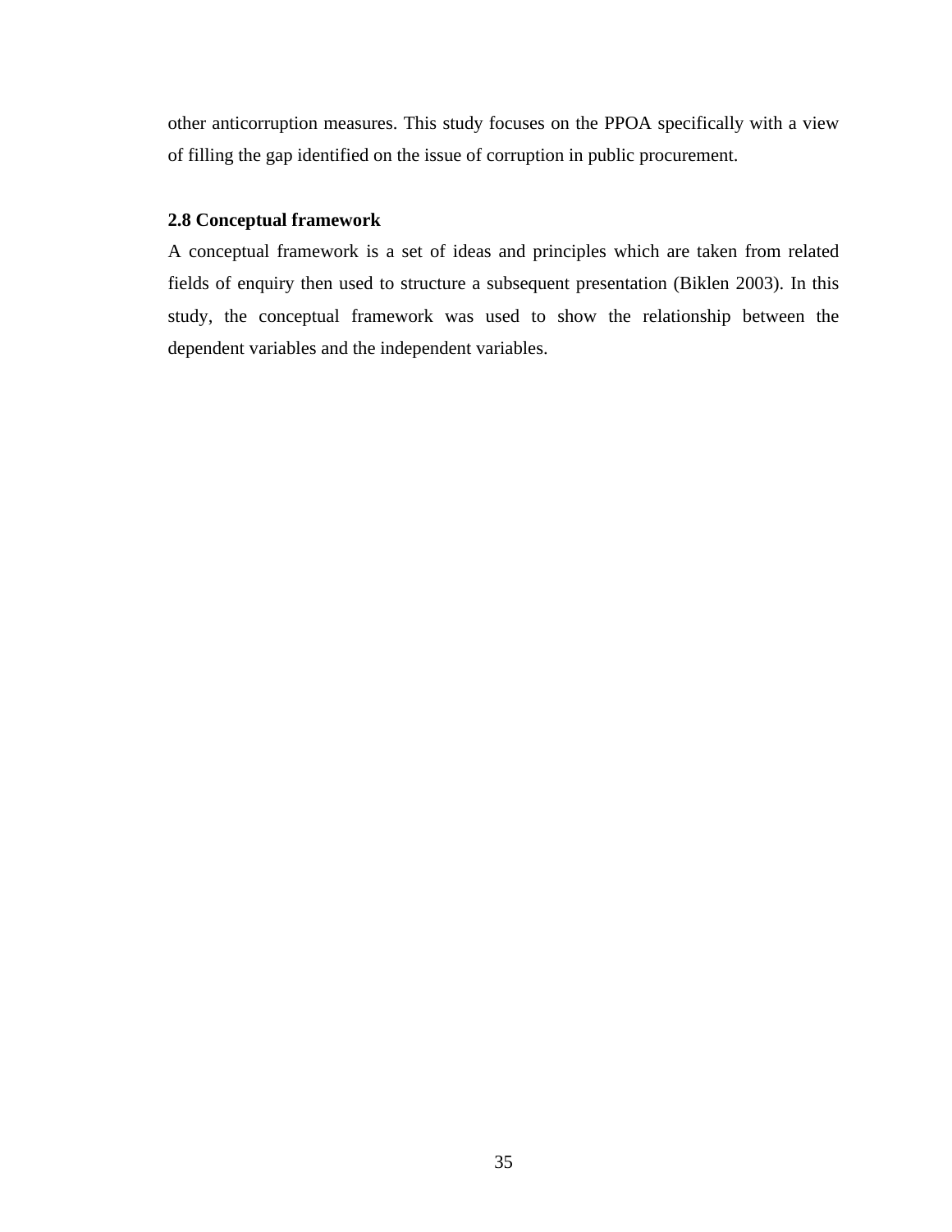other anticorruption measures. This study focuses on the PPOA specifically with a view of filling the gap identified on the issue of corruption in public procurement.

### 2.8 Conceptual framework

A conceptual framework is a set of ideas and principles which are taken from related fields of enquiry then used to structure a subsequent presentation (Biklen 2003). In this study, the conceptual framework was used to show the relationship between the dependent variables and the independent variables.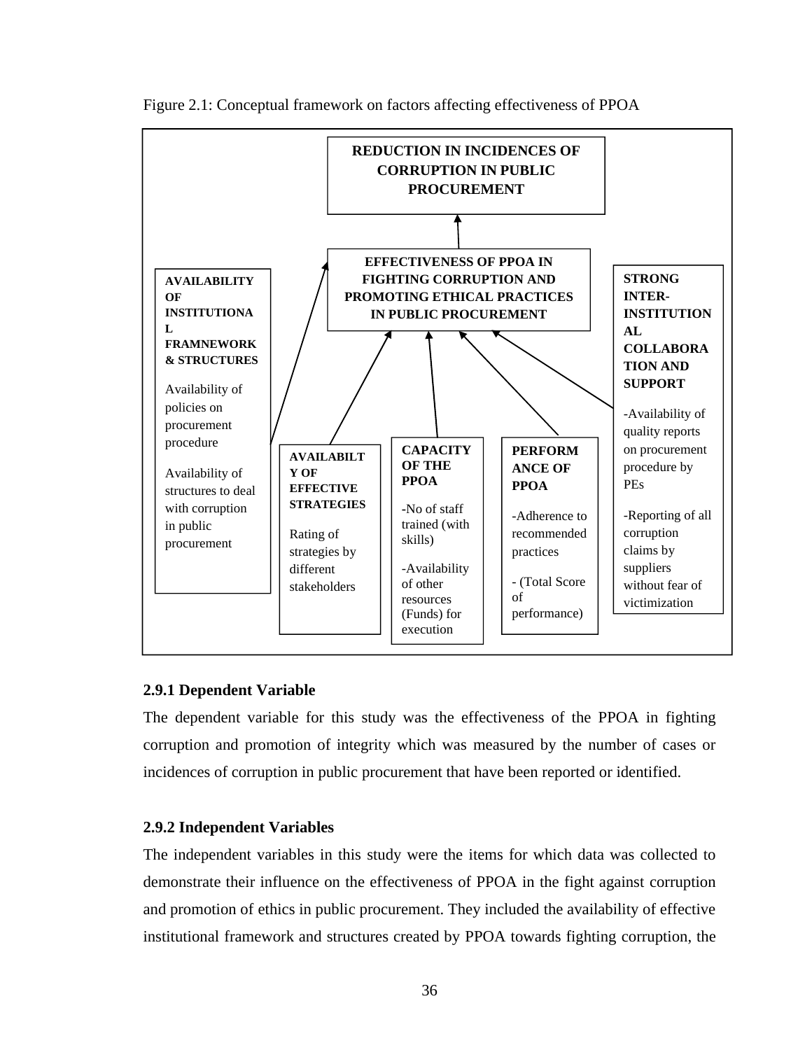Figure 2.1: Conceptual framework on factors affecting effectiveness of PPOA

**REDUCTION IN INCIDENCES OF CORRUPTION IN PUBLIC PROCUREMENT**

**EFFECTIVENESS OF PPOA IN FIGHTING CORRUPTION AND PROMOTING ETHICAL PRACTICES IN PUBLIC PROCUREMENT**

**AVAILABILITY OF INSTITUTIONAL FRAMNEWORK & STRUCTURES**

Availability of policies on procurement procedure

Availability of structures to deal with corruption in public procurement

**AVAILABILTY OF EFFECTIVE STRATEGIES**

Rating of strategies by different stakeholders

**CAPACITY OF THE PPOA**

-No of staff trained (with skills)

-Availability of other resources (Funds) for execution

**PERFORMANCE OF PPOA**

-Adherence to recommended practices

- (Total Score of performance)

**STRONG INTER-INSTITUTIONAL COLLABORATION AND SUPPORT**

-Availability of quality reports on procurement procedure by PEs

-Reporting of all corruption claims by suppliers without fear of victimization

### 2.9.1 Dependent Variable

The dependent variable for this study was the effectiveness of the PPOA in fighting corruption and promotion of integrity which was measured by the number of cases or incidences of corruption in public procurement that have been reported or identified.

### 2.9.2 Independent Variables

The independent variables in this study were the items for which data was collected to demonstrate their influence on the effectiveness of PPOA in the fight against corruption and promotion of ethics in public procurement. They included the availability of effective institutional framework and structures created by PPOA towards fighting corruption, the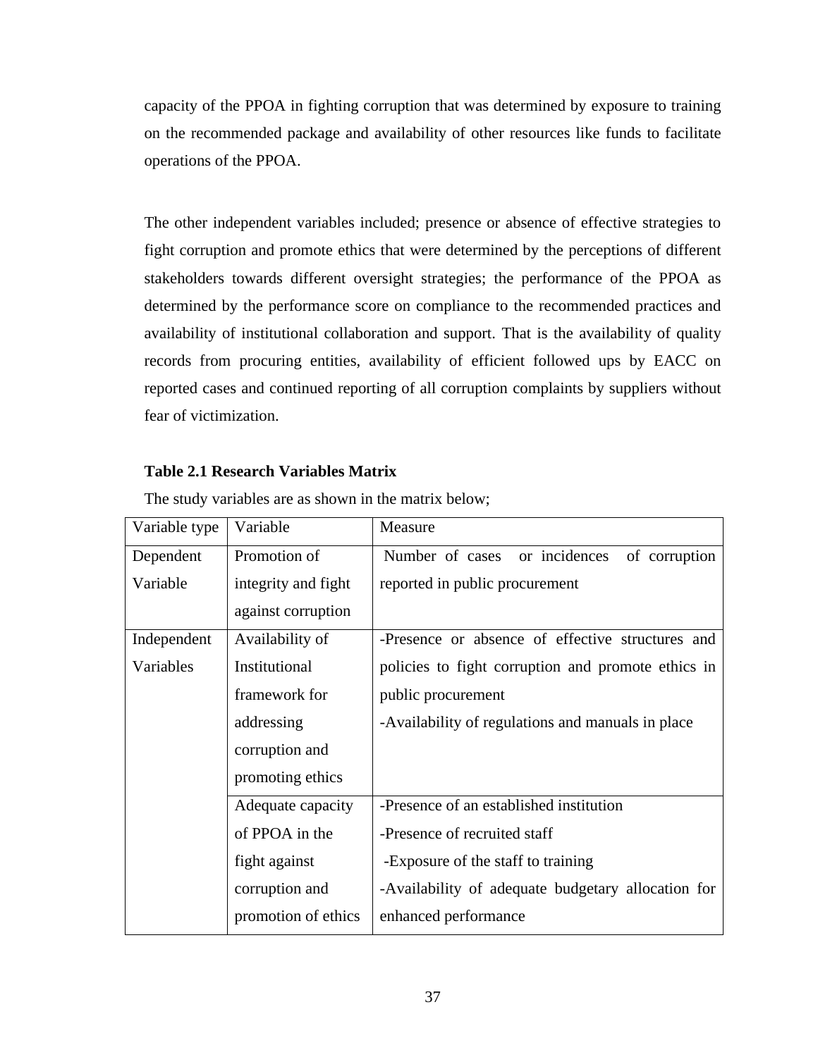capacity of the PPOA in fighting corruption that was determined by exposure to training on the recommended package and availability of other resources like funds to facilitate operations of the PPOA.

The other independent variables included; presence or absence of effective strategies to fight corruption and promote ethics that were determined by the perceptions of different stakeholders towards different oversight strategies; the performance of the PPOA as determined by the performance score on compliance to the recommended practices and availability of institutional collaboration and support. That is the availability of quality records from procuring entities, availability of efficient followed ups by EACC on reported cases and continued reporting of all corruption complaints by suppliers without fear of victimization.

**Table 2.1 Research Variables Matrix**

The study variables are as shown in the matrix below;

| Variable type | Variable | Measure |
|---|---|---|
| Dependent Variable | Promotion of integrity and fight against corruption | Number of cases or incidences of corruption reported in public procurement |
| Independent Variables | Availability of Institutional framework for addressing corruption and promoting ethics | -Presence or absence of effective structures and policies to fight corruption and promote ethics in public procurement<br>-Availability of regulations and manuals in place |
| | Adequate capacity of PPOA in the fight against corruption and promotion of ethics | -Presence of an established institution<br>-Presence of recruited staff<br>-Exposure of the staff to training<br>-Availability of adequate budgetary allocation for enhanced performance |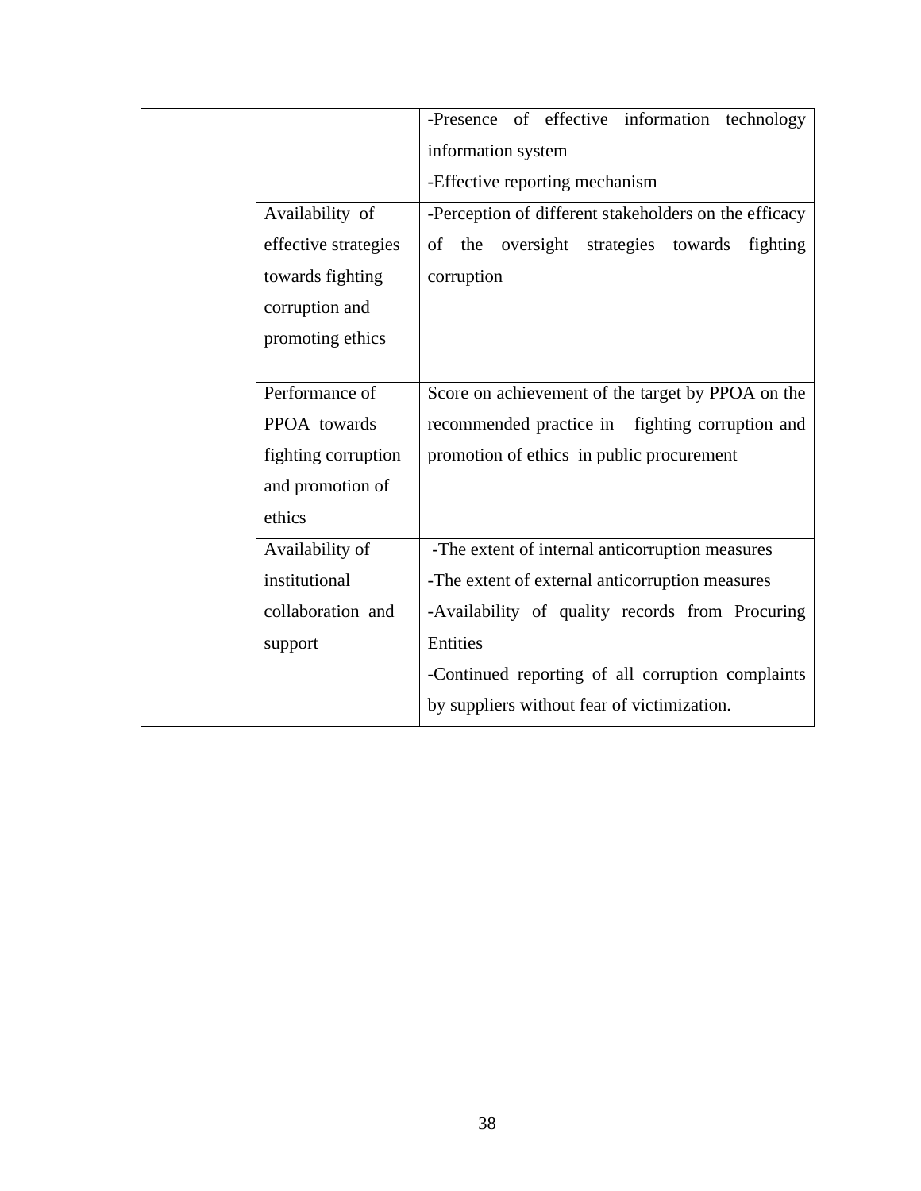| | | |
|---|---|---|
| | | -Presence of effective information technology information system<br>-Effective reporting mechanism |
| | Availability of effective strategies towards fighting corruption and promoting ethics | -Perception of different stakeholders on the efficacy of the oversight strategies towards fighting corruption |
| | Performance of PPOA towards fighting corruption and promotion of ethics | Score on achievement of the target by PPOA on the recommended practice in fighting corruption and promotion of ethics in public procurement |
| | Availability of institutional collaboration and support | -The extent of internal anticorruption measures<br>-The extent of external anticorruption measures<br>-Availability of quality records from Procuring Entities<br>-Continued reporting of all corruption complaints by suppliers without fear of victimization. |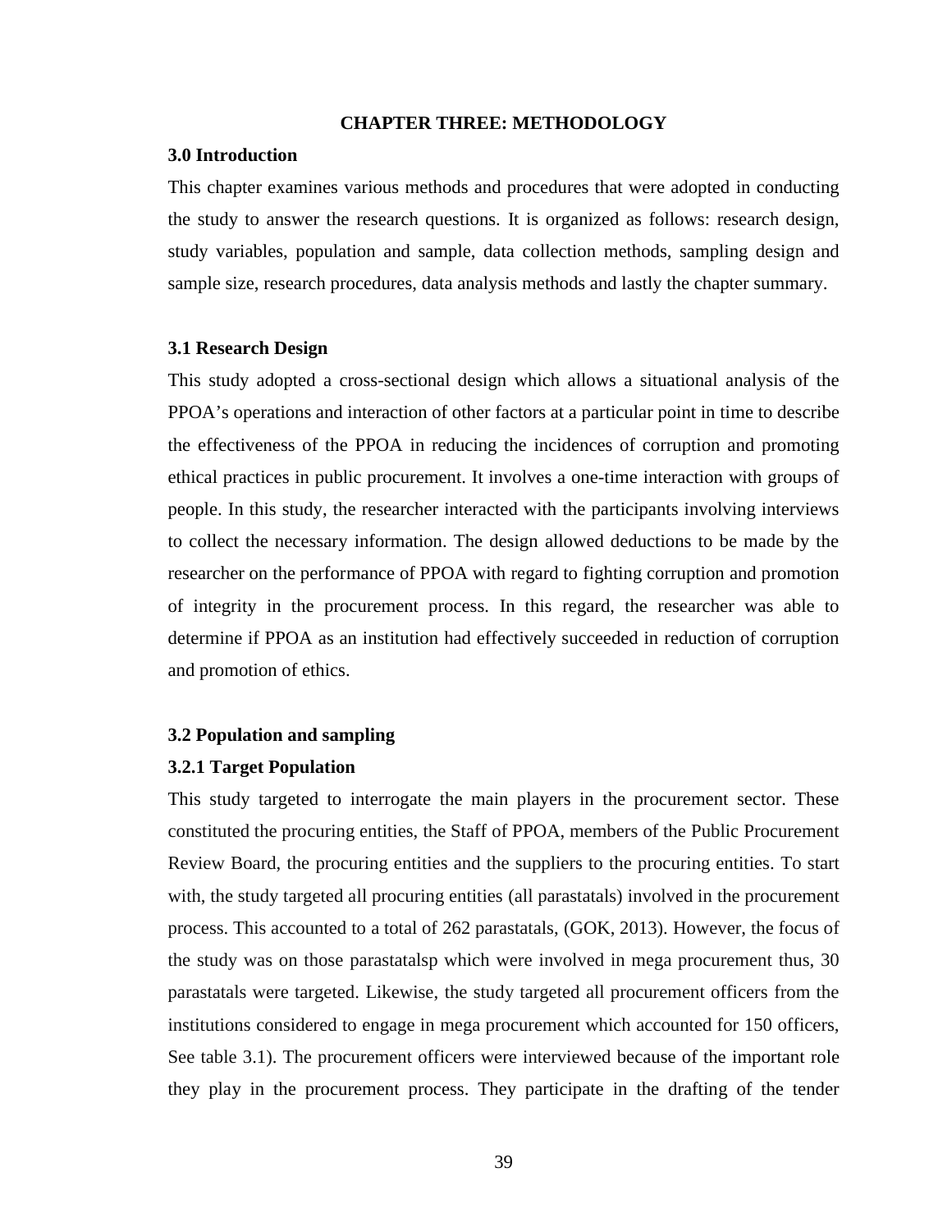# CHAPTER THREE: METHODOLOGY

## 3.0 Introduction

This chapter examines various methods and procedures that were adopted in conducting the study to answer the research questions. It is organized as follows: research design, study variables, population and sample, data collection methods, sampling design and sample size, research procedures, data analysis methods and lastly the chapter summary.

## 3.1 Research Design

This study adopted a cross-sectional design which allows a situational analysis of the PPOA's operations and interaction of other factors at a particular point in time to describe the effectiveness of the PPOA in reducing the incidences of corruption and promoting ethical practices in public procurement. It involves a one-time interaction with groups of people. In this study, the researcher interacted with the participants involving interviews to collect the necessary information. The design allowed deductions to be made by the researcher on the performance of PPOA with regard to fighting corruption and promotion of integrity in the procurement process. In this regard, the researcher was able to determine if PPOA as an institution had effectively succeeded in reduction of corruption and promotion of ethics.

## 3.2 Population and sampling

### 3.2.1 Target Population

This study targeted to interrogate the main players in the procurement sector. These constituted the procuring entities, the Staff of PPOA, members of the Public Procurement Review Board, the procuring entities and the suppliers to the procuring entities. To start with, the study targeted all procuring entities (all parastatals) involved in the procurement process. This accounted to a total of 262 parastatals, (GOK, 2013). However, the focus of the study was on those parastatalsp which were involved in mega procurement thus, 30 parastatals were targeted. Likewise, the study targeted all procurement officers from the institutions considered to engage in mega procurement which accounted for 150 officers, See table 3.1). The procurement officers were interviewed because of the important role they play in the procurement process. They participate in the drafting of the tender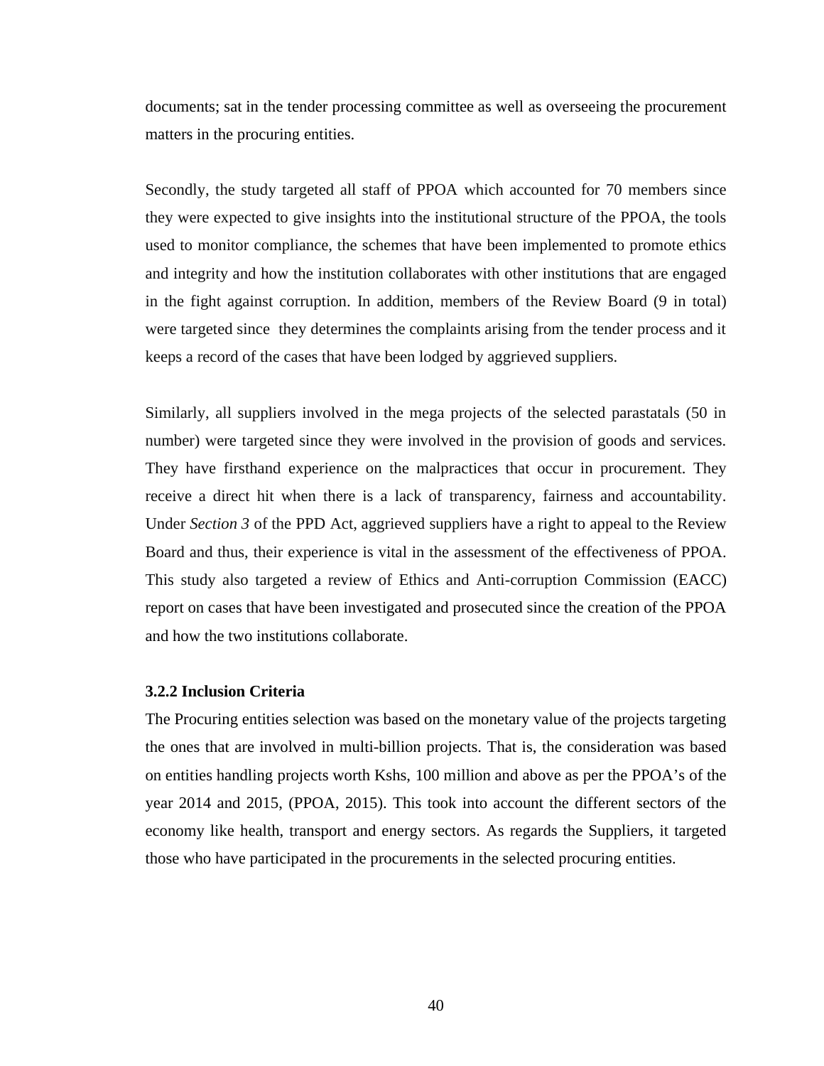documents; sat in the tender processing committee as well as overseeing the procurement matters in the procuring entities.

Secondly, the study targeted all staff of PPOA which accounted for 70 members since they were expected to give insights into the institutional structure of the PPOA, the tools used to monitor compliance, the schemes that have been implemented to promote ethics and integrity and how the institution collaborates with other institutions that are engaged in the fight against corruption. In addition, members of the Review Board (9 in total) were targeted since they determines the complaints arising from the tender process and it keeps a record of the cases that have been lodged by aggrieved suppliers.

Similarly, all suppliers involved in the mega projects of the selected parastatals (50 in number) were targeted since they were involved in the provision of goods and services. They have firsthand experience on the malpractices that occur in procurement. They receive a direct hit when there is a lack of transparency, fairness and accountability. Under *Section 3* of the PPD Act, aggrieved suppliers have a right to appeal to the Review Board and thus, their experience is vital in the assessment of the effectiveness of PPOA. This study also targeted a review of Ethics and Anti-corruption Commission (EACC) report on cases that have been investigated and prosecuted since the creation of the PPOA and how the two institutions collaborate.

### 3.2.2 Inclusion Criteria

The Procuring entities selection was based on the monetary value of the projects targeting the ones that are involved in multi-billion projects. That is, the consideration was based on entities handling projects worth Kshs, 100 million and above as per the PPOA's of the year 2014 and 2015, (PPOA, 2015). This took into account the different sectors of the economy like health, transport and energy sectors. As regards the Suppliers, it targeted those who have participated in the procurements in the selected procuring entities.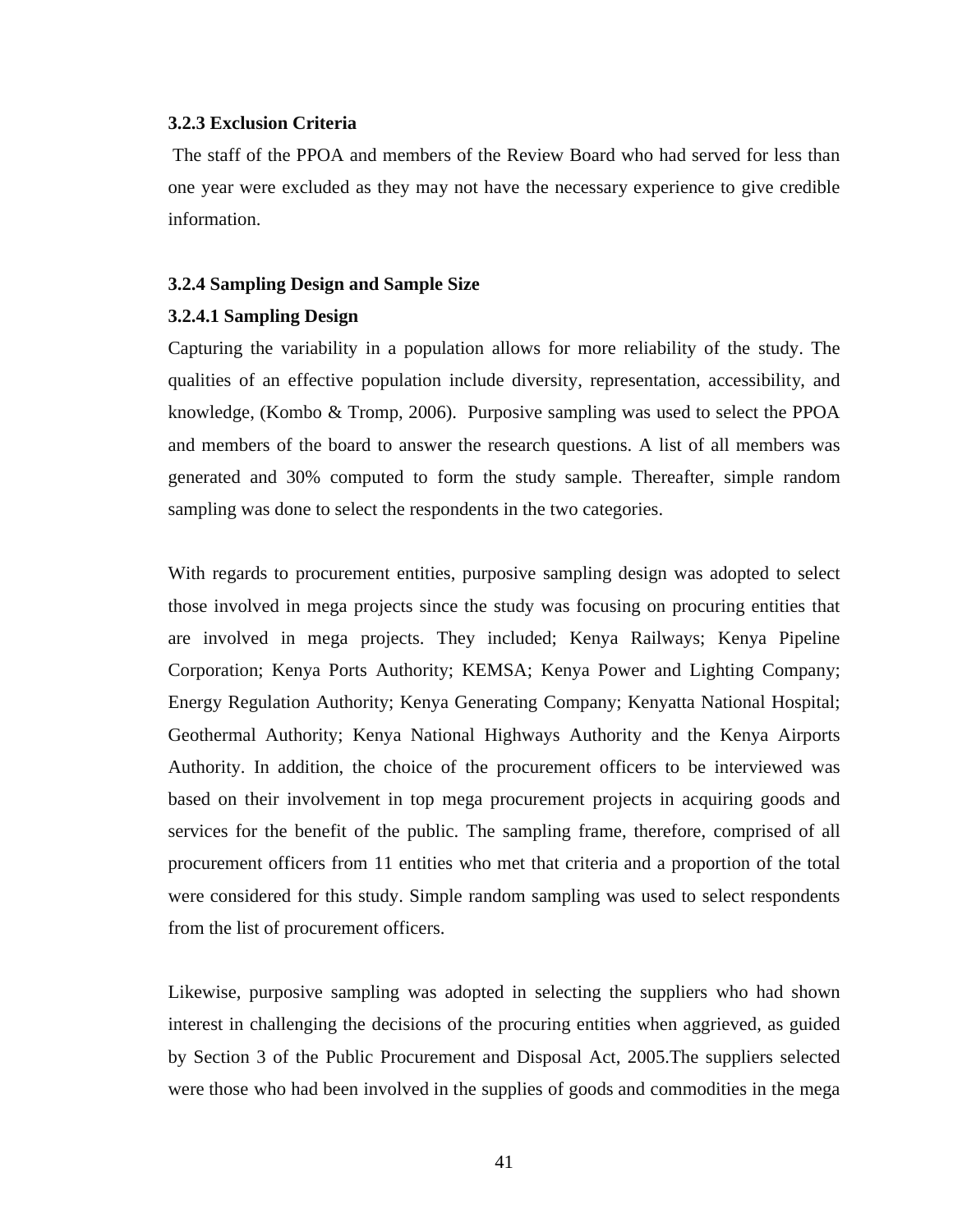### 3.2.3 Exclusion Criteria

The staff of the PPOA and members of the Review Board who had served for less than one year were excluded as they may not have the necessary experience to give credible information.

### 3.2.4 Sampling Design and Sample Size

#### 3.2.4.1 Sampling Design

Capturing the variability in a population allows for more reliability of the study. The qualities of an effective population include diversity, representation, accessibility, and knowledge, (Kombo & Tromp, 2006). Purposive sampling was used to select the PPOA and members of the board to answer the research questions. A list of all members was generated and 30% computed to form the study sample. Thereafter, simple random sampling was done to select the respondents in the two categories.

With regards to procurement entities, purposive sampling design was adopted to select those involved in mega projects since the study was focusing on procuring entities that are involved in mega projects. They included; Kenya Railways; Kenya Pipeline Corporation; Kenya Ports Authority; KEMSA; Kenya Power and Lighting Company; Energy Regulation Authority; Kenya Generating Company; Kenyatta National Hospital; Geothermal Authority; Kenya National Highways Authority and the Kenya Airports Authority. In addition, the choice of the procurement officers to be interviewed was based on their involvement in top mega procurement projects in acquiring goods and services for the benefit of the public. The sampling frame, therefore, comprised of all procurement officers from 11 entities who met that criteria and a proportion of the total were considered for this study. Simple random sampling was used to select respondents from the list of procurement officers.

Likewise, purposive sampling was adopted in selecting the suppliers who had shown interest in challenging the decisions of the procuring entities when aggrieved, as guided by Section 3 of the Public Procurement and Disposal Act, 2005.The suppliers selected were those who had been involved in the supplies of goods and commodities in the mega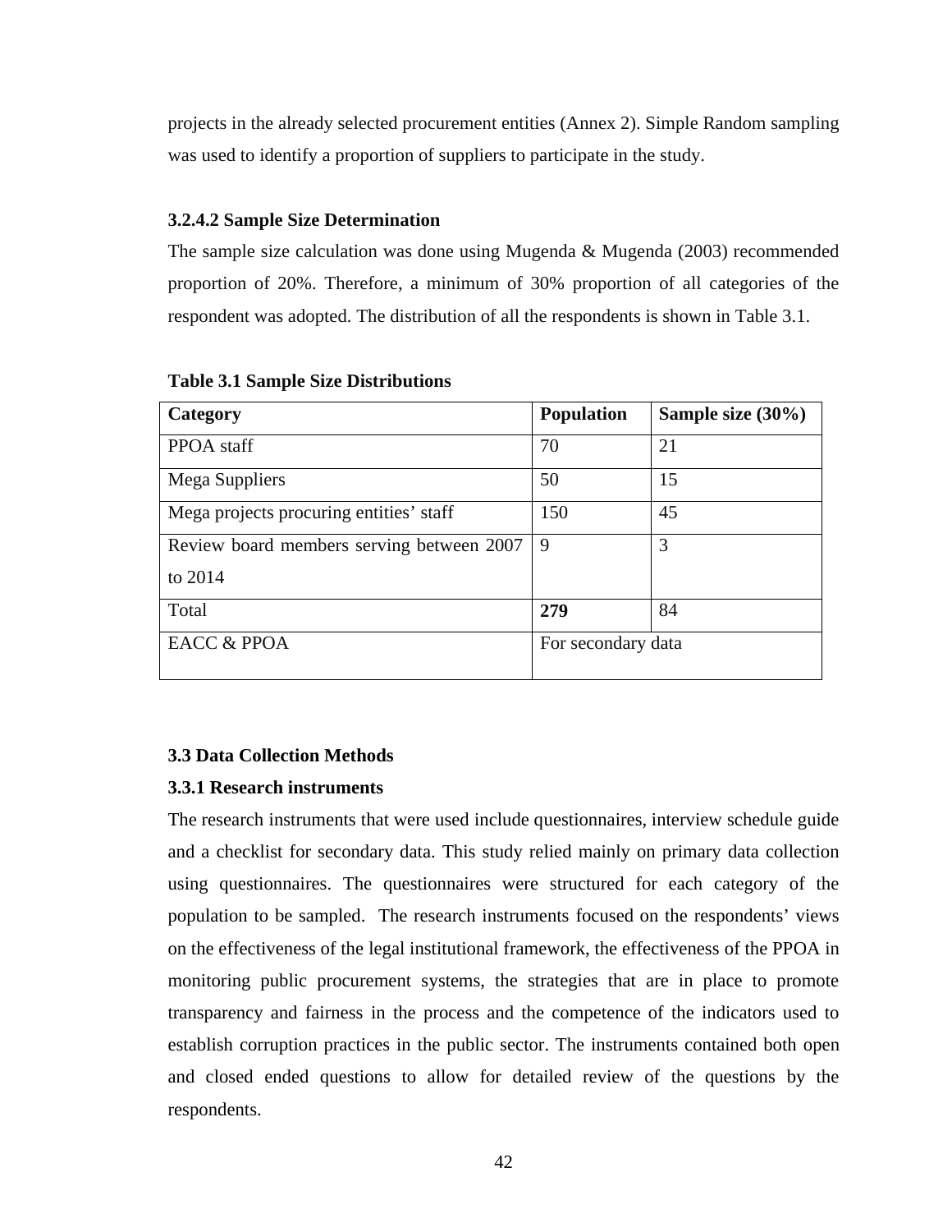projects in the already selected procurement entities (Annex 2). Simple Random sampling was used to identify a proportion of suppliers to participate in the study.

#### 3.2.4.2 Sample Size Determination

The sample size calculation was done using Mugenda & Mugenda (2003) recommended proportion of 20%. Therefore, a minimum of 30% proportion of all categories of the respondent was adopted. The distribution of all the respondents is shown in Table 3.1.

**Table 3.1 Sample Size Distributions**

| **Category** | **Population** | **Sample size (30%)** |
|---|---|---|
| PPOA staff | 70 | 21 |
| Mega Suppliers | 50 | 15 |
| Mega projects procuring entities' staff | 150 | 45 |
| Review board members serving between 2007 to 2014 | 9 | 3 |
| Total | **279** | 84 |
| EACC & PPOA | For secondary data | |

## 3.3 Data Collection Methods

### 3.3.1 Research instruments

The research instruments that were used include questionnaires, interview schedule guide and a checklist for secondary data. This study relied mainly on primary data collection using questionnaires. The questionnaires were structured for each category of the population to be sampled. The research instruments focused on the respondents' views on the effectiveness of the legal institutional framework, the effectiveness of the PPOA in monitoring public procurement systems, the strategies that are in place to promote transparency and fairness in the process and the competence of the indicators used to establish corruption practices in the public sector. The instruments contained both open and closed ended questions to allow for detailed review of the questions by the respondents.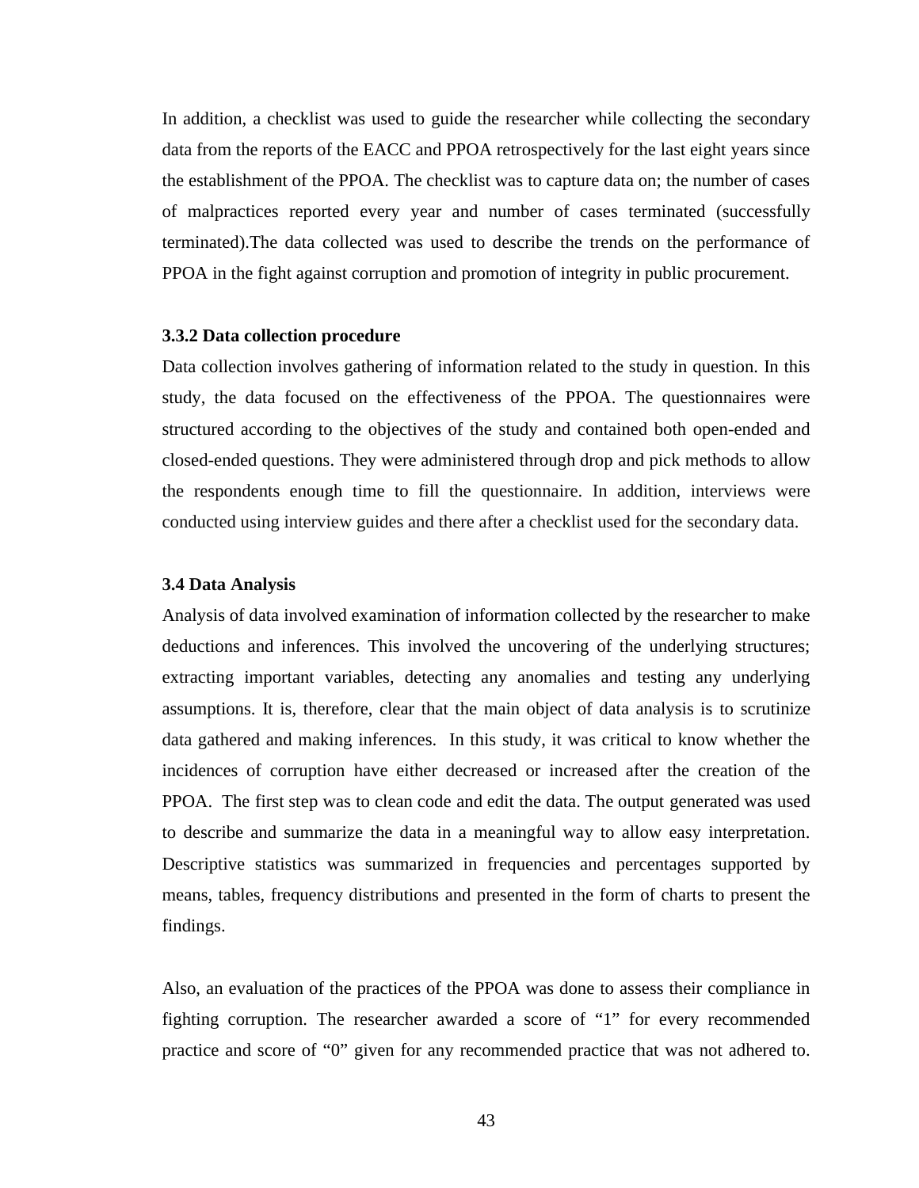In addition, a checklist was used to guide the researcher while collecting the secondary data from the reports of the EACC and PPOA retrospectively for the last eight years since the establishment of the PPOA. The checklist was to capture data on; the number of cases of malpractices reported every year and number of cases terminated (successfully terminated).The data collected was used to describe the trends on the performance of PPOA in the fight against corruption and promotion of integrity in public procurement.

### 3.3.2 Data collection procedure

Data collection involves gathering of information related to the study in question. In this study, the data focused on the effectiveness of the PPOA. The questionnaires were structured according to the objectives of the study and contained both open-ended and closed-ended questions. They were administered through drop and pick methods to allow the respondents enough time to fill the questionnaire. In addition, interviews were conducted using interview guides and there after a checklist used for the secondary data.

## 3.4 Data Analysis

Analysis of data involved examination of information collected by the researcher to make deductions and inferences. This involved the uncovering of the underlying structures; extracting important variables, detecting any anomalies and testing any underlying assumptions. It is, therefore, clear that the main object of data analysis is to scrutinize data gathered and making inferences. In this study, it was critical to know whether the incidences of corruption have either decreased or increased after the creation of the PPOA. The first step was to clean code and edit the data. The output generated was used to describe and summarize the data in a meaningful way to allow easy interpretation. Descriptive statistics was summarized in frequencies and percentages supported by means, tables, frequency distributions and presented in the form of charts to present the findings.

Also, an evaluation of the practices of the PPOA was done to assess their compliance in fighting corruption. The researcher awarded a score of “1” for every recommended practice and score of “0” given for any recommended practice that was not adhered to.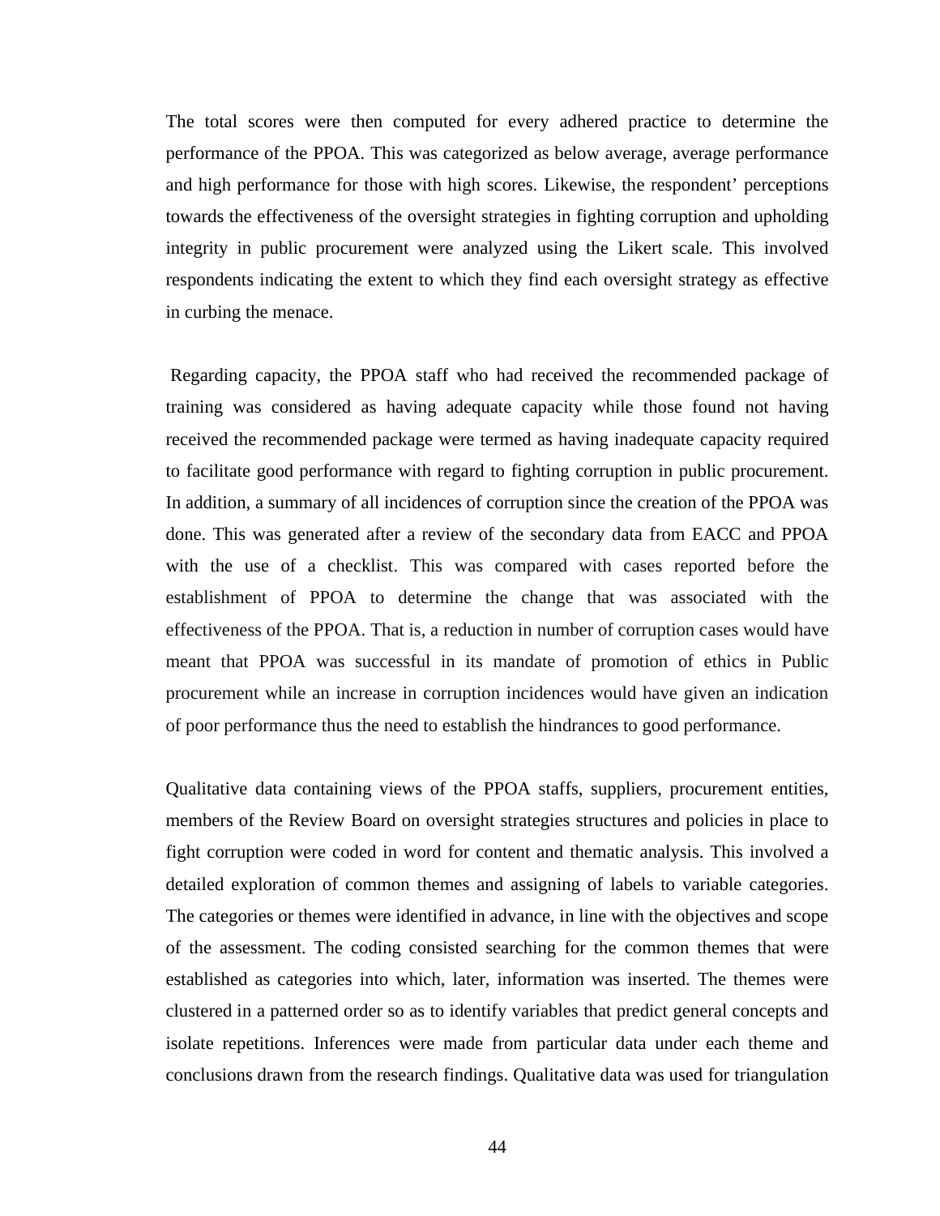The total scores were then computed for every adhered practice to determine the performance of the PPOA. This was categorized as below average, average performance and high performance for those with high scores. Likewise, the respondent' perceptions towards the effectiveness of the oversight strategies in fighting corruption and upholding integrity in public procurement were analyzed using the Likert scale. This involved respondents indicating the extent to which they find each oversight strategy as effective in curbing the menace.

Regarding capacity, the PPOA staff who had received the recommended package of training was considered as having adequate capacity while those found not having received the recommended package were termed as having inadequate capacity required to facilitate good performance with regard to fighting corruption in public procurement. In addition, a summary of all incidences of corruption since the creation of the PPOA was done. This was generated after a review of the secondary data from EACC and PPOA with the use of a checklist. This was compared with cases reported before the establishment of PPOA to determine the change that was associated with the effectiveness of the PPOA. That is, a reduction in number of corruption cases would have meant that PPOA was successful in its mandate of promotion of ethics in Public procurement while an increase in corruption incidences would have given an indication of poor performance thus the need to establish the hindrances to good performance.

Qualitative data containing views of the PPOA staffs, suppliers, procurement entities, members of the Review Board on oversight strategies structures and policies in place to fight corruption were coded in word for content and thematic analysis. This involved a detailed exploration of common themes and assigning of labels to variable categories. The categories or themes were identified in advance, in line with the objectives and scope of the assessment. The coding consisted searching for the common themes that were established as categories into which, later, information was inserted. The themes were clustered in a patterned order so as to identify variables that predict general concepts and isolate repetitions. Inferences were made from particular data under each theme and conclusions drawn from the research findings. Qualitative data was used for triangulation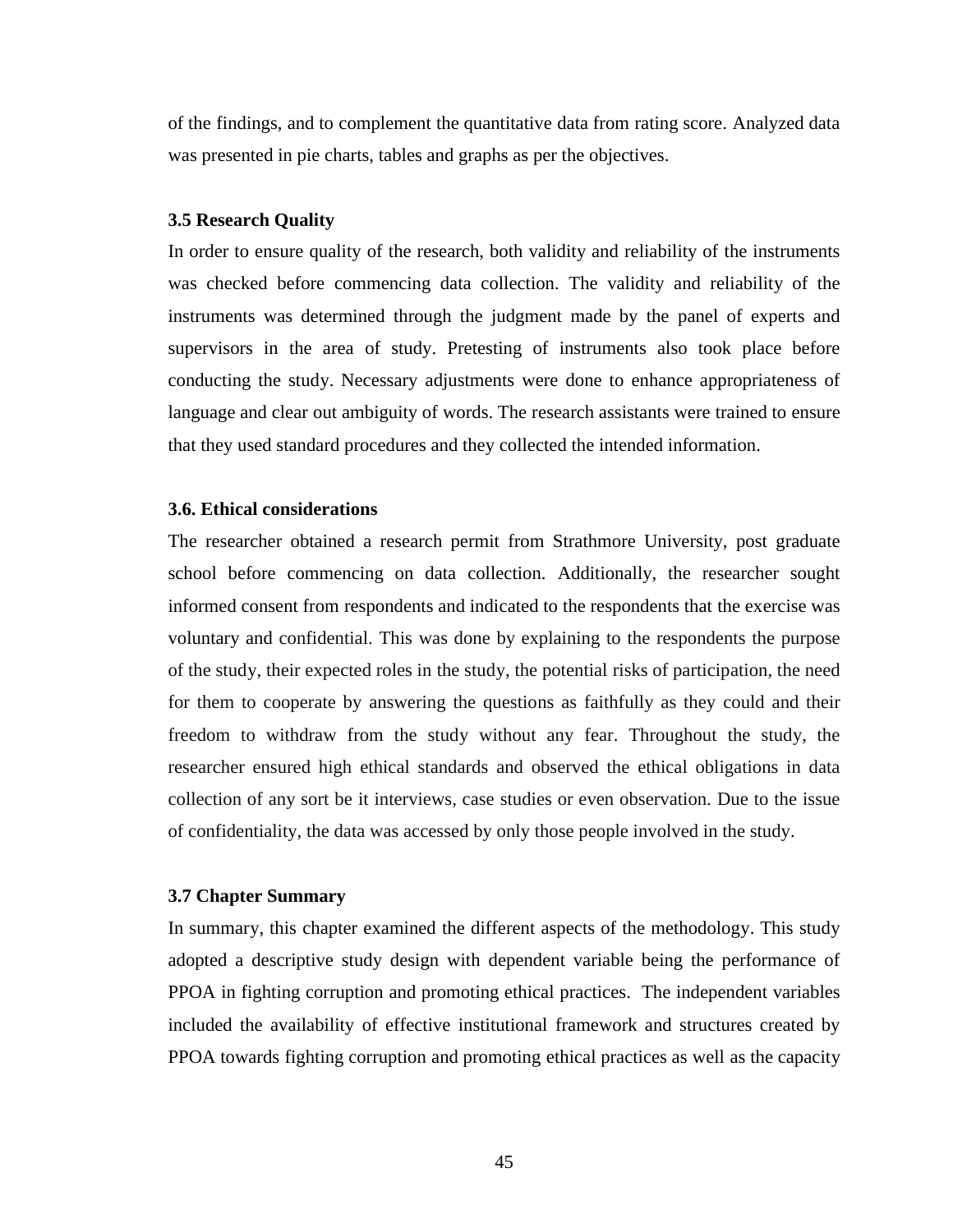of the findings, and to complement the quantitative data from rating score. Analyzed data was presented in pie charts, tables and graphs as per the objectives.

### 3.5 Research Quality

In order to ensure quality of the research, both validity and reliability of the instruments was checked before commencing data collection. The validity and reliability of the instruments was determined through the judgment made by the panel of experts and supervisors in the area of study. Pretesting of instruments also took place before conducting the study. Necessary adjustments were done to enhance appropriateness of language and clear out ambiguity of words. The research assistants were trained to ensure that they used standard procedures and they collected the intended information.

### 3.6. Ethical considerations

The researcher obtained a research permit from Strathmore University, post graduate school before commencing on data collection. Additionally, the researcher sought informed consent from respondents and indicated to the respondents that the exercise was voluntary and confidential. This was done by explaining to the respondents the purpose of the study, their expected roles in the study, the potential risks of participation, the need for them to cooperate by answering the questions as faithfully as they could and their freedom to withdraw from the study without any fear. Throughout the study, the researcher ensured high ethical standards and observed the ethical obligations in data collection of any sort be it interviews, case studies or even observation. Due to the issue of confidentiality, the data was accessed by only those people involved in the study.

### 3.7 Chapter Summary

In summary, this chapter examined the different aspects of the methodology. This study adopted a descriptive study design with dependent variable being the performance of PPOA in fighting corruption and promoting ethical practices. The independent variables included the availability of effective institutional framework and structures created by PPOA towards fighting corruption and promoting ethical practices as well as the capacity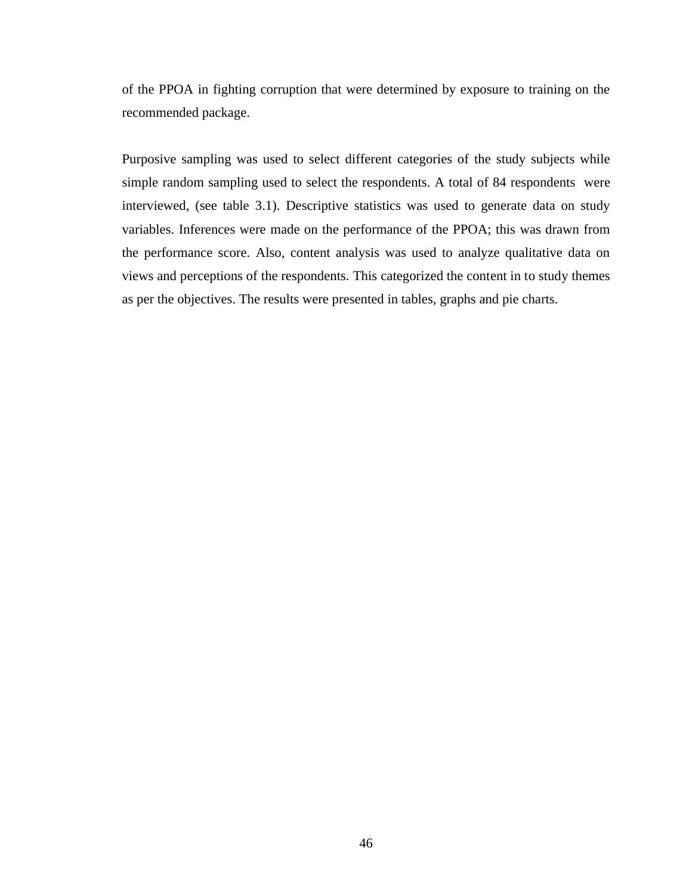of the PPOA in fighting corruption that were determined by exposure to training on the recommended package.

Purposive sampling was used to select different categories of the study subjects while simple random sampling used to select the respondents. A total of 84 respondents were interviewed, (see table 3.1). Descriptive statistics was used to generate data on study variables. Inferences were made on the performance of the PPOA; this was drawn from the performance score. Also, content analysis was used to analyze qualitative data on views and perceptions of the respondents. This categorized the content in to study themes as per the objectives. The results were presented in tables, graphs and pie charts.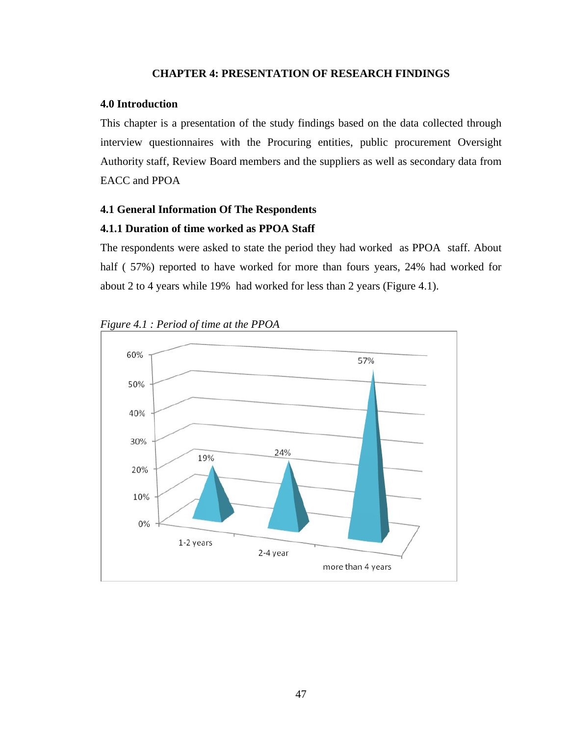# CHAPTER 4: PRESENTATION OF RESEARCH FINDINGS

## 4.0 Introduction

This chapter is a presentation of the study findings based on the data collected through interview questionnaires with the Procuring entities, public procurement Oversight Authority staff, Review Board members and the suppliers as well as secondary data from EACC and PPOA

## 4.1 General Information Of The Respondents

### 4.1.1 Duration of time worked as PPOA Staff

The respondents were asked to state the period they had worked as PPOA staff. About half ( 57%) reported to have worked for more than fours years, 24% had worked for about 2 to 4 years while 19% had worked for less than 2 years (Figure 4.1).

*Figure 4.1 : Period of time at the PPOA*

| Period | Percentage |
|---|---|
| 1-2 years | 19% |
| 2-4 year | 24% |
| more than 4 years | 57% |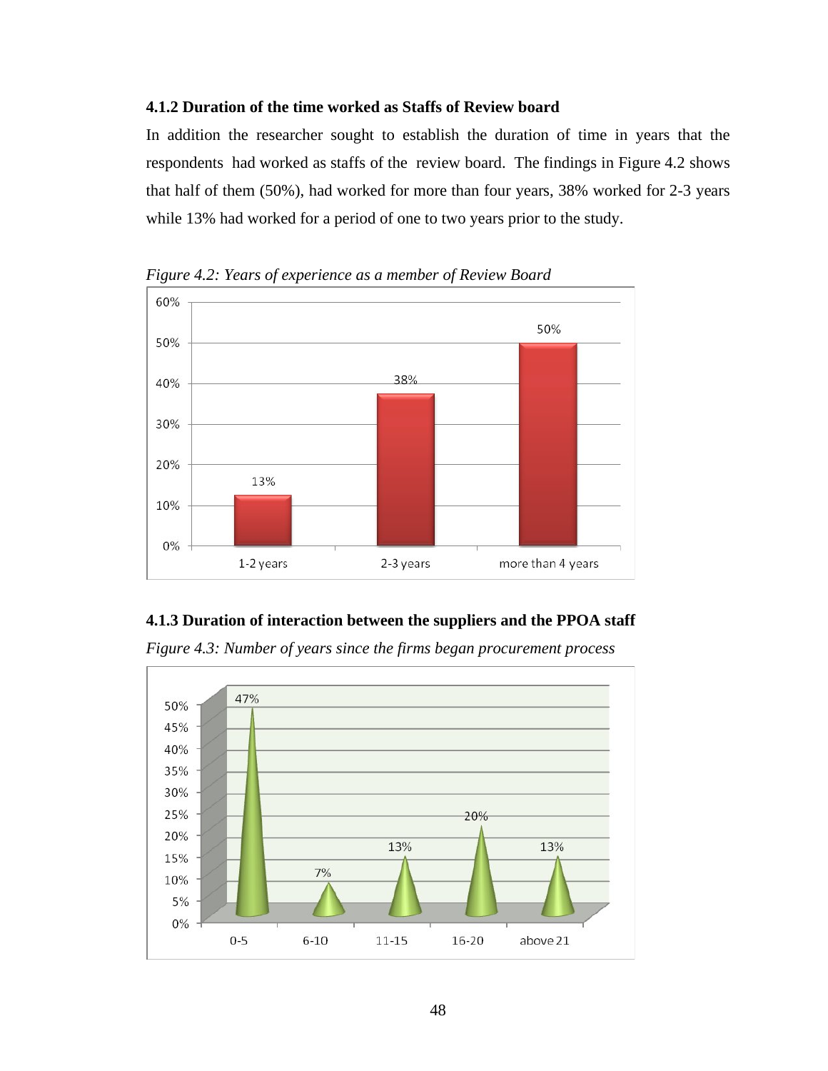### 4.1.2 Duration of the time worked as Staffs of Review board

In addition the researcher sought to establish the duration of time in years that the respondents had worked as staffs of the review board. The findings in Figure 4.2 shows that half of them (50%), had worked for more than four years, 38% worked for 2-3 years while 13% had worked for a period of one to two years prior to the study.

*Figure 4.2: Years of experience as a member of Review Board*

| Years of experience | Percentage |
|---|---|
| 1-2 years | 13% |
| 2-3 years | 38% |
| more than 4 years | 50% |

### 4.1.3 Duration of interaction between the suppliers and the PPOA staff

*Figure 4.3: Number of years since the firms began procurement process*

| Years | Percentage |
|---|---|
| 0-5 | 47% |
| 6-10 | 7% |
| 11-15 | 13% |
| 16-20 | 20% |
| above 21 | 13% |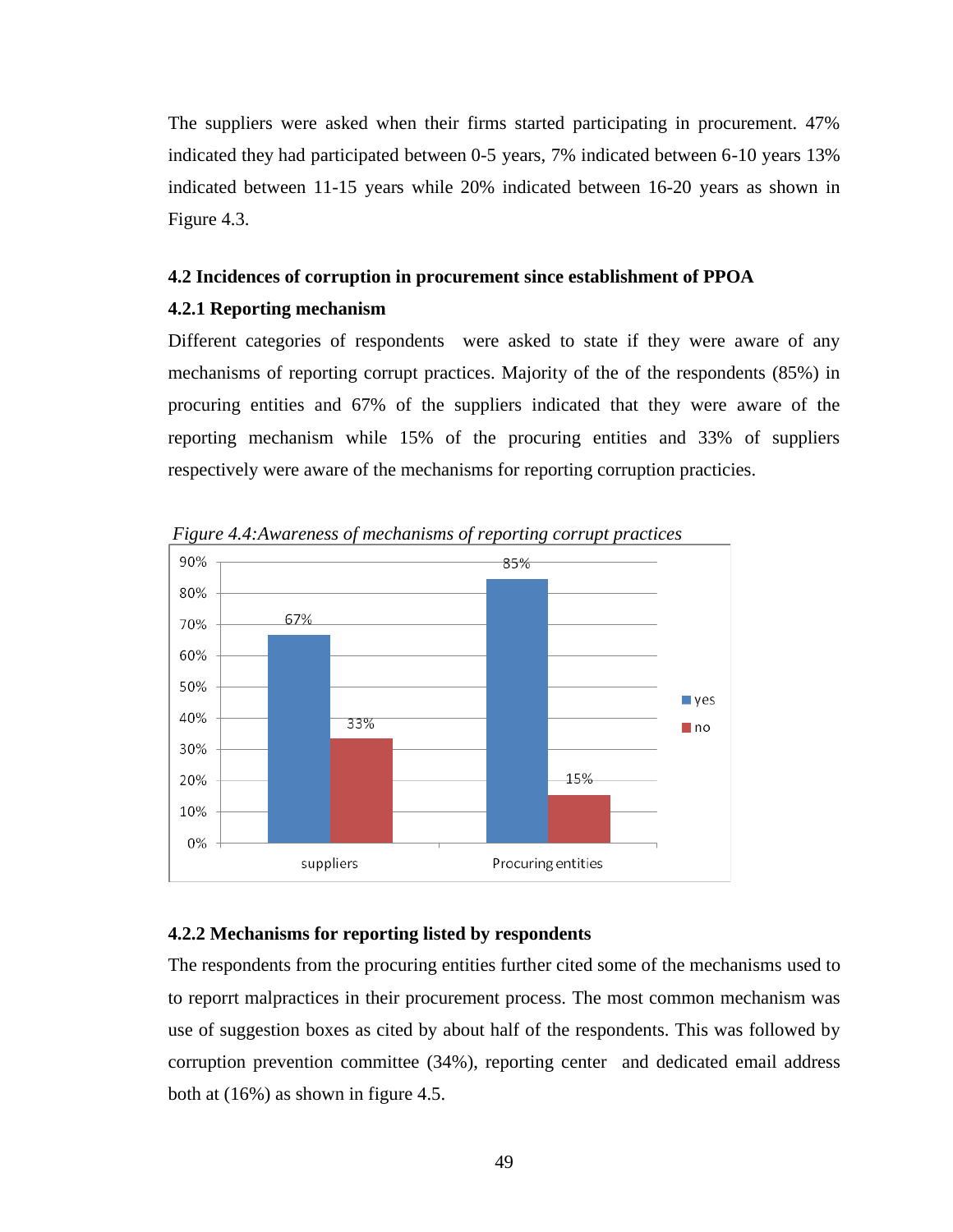The suppliers were asked when their firms started participating in procurement. 47% indicated they had participated between 0-5 years, 7% indicated between 6-10 years 13% indicated between 11-15 years while 20% indicated between 16-20 years as shown in Figure 4.3.

### 4.2 Incidences of corruption in procurement since establishment of PPOA

#### 4.2.1 Reporting mechanism

Different categories of respondents were asked to state if they were aware of any mechanisms of reporting corrupt practices. Majority of the of the respondents (85%) in procuring entities and 67% of the suppliers indicated that they were aware of the reporting mechanism while 15% of the procuring entities and 33% of suppliers respectively were aware of the mechanisms for reporting corruption practicies.

*Figure 4.4:Awareness of mechanisms of reporting corrupt practices*

| | yes | no |
|---|---|---|
| suppliers | 67% | 33% |
| Procuring entities | 85% | 15% |

#### 4.2.2 Mechanisms for reporting listed by respondents

The respondents from the procuring entities further cited some of the mechanisms used to to reporrt malpractices in their procurement process. The most common mechanism was use of suggestion boxes as cited by about half of the respondents. This was followed by corruption prevention committee (34%), reporting center and dedicated email address both at (16%) as shown in figure 4.5.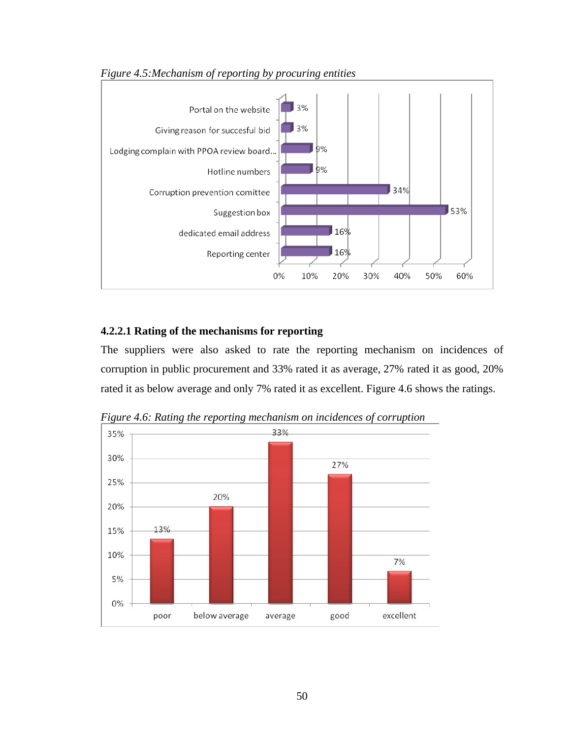*Figure 4.5:Mechanism of reporting by procuring entities*

| Mechanism | Percentage |
|---|---|
| Portal on the website | 3% |
| Giving reason for succesful bid | 3% |
| Lodging complain with PPOA review board... | 9% |
| Hotline numbers | 9% |
| Corruption prevention comittee | 34% |
| Suggestion box | 53% |
| dedicated email address | 16% |
| Reporting center | 16% |

### 4.2.2.1 Rating of the mechanisms for reporting

The suppliers were also asked to rate the reporting mechanism on incidences of corruption in public procurement and 33% rated it as average, 27% rated it as good, 20% rated it as below average and only 7% rated it as excellent. Figure 4.6 shows the ratings.

*Figure 4.6: Rating the reporting mechanism on incidences of corruption*

| Rating | Percentage |
|---|---|
| poor | 13% |
| below average | 20% |
| average | 33% |
| good | 27% |
| excellent | 7% |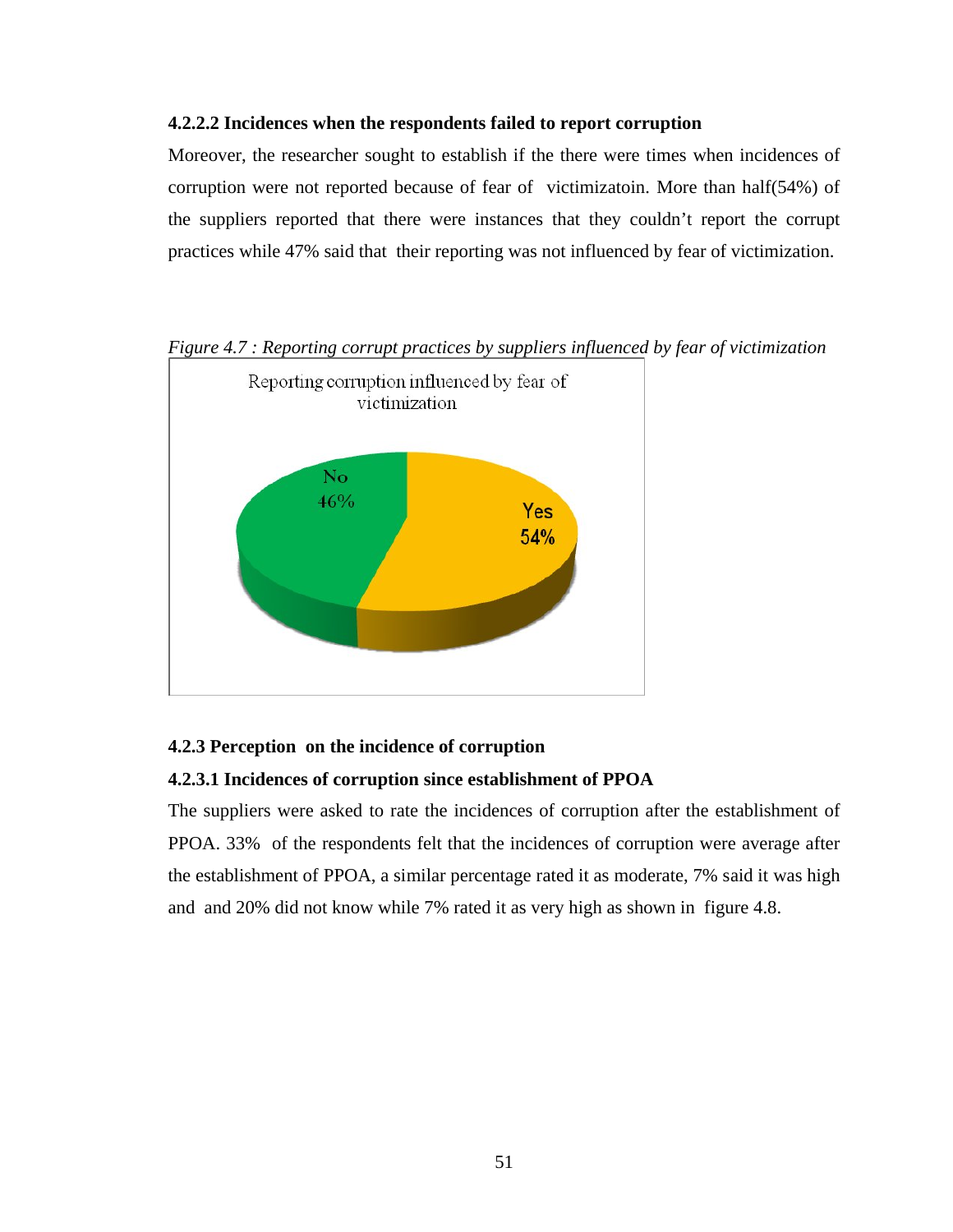#### 4.2.2.2 Incidences when the respondents failed to report corruption

Moreover, the researcher sought to establish if the there were times when incidences of corruption were not reported because of fear of victimizatoin. More than half(54%) of the suppliers reported that there were instances that they couldn't report the corrupt practices while 47% said that their reporting was not influenced by fear of victimization.

*Figure 4.7 : Reporting corrupt practices by suppliers influenced by fear of victimization*

### 4.2.3 Perception on the incidence of corruption

#### 4.2.3.1 Incidences of corruption since establishment of PPOA

The suppliers were asked to rate the incidences of corruption after the establishment of PPOA. 33% of the respondents felt that the incidences of corruption were average after the establishment of PPOA, a similar percentage rated it as moderate, 7% said it was high and and 20% did not know while 7% rated it as very high as shown in figure 4.8.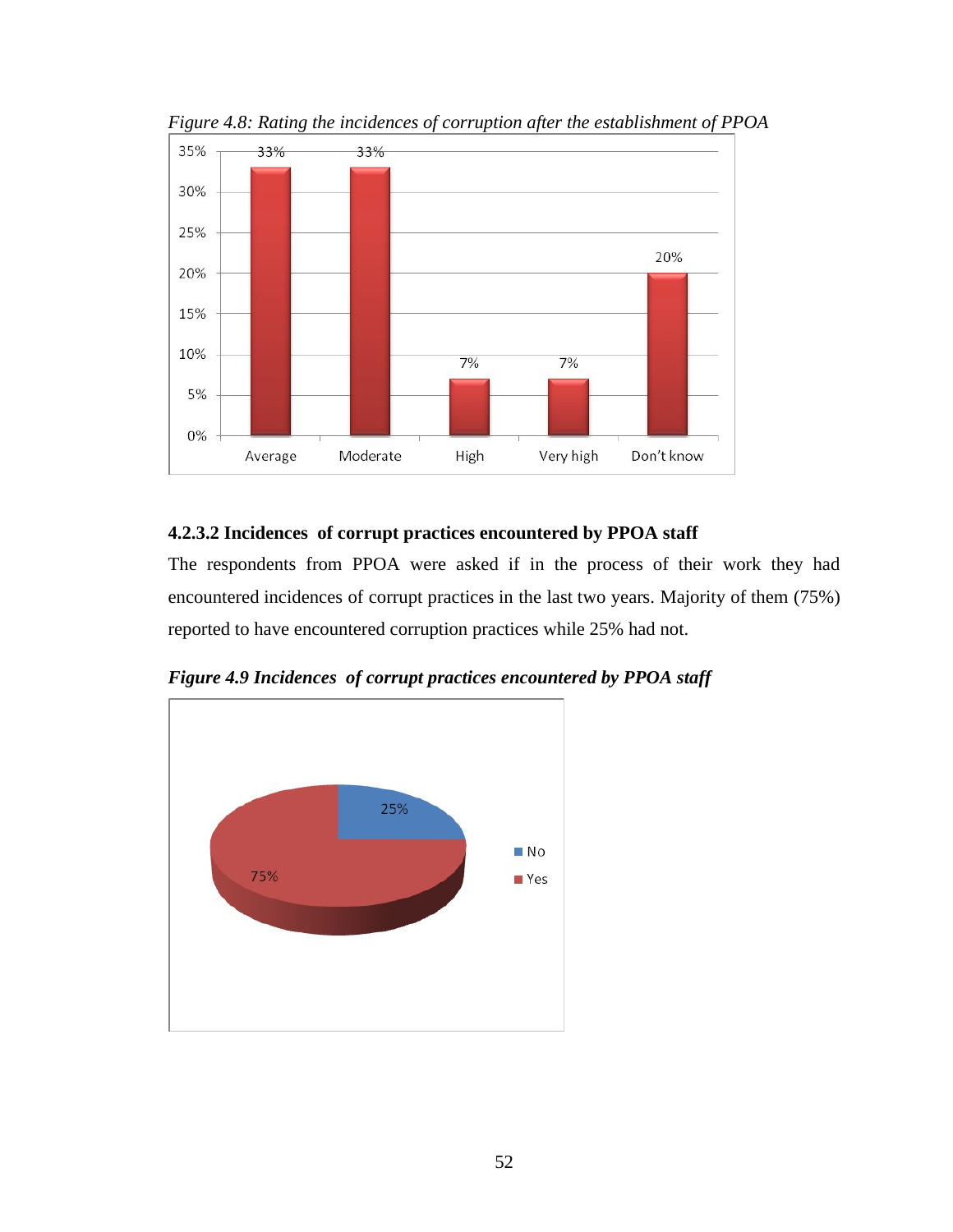*Figure 4.8: Rating the incidences of corruption after the establishment of PPOA*

| Rating | Percentage |
|---|---|
| Average | 33% |
| Moderate | 33% |
| High | 7% |
| Very high | 7% |
| Don't know | 20% |

#### 4.2.3.2 Incidences of corrupt practices encountered by PPOA staff

The respondents from PPOA were asked if in the process of their work they had encountered incidences of corrupt practices in the last two years. Majority of them (75%) reported to have encountered corruption practices while 25% had not.

***Figure 4.9 Incidences of corrupt practices encountered by PPOA staff***

| Response | Percentage |
|---|---|
| No | 25% |
| Yes | 75% |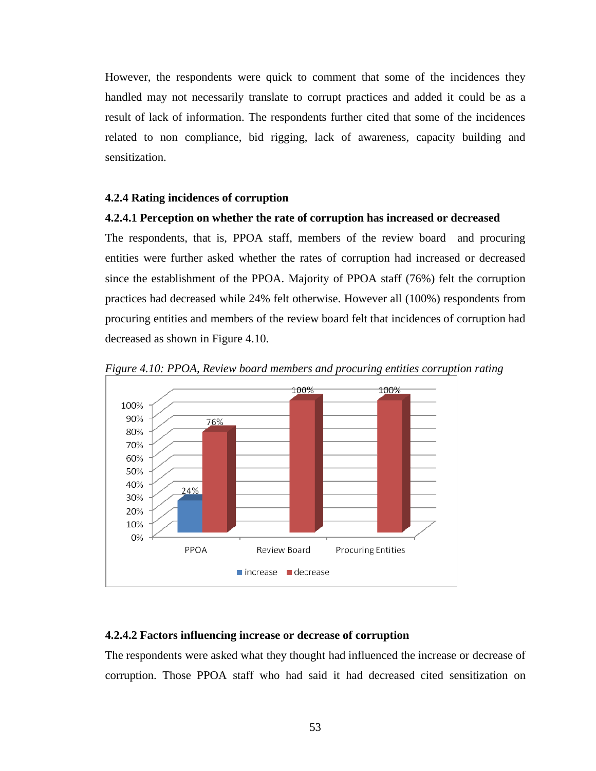However, the respondents were quick to comment that some of the incidences they handled may not necessarily translate to corrupt practices and added it could be as a result of lack of information. The respondents further cited that some of the incidences related to non compliance, bid rigging, lack of awareness, capacity building and sensitization.

### 4.2.4 Rating incidences of corruption

#### 4.2.4.1 Perception on whether the rate of corruption has increased or decreased

The respondents, that is, PPOA staff, members of the review board and procuring entities were further asked whether the rates of corruption had increased or decreased since the establishment of the PPOA. Majority of PPOA staff (76%) felt the corruption practices had decreased while 24% felt otherwise. However all (100%) respondents from procuring entities and members of the review board felt that incidences of corruption had decreased as shown in Figure 4.10.

*Figure 4.10: PPOA, Review board members and procuring entities corruption rating*

| | increase | decrease |
|---|---|---|
| PPOA | 24% | 76% |
| Review Board | | 100% |
| Procuring Entities | | 100% |

#### 4.2.4.2 Factors influencing increase or decrease of corruption

The respondents were asked what they thought had influenced the increase or decrease of corruption. Those PPOA staff who had said it had decreased cited sensitization on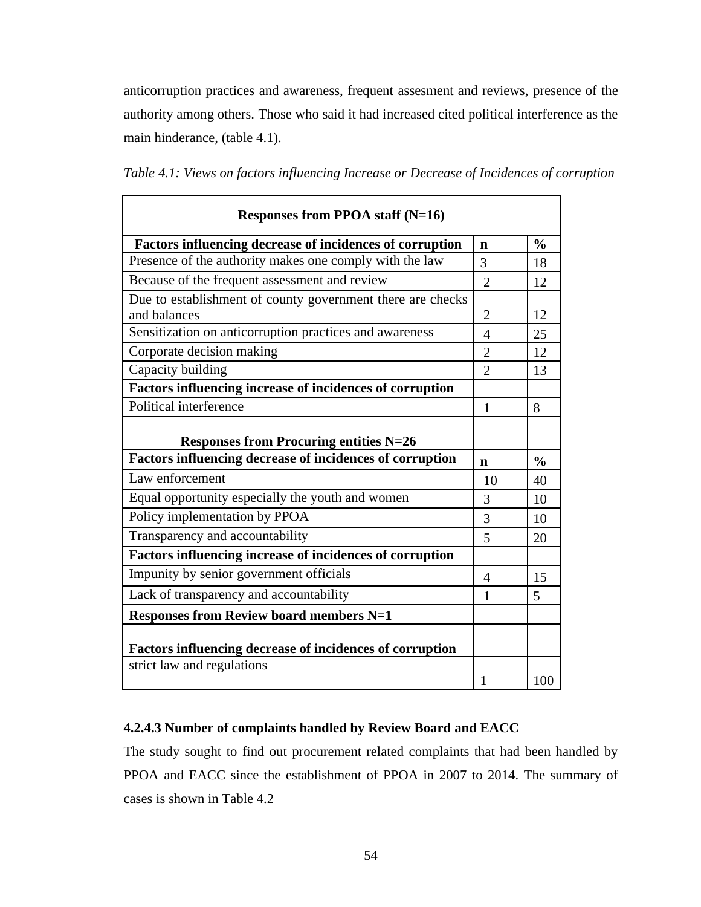anticorruption practices and awareness, frequent assesment and reviews, presence of the authority among others. Those who said it had increased cited political interference as the main hinderance, (table 4.1).

*Table 4.1: Views on factors influencing Increase or Decrease of Incidences of corruption*

| **Responses from PPOA staff (N=16)** | | |
|---|---|---|
| **Factors influencing decrease of incidences of corruption** | **n** | **%** |
| Presence of the authority makes one comply with the law | 3 | 18 |
| Because of the frequent assessment and review | 2 | 12 |
| Due to establishment of county government there are checks and balances | 2 | 12 |
| Sensitization on anticorruption practices and awareness | 4 | 25 |
| Corporate decision making | 2 | 12 |
| Capacity building | 2 | 13 |
| **Factors influencing increase of incidences of corruption** | | |
| Political interference | 1 | 8 |
| **Responses from Procuring entities N=26** | | |
| **Factors influencing decrease of incidences of corruption** | **n** | **%** |
| Law enforcement | 10 | 40 |
| Equal opportunity especially the youth and women | 3 | 10 |
| Policy implementation by PPOA | 3 | 10 |
| Transparency and accountability | 5 | 20 |
| **Factors influencing increase of incidences of corruption** | | |
| Impunity by senior government officials | 4 | 15 |
| Lack of transparency and accountability | 1 | 5 |
| **Responses from Review board members N=1** | | |
| **Factors influencing decrease of incidences of corruption** | | |
| strict law and regulations | 1 | 100 |

### 4.2.4.3 Number of complaints handled by Review Board and EACC

The study sought to find out procurement related complaints that had been handled by PPOA and EACC since the establishment of PPOA in 2007 to 2014. The summary of cases is shown in Table 4.2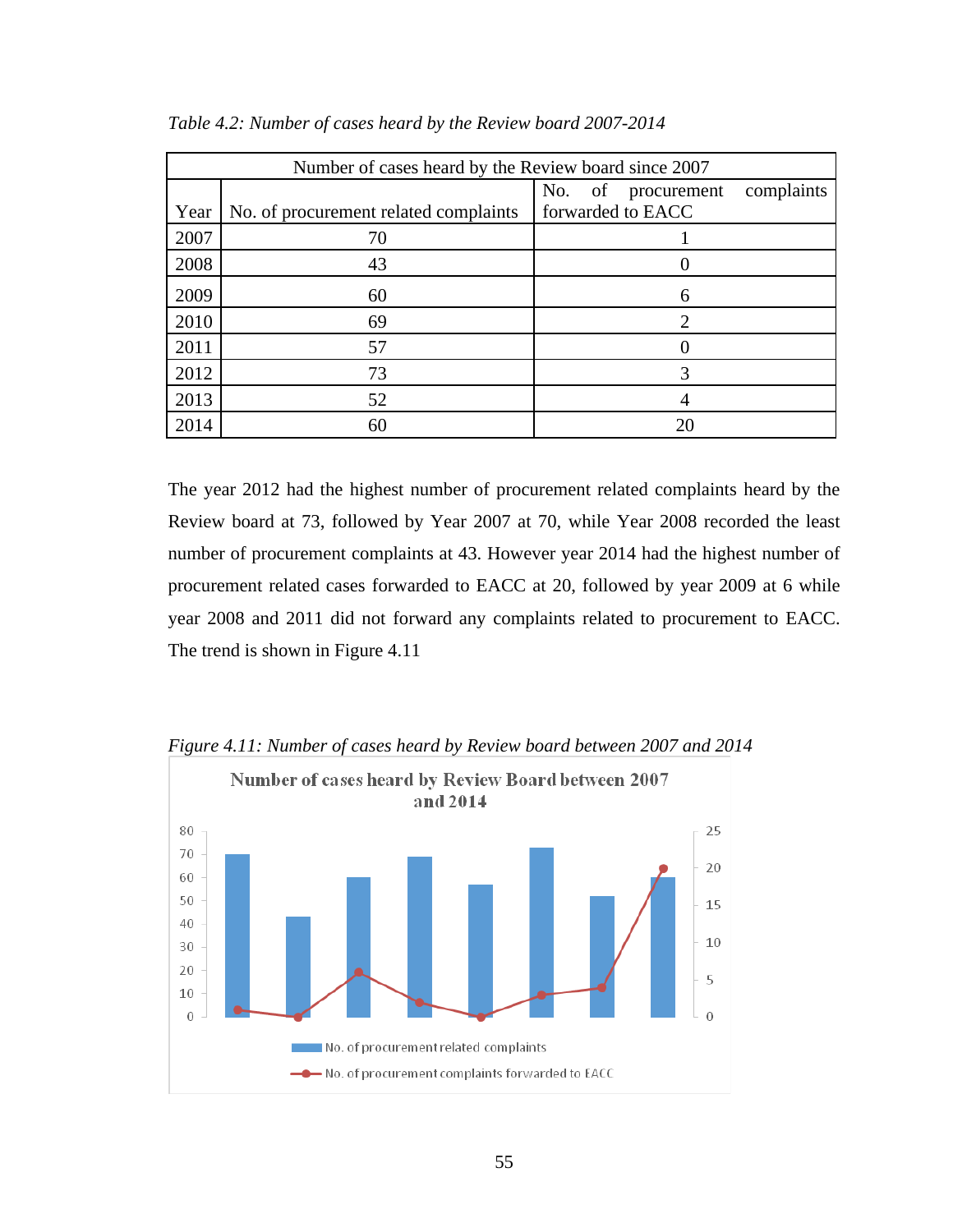*Table 4.2: Number of cases heard by the Review board 2007-2014*

| Number of cases heard by the Review board since 2007 | | |
|---|---|---|
| Year | No. of procurement related complaints | No. of procurement complaints forwarded to EACC |
| 2007 | 70 | 1 |
| 2008 | 43 | 0 |
| 2009 | 60 | 6 |
| 2010 | 69 | 2 |
| 2011 | 57 | 0 |
| 2012 | 73 | 3 |
| 2013 | 52 | 4 |
| 2014 | 60 | 20 |

The year 2012 had the highest number of procurement related complaints heard by the Review board at 73, followed by Year 2007 at 70, while Year 2008 recorded the least number of procurement complaints at 43. However year 2014 had the highest number of procurement related cases forwarded to EACC at 20, followed by year 2009 at 6 while year 2008 and 2011 did not forward any complaints related to procurement to EACC. The trend is shown in Figure 4.11

*Figure 4.11: Number of cases heard by Review board between 2007 and 2014*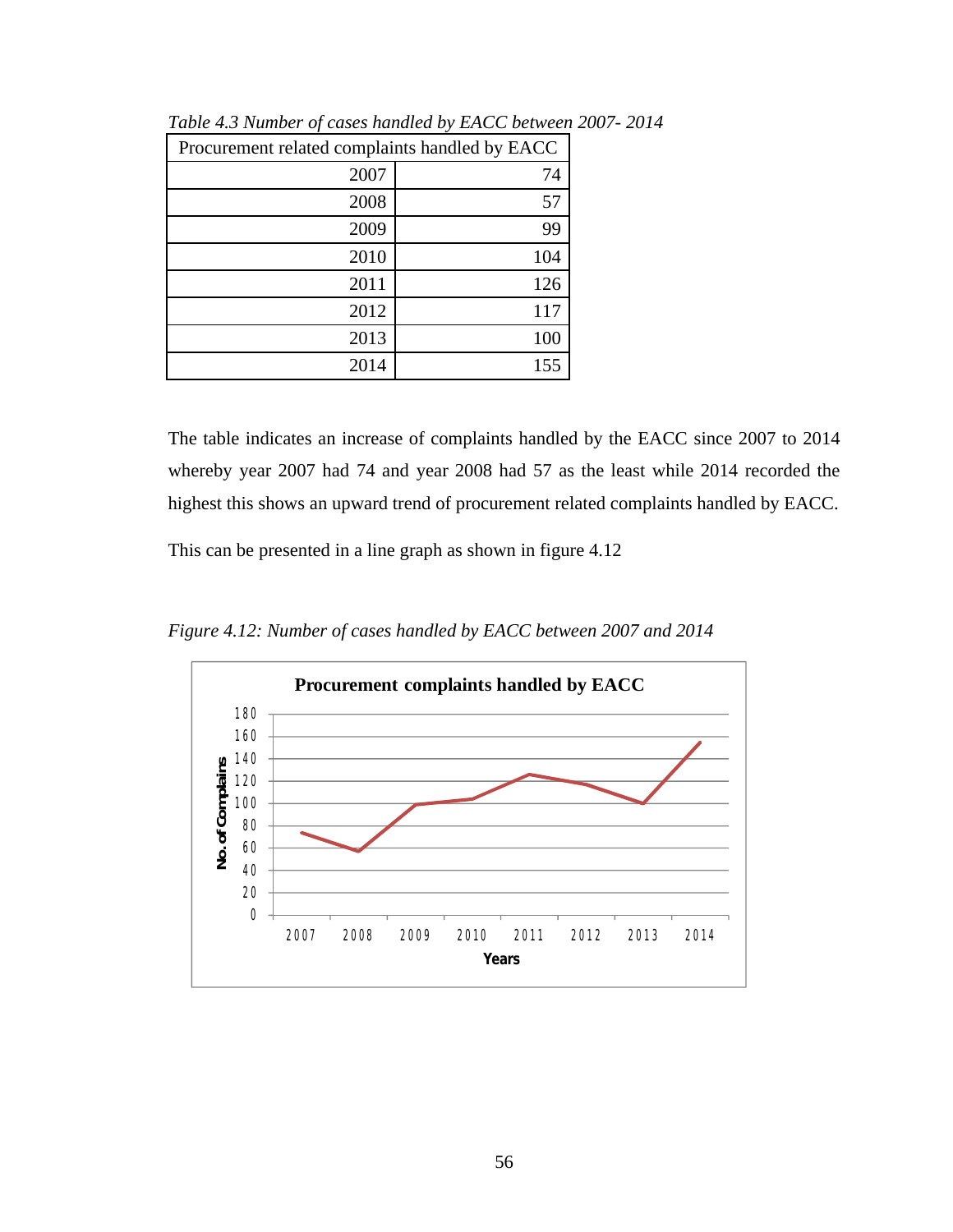*Table 4.3 Number of cases handled by EACC between 2007- 2014*

| Procurement related complaints handled by EACC | |
|---|---|
| 2007 | 74 |
| 2008 | 57 |
| 2009 | 99 |
| 2010 | 104 |
| 2011 | 126 |
| 2012 | 117 |
| 2013 | 100 |
| 2014 | 155 |

The table indicates an increase of complaints handled by the EACC since 2007 to 2014 whereby year 2007 had 74 and year 2008 had 57 as the least while 2014 recorded the highest this shows an upward trend of procurement related complaints handled by EACC.

This can be presented in a line graph as shown in figure 4.12

*Figure 4.12: Number of cases handled by EACC between 2007 and 2014*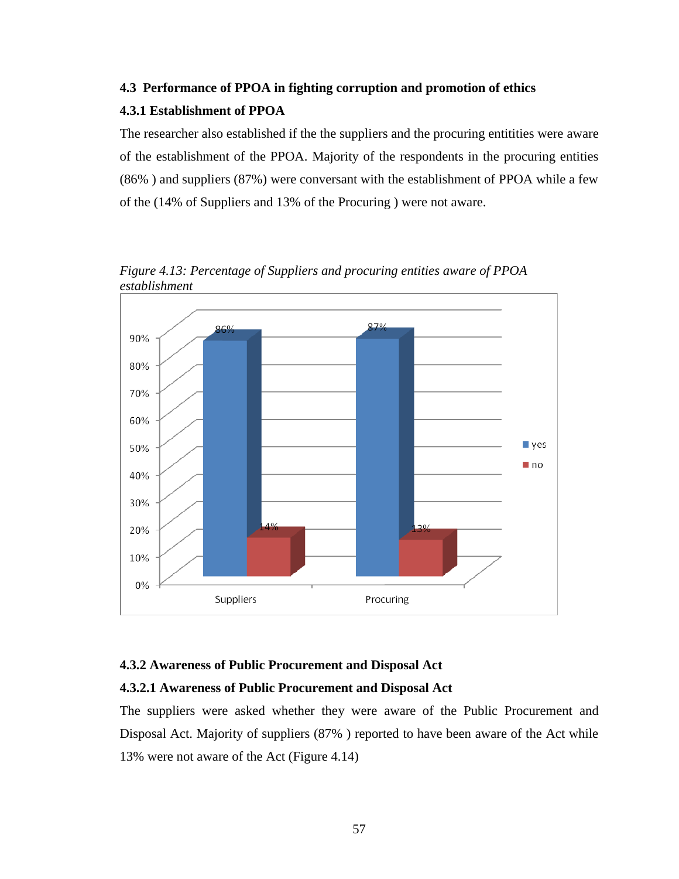## 4.3 Performance of PPOA in fighting corruption and promotion of ethics

### 4.3.1 Establishment of PPOA

The researcher also established if the the suppliers and the procuring entitities were aware of the establishment of the PPOA. Majority of the respondents in the procuring entities (86% ) and suppliers (87%) were conversant with the establishment of PPOA while a few of the (14% of Suppliers and 13% of the Procuring ) were not aware.

*Figure 4.13: Percentage of Suppliers and procuring entities aware of PPOA establishment*

| | yes | no |
|---|---|---|
| Suppliers | 86% | 14% |
| Procuring | 87% | 13% |

### 4.3.2 Awareness of Public Procurement and Disposal Act

#### 4.3.2.1 Awareness of Public Procurement and Disposal Act

The suppliers were asked whether they were aware of the Public Procurement and Disposal Act. Majority of suppliers (87% ) reported to have been aware of the Act while 13% were not aware of the Act (Figure 4.14)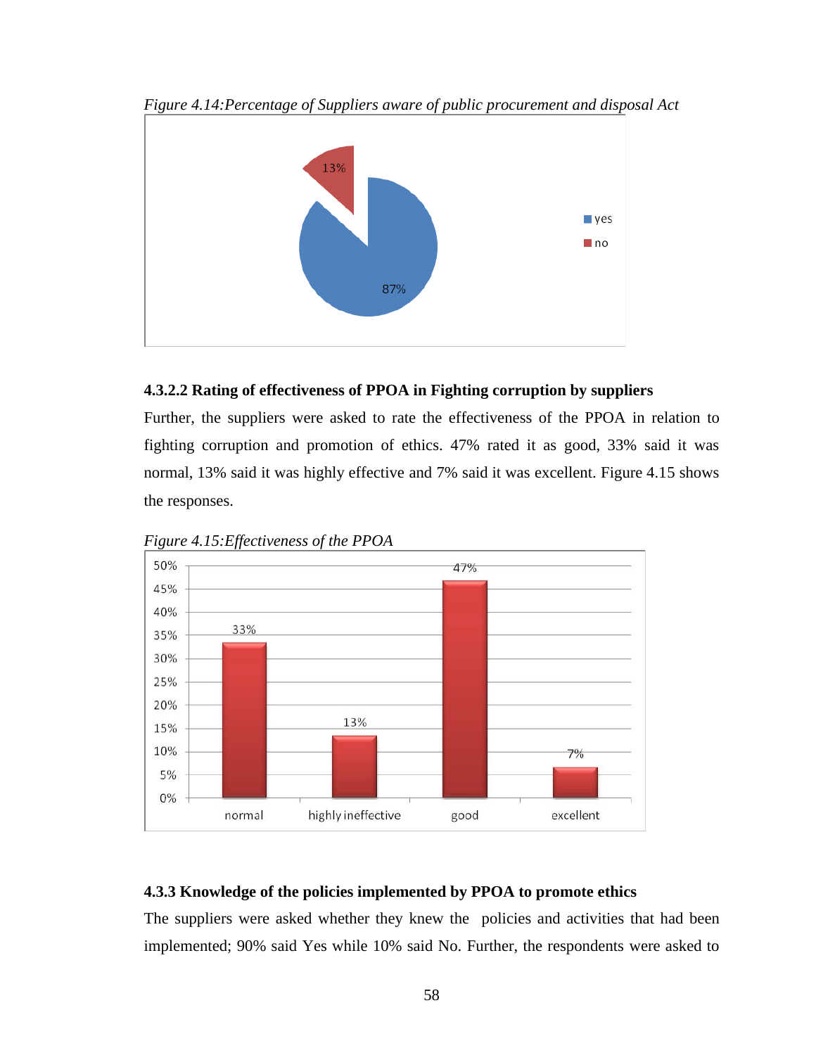*Figure 4.14:Percentage of Suppliers aware of public procurement and disposal Act*

#### 4.3.2.2 Rating of effectiveness of PPOA in Fighting corruption by suppliers

Further, the suppliers were asked to rate the effectiveness of the PPOA in relation to fighting corruption and promotion of ethics. 47% rated it as good, 33% said it was normal, 13% said it was highly effective and 7% said it was excellent. Figure 4.15 shows the responses.

*Figure 4.15:Effectiveness of the PPOA*

### 4.3.3 Knowledge of the policies implemented by PPOA to promote ethics

The suppliers were asked whether they knew the policies and activities that had been implemented; 90% said Yes while 10% said No. Further, the respondents were asked to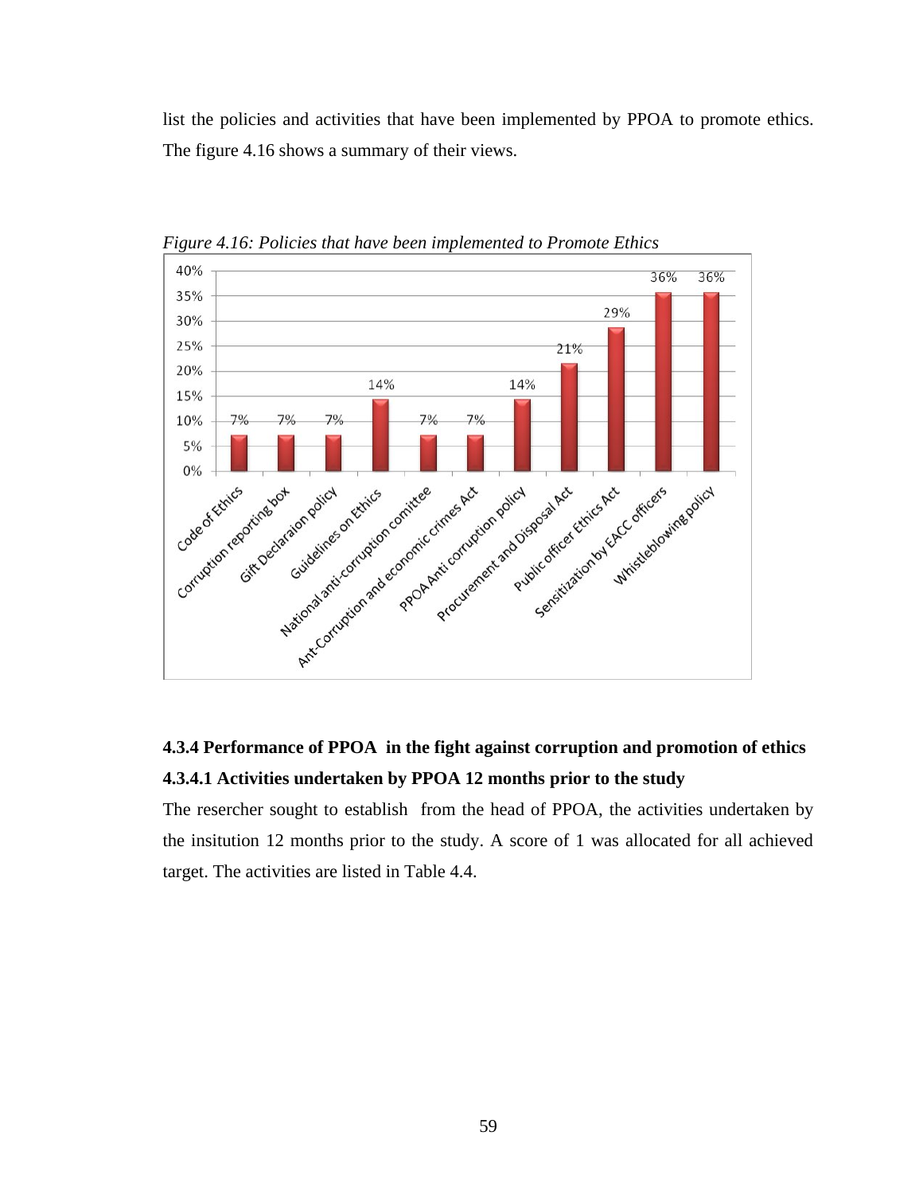list the policies and activities that have been implemented by PPOA to promote ethics. The figure 4.16 shows a summary of their views.

*Figure 4.16: Policies that have been implemented to Promote Ethics*

| Policy | Percentage |
|---|---|
| Code of Ethics | 7% |
| Corruption reporting box | 7% |
| Gift Declaraion policy | 7% |
| Guidelines on Ethics | 14% |
| National anti-corruption comittee | 7% |
| Ant-Corruption and economic crimes Act | 7% |
| PPOA Anti corruption policy | 14% |
| Procurement and Disposal Act | 21% |
| Public officer Ethics Act | 29% |
| Sensitization by EACC officers | 36% |
| Whistleblowing policy | 36% |

### 4.3.4 Performance of PPOA in the fight against corruption and promotion of ethics

#### 4.3.4.1 Activities undertaken by PPOA 12 months prior to the study

The resercher sought to establish from the head of PPOA, the activities undertaken by the insitution 12 months prior to the study. A score of 1 was allocated for all achieved target. The activities are listed in Table 4.4.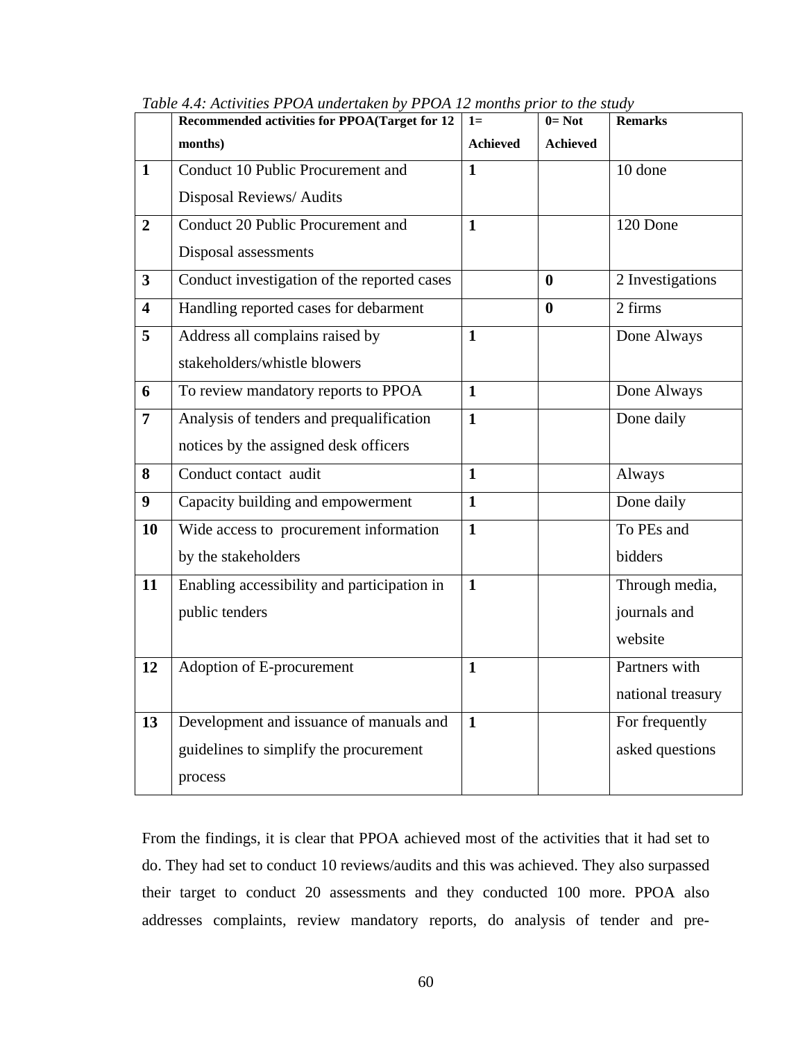*Table 4.4: Activities PPOA undertaken by PPOA 12 months prior to the study*

| | Recommended activities for PPOA(Target for 12 months) | 1= Achieved | 0= Not Achieved | Remarks |
|---|---|---|---|---|
| **1** | Conduct 10 Public Procurement and Disposal Reviews/ Audits | **1** | | 10 done |
| **2** | Conduct 20 Public Procurement and Disposal assessments | **1** | | 120 Done |
| **3** | Conduct investigation of the reported cases | | **0** | 2 Investigations |
| **4** | Handling reported cases for debarment | | **0** | 2 firms |
| **5** | Address all complains raised by stakeholders/whistle blowers | **1** | | Done Always |
| **6** | To review mandatory reports to PPOA | **1** | | Done Always |
| **7** | Analysis of tenders and prequalification notices by the assigned desk officers | **1** | | Done daily |
| **8** | Conduct contact audit | **1** | | Always |
| **9** | Capacity building and empowerment | **1** | | Done daily |
| **10** | Wide access to procurement information by the stakeholders | **1** | | To PEs and bidders |
| **11** | Enabling accessibility and participation in public tenders | **1** | | Through media, journals and website |
| **12** | Adoption of E-procurement | **1** | | Partners with national treasury |
| **13** | Development and issuance of manuals and guidelines to simplify the procurement process | **1** | | For frequently asked questions |

From the findings, it is clear that PPOA achieved most of the activities that it had set to do. They had set to conduct 10 reviews/audits and this was achieved. They also surpassed their target to conduct 20 assessments and they conducted 100 more. PPOA also addresses complaints, review mandatory reports, do analysis of tender and pre-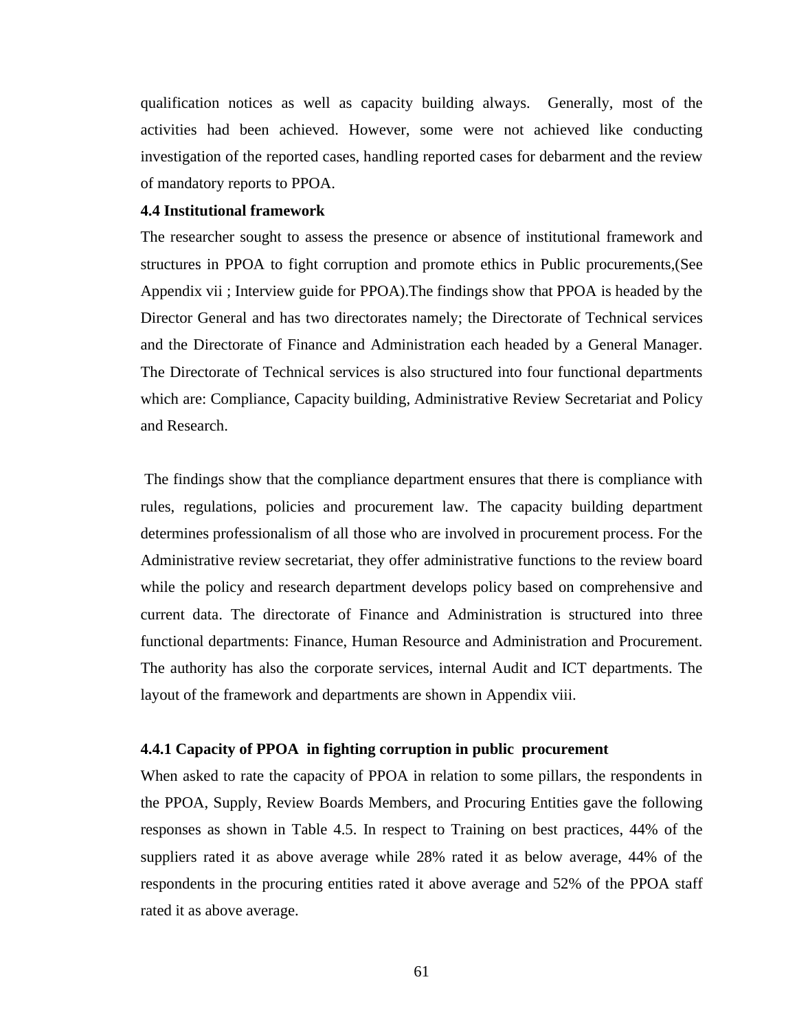qualification notices as well as capacity building always.  Generally, most of the activities had been achieved. However, some were not achieved like conducting investigation of the reported cases, handling reported cases for debarment and the review of mandatory reports to PPOA.

### 4.4 Institutional framework

The researcher sought to assess the presence or absence of institutional framework and structures in PPOA to fight corruption and promote ethics in Public procurements,(See Appendix vii ; Interview guide for PPOA).The findings show that PPOA is headed by the Director General and has two directorates namely; the Directorate of Technical services and the Directorate of Finance and Administration each headed by a General Manager. The Directorate of Technical services is also structured into four functional departments which are: Compliance, Capacity building, Administrative Review Secretariat and Policy and Research.

The findings show that the compliance department ensures that there is compliance with rules, regulations, policies and procurement law. The capacity building department determines professionalism of all those who are involved in procurement process. For the Administrative review secretariat, they offer administrative functions to the review board while the policy and research department develops policy based on comprehensive and current data. The directorate of Finance and Administration is structured into three functional departments: Finance, Human Resource and Administration and Procurement. The authority has also the corporate services, internal Audit and ICT departments. The layout of the framework and departments are shown in Appendix viii.

#### 4.4.1 Capacity of PPOA in fighting corruption in public procurement

When asked to rate the capacity of PPOA in relation to some pillars, the respondents in the PPOA, Supply, Review Boards Members, and Procuring Entities gave the following responses as shown in Table 4.5. In respect to Training on best practices, 44% of the suppliers rated it as above average while 28% rated it as below average, 44% of the respondents in the procuring entities rated it above average and 52% of the PPOA staff rated it as above average.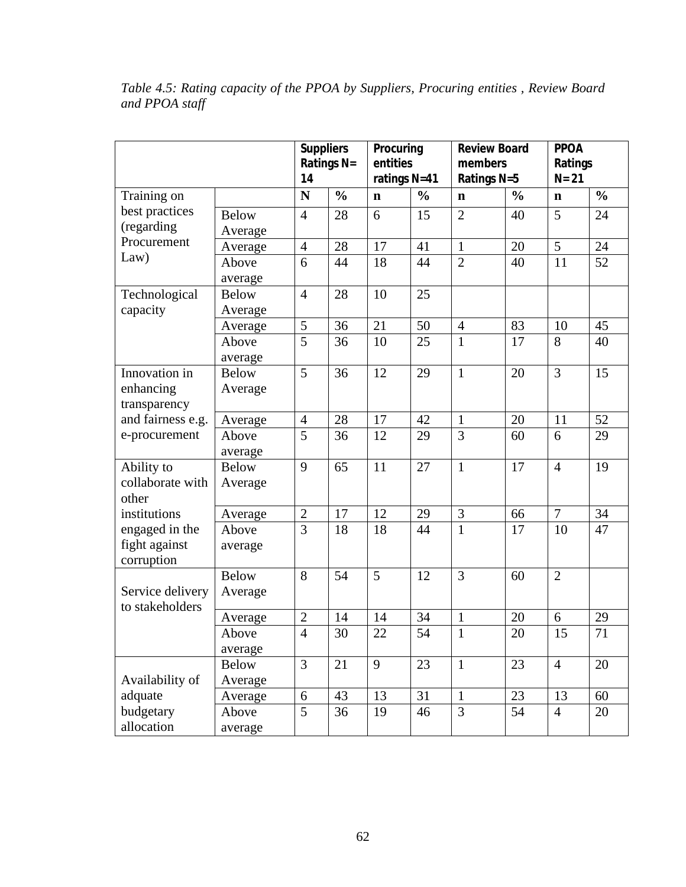*Table 4.5: Rating capacity of the PPOA by Suppliers, Procuring entities , Review Board and PPOA staff*

| | | Suppliers Ratings N= 14 | | Procuring entities ratings N=41 | | Review Board members Ratings N=5 | | PPOA Ratings N= 21 | |
|---|---|---|---|---|---|---|---|---|---|
| | | N | % | n | % | n | % | n | % |
| Training on best practices (regarding Procurement Law) | Below Average | 4 | 28 | 6 | 15 | 2 | 40 | 5 | 24 |
| | Average | 4 | 28 | 17 | 41 | 1 | 20 | 5 | 24 |
| | Above average | 6 | 44 | 18 | 44 | 2 | 40 | 11 | 52 |
| Technological capacity | Below Average | 4 | 28 | 10 | 25 | | | | |
| | Average | 5 | 36 | 21 | 50 | 4 | 83 | 10 | 45 |
| | Above average | 5 | 36 | 10 | 25 | 1 | 17 | 8 | 40 |
| Innovation in enhancing transparency and fairness e.g. e-procurement | Below Average | 5 | 36 | 12 | 29 | 1 | 20 | 3 | 15 |
| | Average | 4 | 28 | 17 | 42 | 1 | 20 | 11 | 52 |
| | Above average | 5 | 36 | 12 | 29 | 3 | 60 | 6 | 29 |
| Ability to collaborate with other institutions engaged in the fight against corruption | Below Average | 9 | 65 | 11 | 27 | 1 | 17 | 4 | 19 |
| | Average | 2 | 17 | 12 | 29 | 3 | 66 | 7 | 34 |
| | Above average | 3 | 18 | 18 | 44 | 1 | 17 | 10 | 47 |
| Service delivery to stakeholders | Below Average | 8 | 54 | 5 | 12 | 3 | 60 | 2 | |
| | Average | 2 | 14 | 14 | 34 | 1 | 20 | 6 | 29 |
| | Above average | 4 | 30 | 22 | 54 | 1 | 20 | 15 | 71 |
| Availability of adquate budgetary allocation | Below Average | 3 | 21 | 9 | 23 | 1 | 23 | 4 | 20 |
| | Average | 6 | 43 | 13 | 31 | 1 | 23 | 13 | 60 |
| | Above average | 5 | 36 | 19 | 46 | 3 | 54 | 4 | 20 |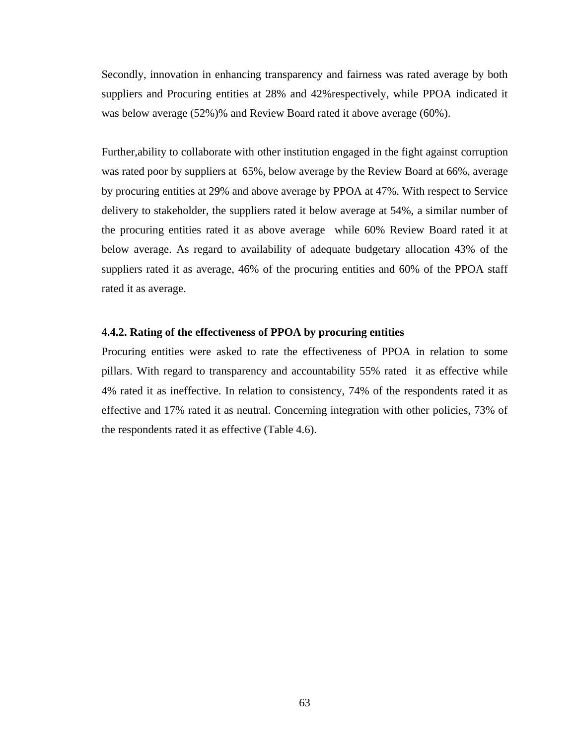Secondly, innovation in enhancing transparency and fairness was rated average by both suppliers and Procuring entities at 28% and 42%respectively, while PPOA indicated it was below average (52%)% and Review Board rated it above average (60%).

Further,ability to collaborate with other institution engaged in the fight against corruption was rated poor by suppliers at 65%, below average by the Review Board at 66%, average by procuring entities at 29% and above average by PPOA at 47%. With respect to Service delivery to stakeholder, the suppliers rated it below average at 54%, a similar number of the procuring entities rated it as above average while 60% Review Board rated it at below average. As regard to availability of adequate budgetary allocation 43% of the suppliers rated it as average, 46% of the procuring entities and 60% of the PPOA staff rated it as average.

### 4.4.2. Rating of the effectiveness of PPOA by procuring entities

Procuring entities were asked to rate the effectiveness of PPOA in relation to some pillars. With regard to transparency and accountability 55% rated it as effective while 4% rated it as ineffective. In relation to consistency, 74% of the respondents rated it as effective and 17% rated it as neutral. Concerning integration with other policies, 73% of the respondents rated it as effective (Table 4.6).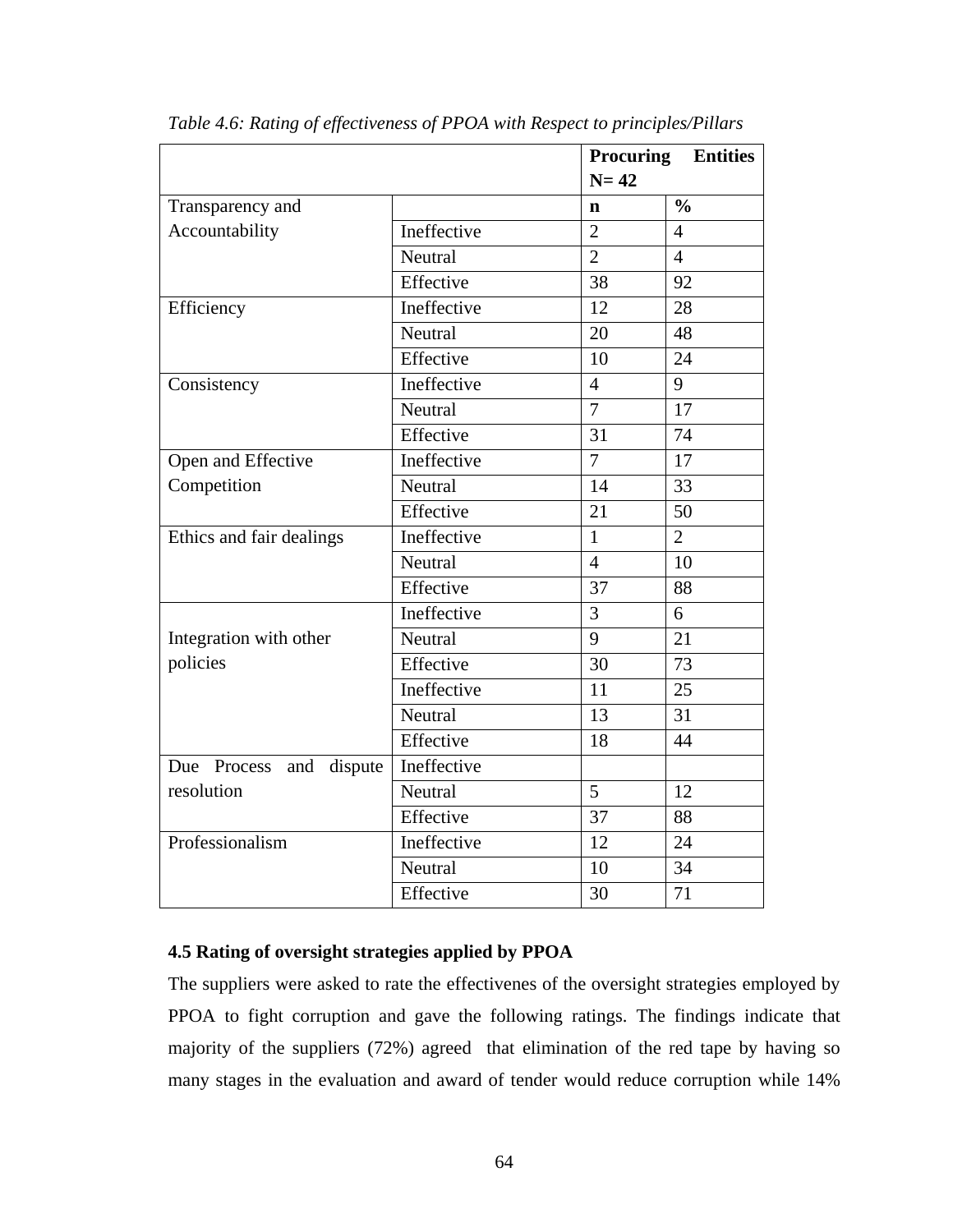*Table 4.6: Rating of effectiveness of PPOA with Respect to principles/Pillars*

| | | **Procuring Entities N= 42** | |
|---|---|---|---|
| Transparency and Accountability | | **n** | **%** |
| | Ineffective | 2 | 4 |
| | Neutral | 2 | 4 |
| | Effective | 38 | 92 |
| Efficiency | Ineffective | 12 | 28 |
| | Neutral | 20 | 48 |
| | Effective | 10 | 24 |
| Consistency | Ineffective | 4 | 9 |
| | Neutral | 7 | 17 |
| | Effective | 31 | 74 |
| Open and Effective Competition | Ineffective | 7 | 17 |
| | Neutral | 14 | 33 |
| | Effective | 21 | 50 |
| Ethics and fair dealings | Ineffective | 1 | 2 |
| | Neutral | 4 | 10 |
| | Effective | 37 | 88 |
| Integration with other policies | Ineffective | 3 | 6 |
| | Neutral | 9 | 21 |
| | Effective | 30 | 73 |
| | Ineffective | 11 | 25 |
| | Neutral | 13 | 31 |
| | Effective | 18 | 44 |
| Due Process and dispute resolution | Ineffective | | |
| | Neutral | 5 | 12 |
| | Effective | 37 | 88 |
| Professionalism | Ineffective | 12 | 24 |
| | Neutral | 10 | 34 |
| | Effective | 30 | 71 |

**4.5 Rating of oversight strategies applied by PPOA**

The suppliers were asked to rate the effectivenes of the oversight strategies employed by PPOA to fight corruption and gave the following ratings. The findings indicate that majority of the suppliers (72%) agreed that elimination of the red tape by having so many stages in the evaluation and award of tender would reduce corruption while 14%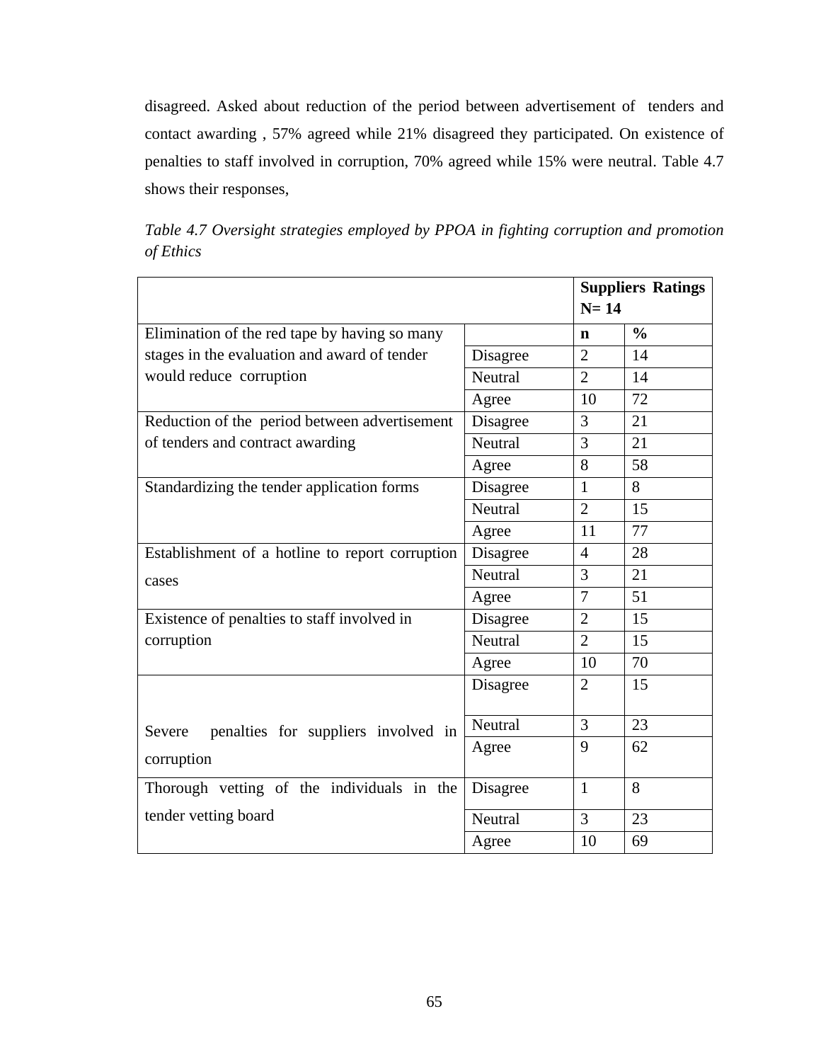disagreed. Asked about reduction of the period between advertisement of tenders and contact awarding , 57% agreed while 21% disagreed they participated. On existence of penalties to staff involved in corruption, 70% agreed while 15% were neutral. Table 4.7 shows their responses,

*Table 4.7 Oversight strategies employed by PPOA in fighting corruption and promotion of Ethics*

| | | **Suppliers Ratings N= 14** | |
|---|---|---|---|
| Elimination of the red tape by having so many stages in the evaluation and award of tender would reduce corruption | | **n** | **%** |
| | Disagree | 2 | 14 |
| | Neutral | 2 | 14 |
| | Agree | 10 | 72 |
| Reduction of the period between advertisement of tenders and contract awarding | Disagree | 3 | 21 |
| | Neutral | 3 | 21 |
| | Agree | 8 | 58 |
| Standardizing the tender application forms | Disagree | 1 | 8 |
| | Neutral | 2 | 15 |
| | Agree | 11 | 77 |
| Establishment of a hotline to report corruption cases | Disagree | 4 | 28 |
| | Neutral | 3 | 21 |
| | Agree | 7 | 51 |
| Existence of penalties to staff involved in corruption | Disagree | 2 | 15 |
| | Neutral | 2 | 15 |
| | Agree | 10 | 70 |
| Severe penalties for suppliers involved in corruption | Disagree | 2 | 15 |
| | Neutral | 3 | 23 |
| | Agree | 9 | 62 |
| Thorough vetting of the individuals in the tender vetting board | Disagree | 1 | 8 |
| | Neutral | 3 | 23 |
| | Agree | 10 | 69 |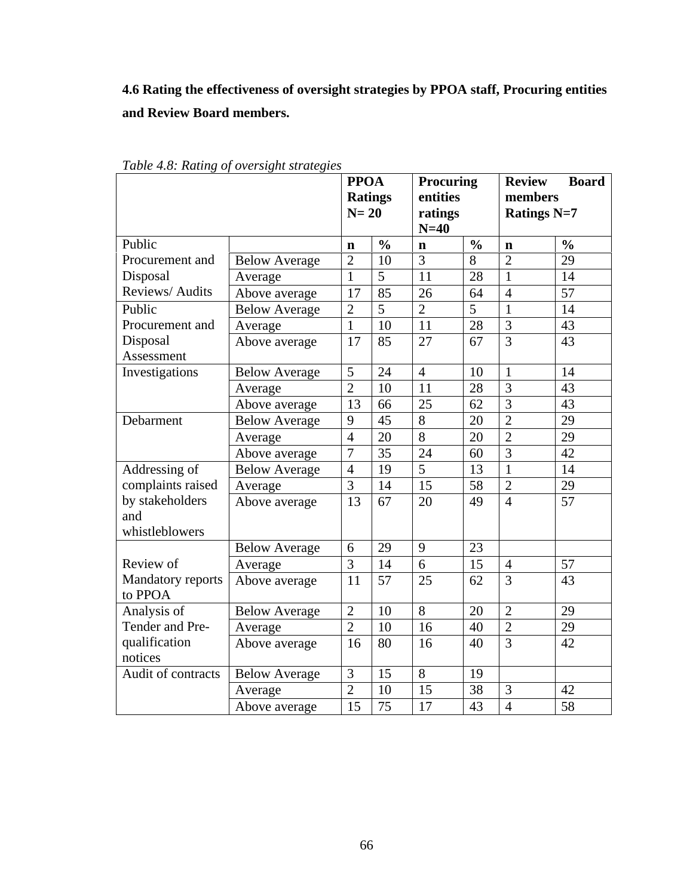**4.6 Rating the effectiveness of oversight strategies by PPOA staff, Procuring entities and Review Board members.**

*Table 4.8: Rating of oversight strategies*

| | | PPOA Ratings N= 20 | | Procuring entities ratings N=40 | | Review Board members Ratings N=7 | |
|---|---|---|---|---|---|---|---|
| | | **n** | **%** | **n** | **%** | **n** | **%** |
| Public Procurement and Disposal Reviews/ Audits | Below Average | 2 | 10 | 3 | 8 | 2 | 29 |
| | Average | 1 | 5 | 11 | 28 | 1 | 14 |
| | Above average | 17 | 85 | 26 | 64 | 4 | 57 |
| Public Procurement and Disposal Assessment | Below Average | 2 | 5 | 2 | 5 | 1 | 14 |
| | Average | 1 | 10 | 11 | 28 | 3 | 43 |
| | Above average | 17 | 85 | 27 | 67 | 3 | 43 |
| Investigations | Below Average | 5 | 24 | 4 | 10 | 1 | 14 |
| | Average | 2 | 10 | 11 | 28 | 3 | 43 |
| | Above average | 13 | 66 | 25 | 62 | 3 | 43 |
| Debarment | Below Average | 9 | 45 | 8 | 20 | 2 | 29 |
| | Average | 4 | 20 | 8 | 20 | 2 | 29 |
| | Above average | 7 | 35 | 24 | 60 | 3 | 42 |
| Addressing of complaints raised by stakeholders and whistleblowers | Below Average | 4 | 19 | 5 | 13 | 1 | 14 |
| | Average | 3 | 14 | 15 | 58 | 2 | 29 |
| | Above average | 13 | 67 | 20 | 49 | 4 | 57 |
| Review of Mandatory reports to PPOA | Below Average | 6 | 29 | 9 | 23 | | |
| | Average | 3 | 14 | 6 | 15 | 4 | 57 |
| | Above average | 11 | 57 | 25 | 62 | 3 | 43 |
| Analysis of Tender and Pre-qualification notices | Below Average | 2 | 10 | 8 | 20 | 2 | 29 |
| | Average | 2 | 10 | 16 | 40 | 2 | 29 |
| | Above average | 16 | 80 | 16 | 40 | 3 | 42 |
| Audit of contracts | Below Average | 3 | 15 | 8 | 19 | | |
| | Average | 2 | 10 | 15 | 38 | 3 | 42 |
| | Above average | 15 | 75 | 17 | 43 | 4 | 58 |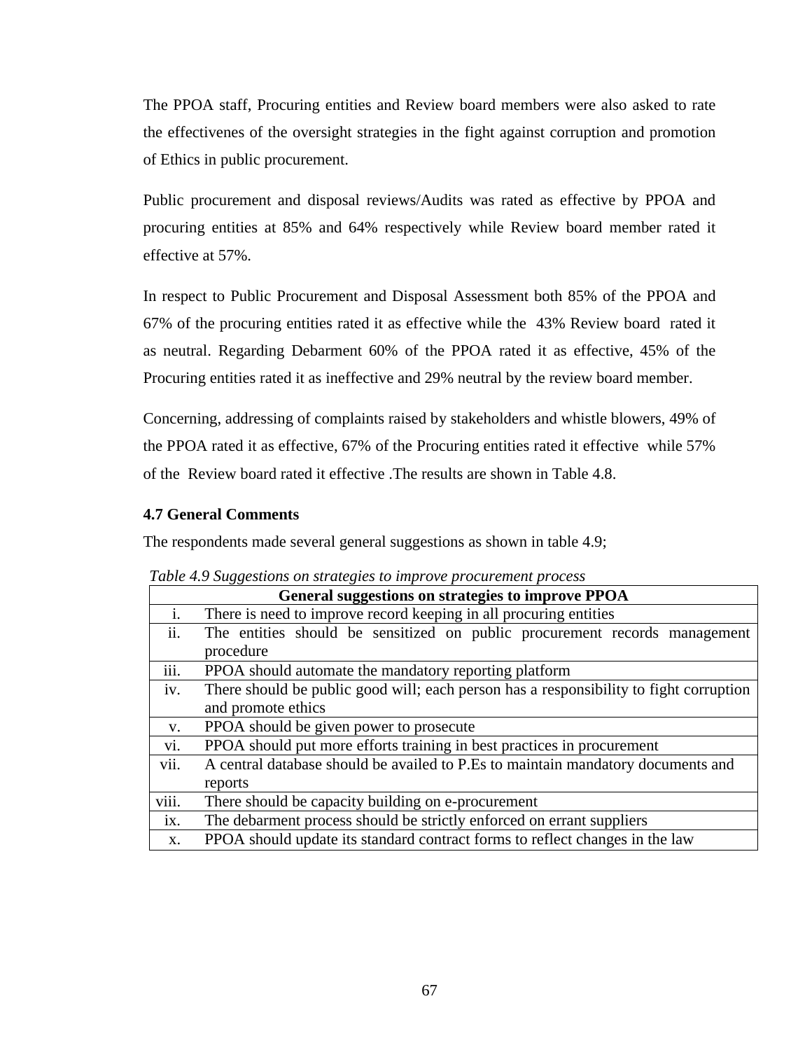The PPOA staff, Procuring entities and Review board members were also asked to rate the effectivenes of the oversight strategies in the fight against corruption and promotion of Ethics in public procurement.

Public procurement and disposal reviews/Audits was rated as effective by PPOA and procuring entities at 85% and 64% respectively while Review board member rated it effective at 57%.

In respect to Public Procurement and Disposal Assessment both 85% of the PPOA and 67% of the procuring entities rated it as effective while the 43% Review board rated it as neutral. Regarding Debarment 60% of the PPOA rated it as effective, 45% of the Procuring entities rated it as ineffective and 29% neutral by the review board member.

Concerning, addressing of complaints raised by stakeholders and whistle blowers, 49% of the PPOA rated it as effective, 67% of the Procuring entities rated it effective while 57% of the Review board rated it effective .The results are shown in Table 4.8.

### 4.7 General Comments

The respondents made several general suggestions as shown in table 4.9;

*Table 4.9 Suggestions on strategies to improve procurement process*

| | General suggestions on strategies to improve PPOA |
|---|---|
| i. | There is need to improve record keeping in all procuring entities |
| ii. | The entities should be sensitized on public procurement records management procedure |
| iii. | PPOA should automate the mandatory reporting platform |
| iv. | There should be public good will; each person has a responsibility to fight corruption and promote ethics |
| v. | PPOA should be given power to prosecute |
| vi. | PPOA should put more efforts training in best practices in procurement |
| vii. | A central database should be availed to P.Es to maintain mandatory documents and reports |
| viii. | There should be capacity building on e-procurement |
| ix. | The debarment process should be strictly enforced on errant suppliers |
| x. | PPOA should update its standard contract forms to reflect changes in the law |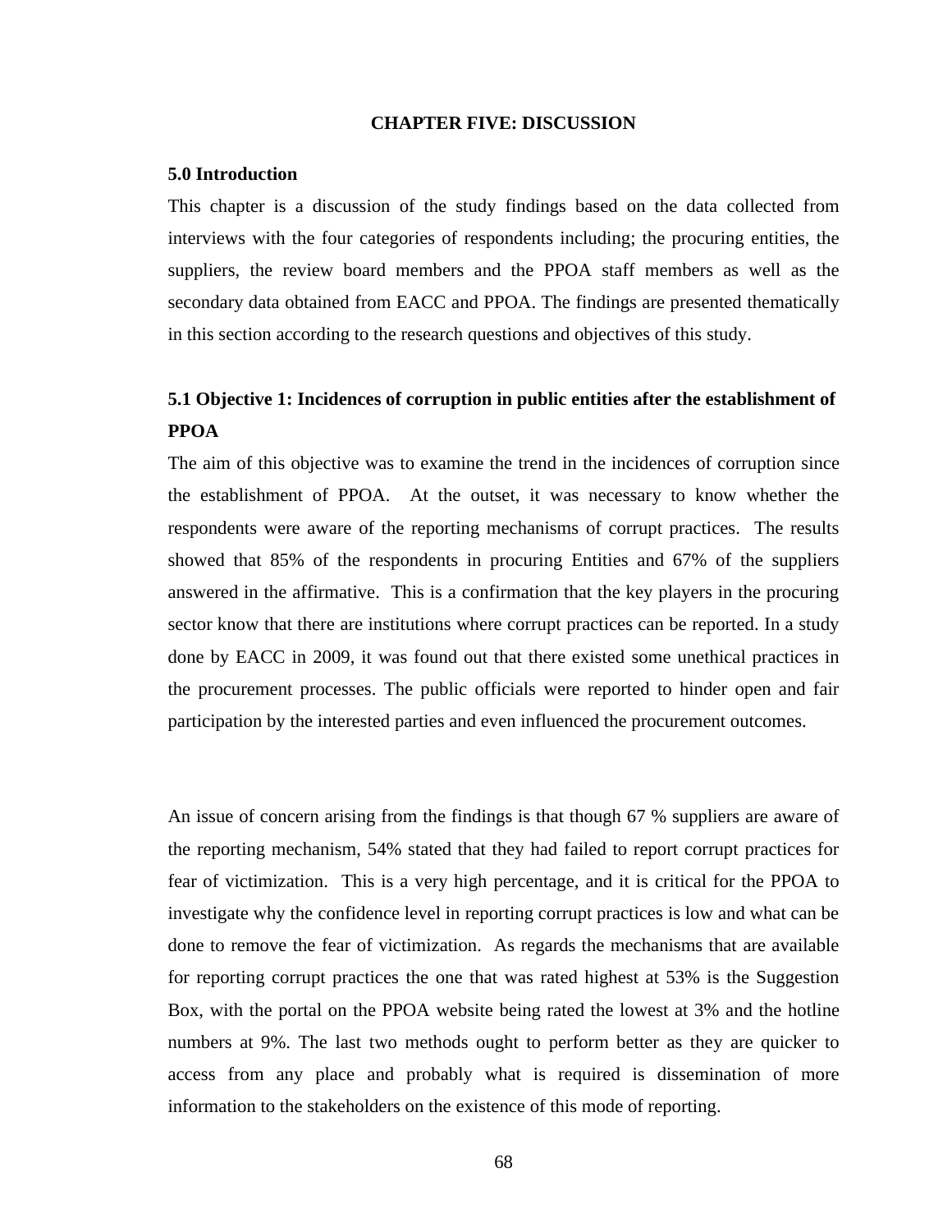# CHAPTER FIVE: DISCUSSION

## 5.0 Introduction

This chapter is a discussion of the study findings based on the data collected from interviews with the four categories of respondents including; the procuring entities, the suppliers, the review board members and the PPOA staff members as well as the secondary data obtained from EACC and PPOA. The findings are presented thematically in this section according to the research questions and objectives of this study.

## 5.1 Objective 1: Incidences of corruption in public entities after the establishment of PPOA

The aim of this objective was to examine the trend in the incidences of corruption since the establishment of PPOA. At the outset, it was necessary to know whether the respondents were aware of the reporting mechanisms of corrupt practices. The results showed that 85% of the respondents in procuring Entities and 67% of the suppliers answered in the affirmative. This is a confirmation that the key players in the procuring sector know that there are institutions where corrupt practices can be reported. In a study done by EACC in 2009, it was found out that there existed some unethical practices in the procurement processes. The public officials were reported to hinder open and fair participation by the interested parties and even influenced the procurement outcomes.

An issue of concern arising from the findings is that though 67 % suppliers are aware of the reporting mechanism, 54% stated that they had failed to report corrupt practices for fear of victimization. This is a very high percentage, and it is critical for the PPOA to investigate why the confidence level in reporting corrupt practices is low and what can be done to remove the fear of victimization. As regards the mechanisms that are available for reporting corrupt practices the one that was rated highest at 53% is the Suggestion Box, with the portal on the PPOA website being rated the lowest at 3% and the hotline numbers at 9%. The last two methods ought to perform better as they are quicker to access from any place and probably what is required is dissemination of more information to the stakeholders on the existence of this mode of reporting.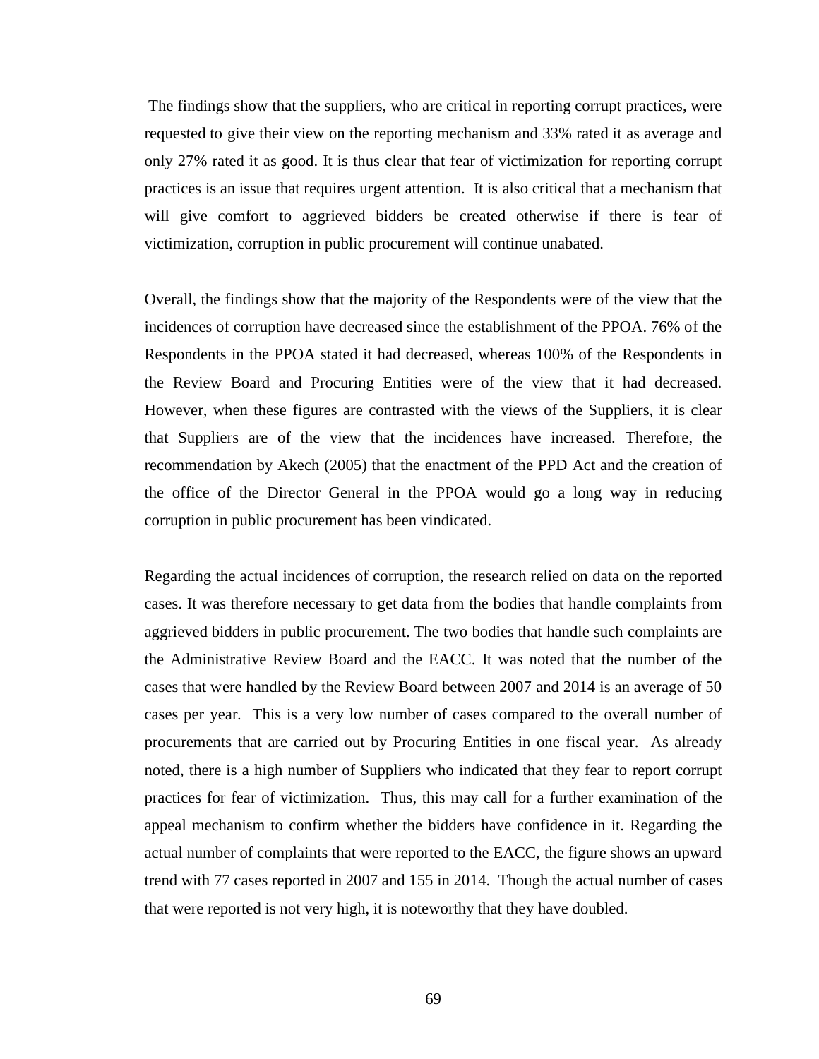The findings show that the suppliers, who are critical in reporting corrupt practices, were requested to give their view on the reporting mechanism and 33% rated it as average and only 27% rated it as good. It is thus clear that fear of victimization for reporting corrupt practices is an issue that requires urgent attention. It is also critical that a mechanism that will give comfort to aggrieved bidders be created otherwise if there is fear of victimization, corruption in public procurement will continue unabated.

Overall, the findings show that the majority of the Respondents were of the view that the incidences of corruption have decreased since the establishment of the PPOA. 76% of the Respondents in the PPOA stated it had decreased, whereas 100% of the Respondents in the Review Board and Procuring Entities were of the view that it had decreased. However, when these figures are contrasted with the views of the Suppliers, it is clear that Suppliers are of the view that the incidences have increased. Therefore, the recommendation by Akech (2005) that the enactment of the PPD Act and the creation of the office of the Director General in the PPOA would go a long way in reducing corruption in public procurement has been vindicated.

Regarding the actual incidences of corruption, the research relied on data on the reported cases. It was therefore necessary to get data from the bodies that handle complaints from aggrieved bidders in public procurement. The two bodies that handle such complaints are the Administrative Review Board and the EACC. It was noted that the number of the cases that were handled by the Review Board between 2007 and 2014 is an average of 50 cases per year. This is a very low number of cases compared to the overall number of procurements that are carried out by Procuring Entities in one fiscal year. As already noted, there is a high number of Suppliers who indicated that they fear to report corrupt practices for fear of victimization. Thus, this may call for a further examination of the appeal mechanism to confirm whether the bidders have confidence in it. Regarding the actual number of complaints that were reported to the EACC, the figure shows an upward trend with 77 cases reported in 2007 and 155 in 2014. Though the actual number of cases that were reported is not very high, it is noteworthy that they have doubled.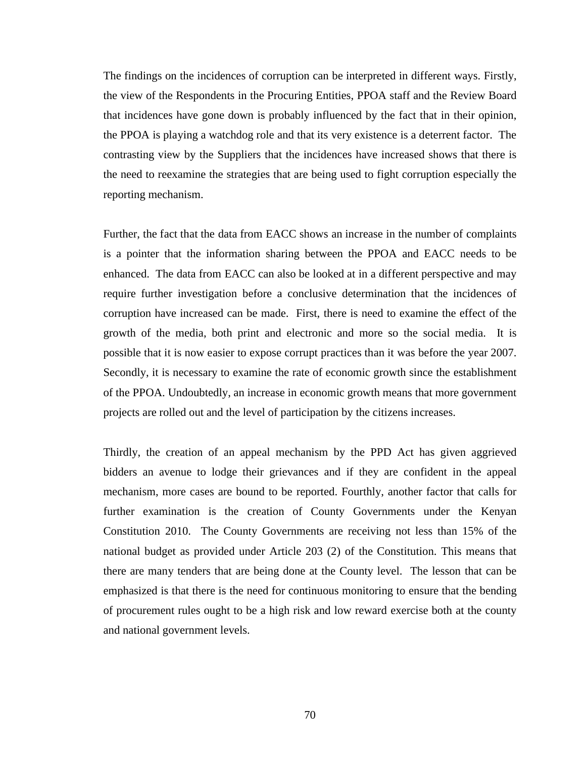The findings on the incidences of corruption can be interpreted in different ways. Firstly, the view of the Respondents in the Procuring Entities, PPOA staff and the Review Board that incidences have gone down is probably influenced by the fact that in their opinion, the PPOA is playing a watchdog role and that its very existence is a deterrent factor. The contrasting view by the Suppliers that the incidences have increased shows that there is the need to reexamine the strategies that are being used to fight corruption especially the reporting mechanism.

Further, the fact that the data from EACC shows an increase in the number of complaints is a pointer that the information sharing between the PPOA and EACC needs to be enhanced. The data from EACC can also be looked at in a different perspective and may require further investigation before a conclusive determination that the incidences of corruption have increased can be made. First, there is need to examine the effect of the growth of the media, both print and electronic and more so the social media. It is possible that it is now easier to expose corrupt practices than it was before the year 2007. Secondly, it is necessary to examine the rate of economic growth since the establishment of the PPOA. Undoubtedly, an increase in economic growth means that more government projects are rolled out and the level of participation by the citizens increases.

Thirdly, the creation of an appeal mechanism by the PPD Act has given aggrieved bidders an avenue to lodge their grievances and if they are confident in the appeal mechanism, more cases are bound to be reported. Fourthly, another factor that calls for further examination is the creation of County Governments under the Kenyan Constitution 2010. The County Governments are receiving not less than 15% of the national budget as provided under Article 203 (2) of the Constitution. This means that there are many tenders that are being done at the County level. The lesson that can be emphasized is that there is the need for continuous monitoring to ensure that the bending of procurement rules ought to be a high risk and low reward exercise both at the county and national government levels.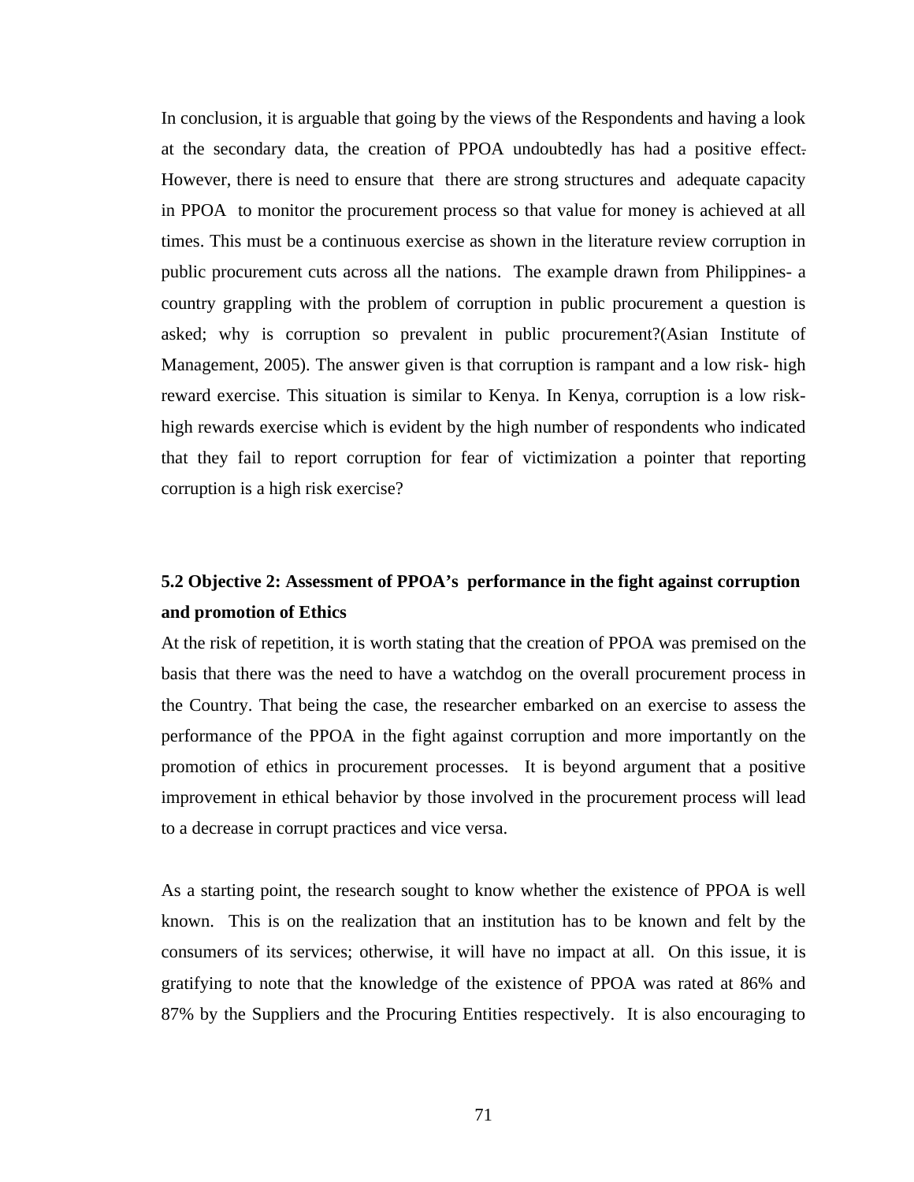In conclusion, it is arguable that going by the views of the Respondents and having a look at the secondary data, the creation of PPOA undoubtedly has had a positive effect. However, there is need to ensure that there are strong structures and adequate capacity in PPOA to monitor the procurement process so that value for money is achieved at all times. This must be a continuous exercise as shown in the literature review corruption in public procurement cuts across all the nations. The example drawn from Philippines- a country grappling with the problem of corruption in public procurement a question is asked; why is corruption so prevalent in public procurement?(Asian Institute of Management, 2005). The answer given is that corruption is rampant and a low risk- high reward exercise. This situation is similar to Kenya. In Kenya, corruption is a low risk-high rewards exercise which is evident by the high number of respondents who indicated that they fail to report corruption for fear of victimization a pointer that reporting corruption is a high risk exercise?

### 5.2 Objective 2: Assessment of PPOA's performance in the fight against corruption and promotion of Ethics

At the risk of repetition, it is worth stating that the creation of PPOA was premised on the basis that there was the need to have a watchdog on the overall procurement process in the Country. That being the case, the researcher embarked on an exercise to assess the performance of the PPOA in the fight against corruption and more importantly on the promotion of ethics in procurement processes. It is beyond argument that a positive improvement in ethical behavior by those involved in the procurement process will lead to a decrease in corrupt practices and vice versa.

As a starting point, the research sought to know whether the existence of PPOA is well known. This is on the realization that an institution has to be known and felt by the consumers of its services; otherwise, it will have no impact at all. On this issue, it is gratifying to note that the knowledge of the existence of PPOA was rated at 86% and 87% by the Suppliers and the Procuring Entities respectively. It is also encouraging to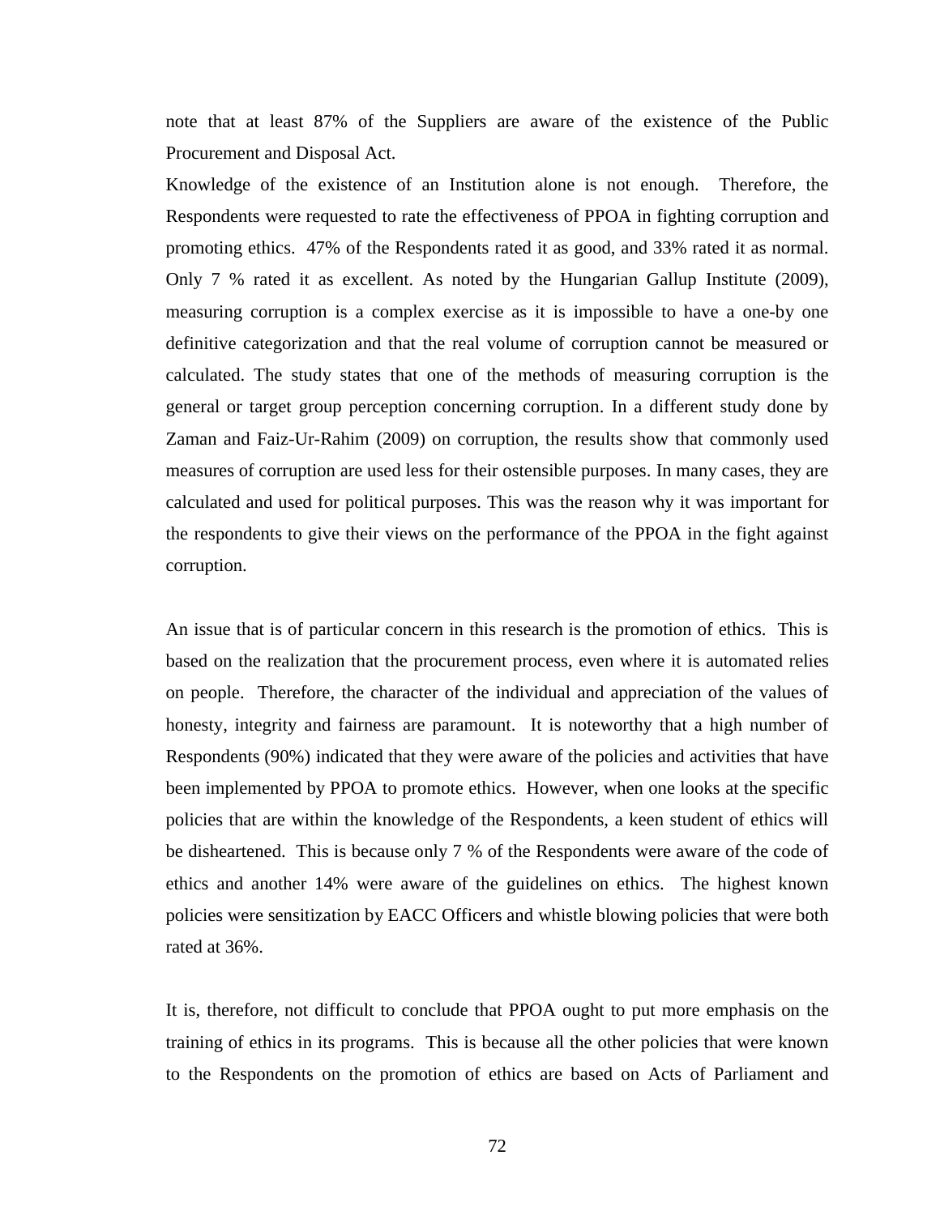note that at least 87% of the Suppliers are aware of the existence of the Public Procurement and Disposal Act.

Knowledge of the existence of an Institution alone is not enough. Therefore, the Respondents were requested to rate the effectiveness of PPOA in fighting corruption and promoting ethics. 47% of the Respondents rated it as good, and 33% rated it as normal. Only 7 % rated it as excellent. As noted by the Hungarian Gallup Institute (2009), measuring corruption is a complex exercise as it is impossible to have a one-by one definitive categorization and that the real volume of corruption cannot be measured or calculated. The study states that one of the methods of measuring corruption is the general or target group perception concerning corruption. In a different study done by Zaman and Faiz-Ur-Rahim (2009) on corruption, the results show that commonly used measures of corruption are used less for their ostensible purposes. In many cases, they are calculated and used for political purposes. This was the reason why it was important for the respondents to give their views on the performance of the PPOA in the fight against corruption.

An issue that is of particular concern in this research is the promotion of ethics. This is based on the realization that the procurement process, even where it is automated relies on people. Therefore, the character of the individual and appreciation of the values of honesty, integrity and fairness are paramount. It is noteworthy that a high number of Respondents (90%) indicated that they were aware of the policies and activities that have been implemented by PPOA to promote ethics. However, when one looks at the specific policies that are within the knowledge of the Respondents, a keen student of ethics will be disheartened. This is because only 7 % of the Respondents were aware of the code of ethics and another 14% were aware of the guidelines on ethics. The highest known policies were sensitization by EACC Officers and whistle blowing policies that were both rated at 36%.

It is, therefore, not difficult to conclude that PPOA ought to put more emphasis on the training of ethics in its programs. This is because all the other policies that were known to the Respondents on the promotion of ethics are based on Acts of Parliament and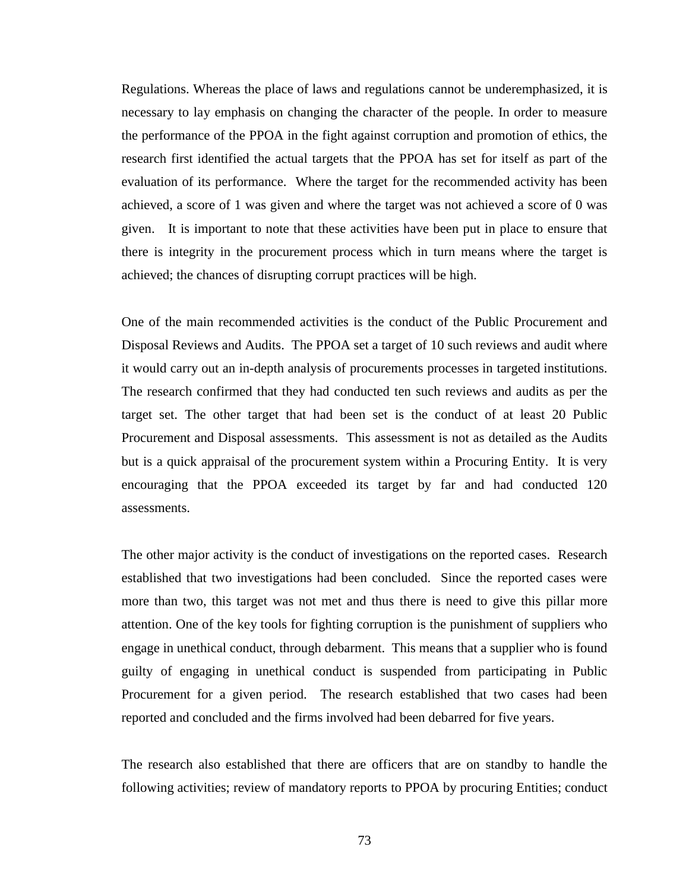Regulations. Whereas the place of laws and regulations cannot be underemphasized, it is necessary to lay emphasis on changing the character of the people. In order to measure the performance of the PPOA in the fight against corruption and promotion of ethics, the research first identified the actual targets that the PPOA has set for itself as part of the evaluation of its performance. Where the target for the recommended activity has been achieved, a score of 1 was given and where the target was not achieved a score of 0 was given. It is important to note that these activities have been put in place to ensure that there is integrity in the procurement process which in turn means where the target is achieved; the chances of disrupting corrupt practices will be high.

One of the main recommended activities is the conduct of the Public Procurement and Disposal Reviews and Audits. The PPOA set a target of 10 such reviews and audit where it would carry out an in-depth analysis of procurements processes in targeted institutions. The research confirmed that they had conducted ten such reviews and audits as per the target set. The other target that had been set is the conduct of at least 20 Public Procurement and Disposal assessments. This assessment is not as detailed as the Audits but is a quick appraisal of the procurement system within a Procuring Entity. It is very encouraging that the PPOA exceeded its target by far and had conducted 120 assessments.

The other major activity is the conduct of investigations on the reported cases. Research established that two investigations had been concluded. Since the reported cases were more than two, this target was not met and thus there is need to give this pillar more attention. One of the key tools for fighting corruption is the punishment of suppliers who engage in unethical conduct, through debarment. This means that a supplier who is found guilty of engaging in unethical conduct is suspended from participating in Public Procurement for a given period. The research established that two cases had been reported and concluded and the firms involved had been debarred for five years.

The research also established that there are officers that are on standby to handle the following activities; review of mandatory reports to PPOA by procuring Entities; conduct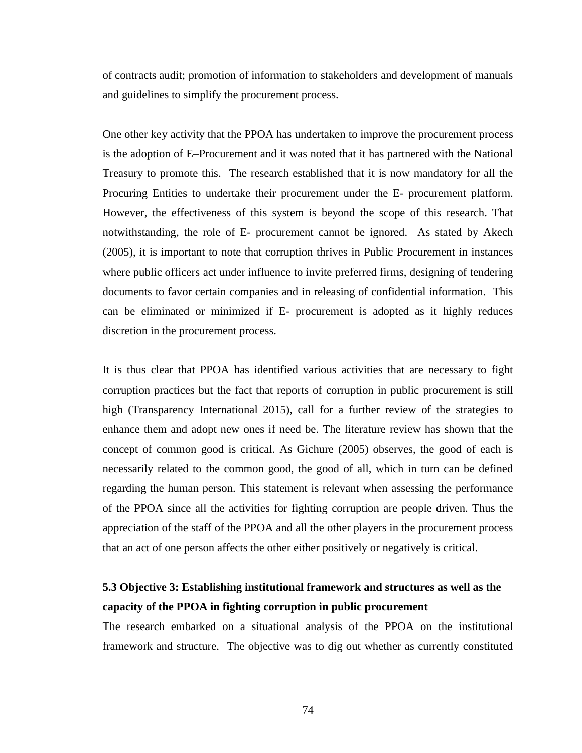of contracts audit; promotion of information to stakeholders and development of manuals and guidelines to simplify the procurement process.

One other key activity that the PPOA has undertaken to improve the procurement process is the adoption of E–Procurement and it was noted that it has partnered with the National Treasury to promote this. The research established that it is now mandatory for all the Procuring Entities to undertake their procurement under the E- procurement platform. However, the effectiveness of this system is beyond the scope of this research. That notwithstanding, the role of E- procurement cannot be ignored. As stated by Akech (2005), it is important to note that corruption thrives in Public Procurement in instances where public officers act under influence to invite preferred firms, designing of tendering documents to favor certain companies and in releasing of confidential information. This can be eliminated or minimized if E- procurement is adopted as it highly reduces discretion in the procurement process.

It is thus clear that PPOA has identified various activities that are necessary to fight corruption practices but the fact that reports of corruption in public procurement is still high (Transparency International 2015), call for a further review of the strategies to enhance them and adopt new ones if need be. The literature review has shown that the concept of common good is critical. As Gichure (2005) observes, the good of each is necessarily related to the common good, the good of all, which in turn can be defined regarding the human person. This statement is relevant when assessing the performance of the PPOA since all the activities for fighting corruption are people driven. Thus the appreciation of the staff of the PPOA and all the other players in the procurement process that an act of one person affects the other either positively or negatively is critical.

### 5.3 Objective 3: Establishing institutional framework and structures as well as the capacity of the PPOA in fighting corruption in public procurement

The research embarked on a situational analysis of the PPOA on the institutional framework and structure. The objective was to dig out whether as currently constituted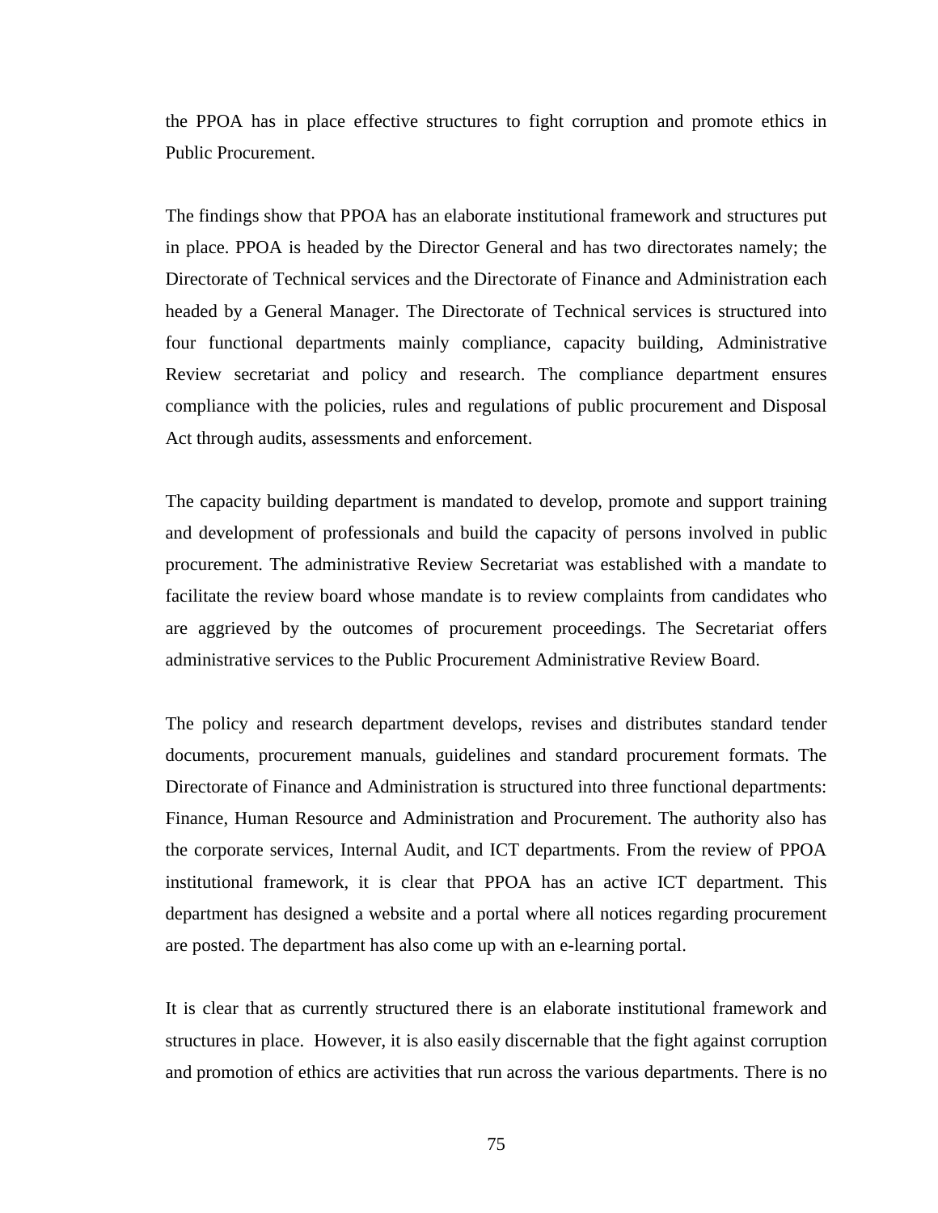the PPOA has in place effective structures to fight corruption and promote ethics in Public Procurement.

The findings show that PPOA has an elaborate institutional framework and structures put in place. PPOA is headed by the Director General and has two directorates namely; the Directorate of Technical services and the Directorate of Finance and Administration each headed by a General Manager. The Directorate of Technical services is structured into four functional departments mainly compliance, capacity building, Administrative Review secretariat and policy and research. The compliance department ensures compliance with the policies, rules and regulations of public procurement and Disposal Act through audits, assessments and enforcement.

The capacity building department is mandated to develop, promote and support training and development of professionals and build the capacity of persons involved in public procurement. The administrative Review Secretariat was established with a mandate to facilitate the review board whose mandate is to review complaints from candidates who are aggrieved by the outcomes of procurement proceedings. The Secretariat offers administrative services to the Public Procurement Administrative Review Board.

The policy and research department develops, revises and distributes standard tender documents, procurement manuals, guidelines and standard procurement formats. The Directorate of Finance and Administration is structured into three functional departments: Finance, Human Resource and Administration and Procurement. The authority also has the corporate services, Internal Audit, and ICT departments. From the review of PPOA institutional framework, it is clear that PPOA has an active ICT department. This department has designed a website and a portal where all notices regarding procurement are posted. The department has also come up with an e-learning portal.

It is clear that as currently structured there is an elaborate institutional framework and structures in place. However, it is also easily discernable that the fight against corruption and promotion of ethics are activities that run across the various departments. There is no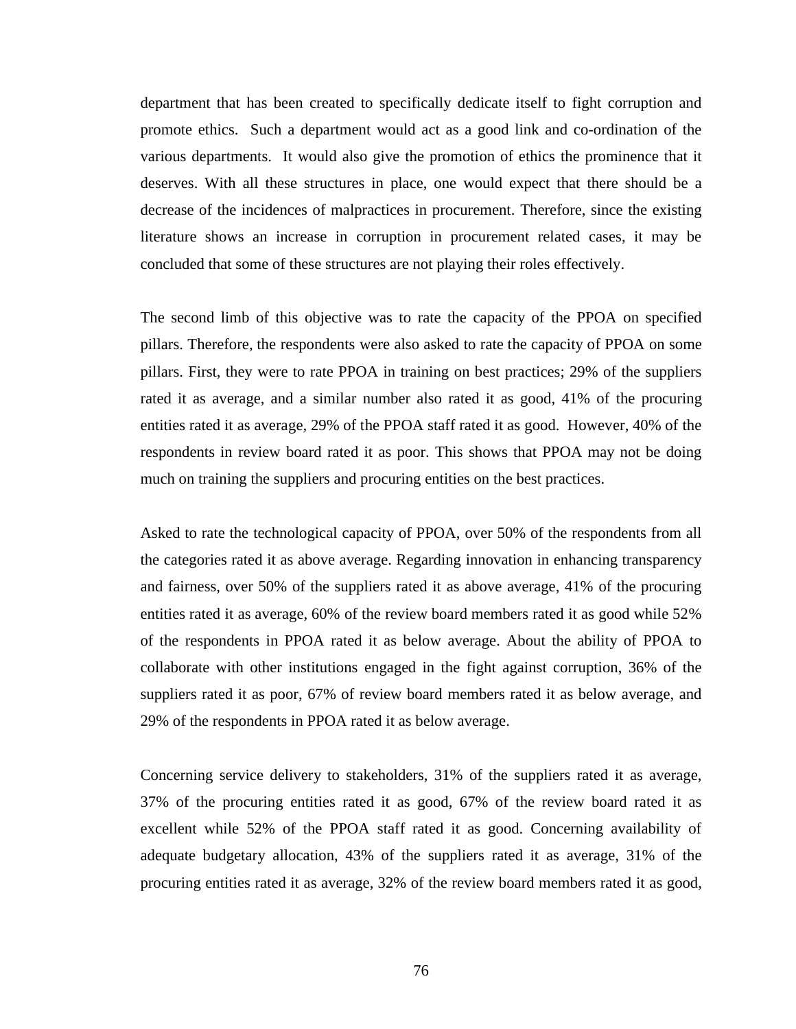department that has been created to specifically dedicate itself to fight corruption and promote ethics. Such a department would act as a good link and co-ordination of the various departments. It would also give the promotion of ethics the prominence that it deserves. With all these structures in place, one would expect that there should be a decrease of the incidences of malpractices in procurement. Therefore, since the existing literature shows an increase in corruption in procurement related cases, it may be concluded that some of these structures are not playing their roles effectively.

The second limb of this objective was to rate the capacity of the PPOA on specified pillars. Therefore, the respondents were also asked to rate the capacity of PPOA on some pillars. First, they were to rate PPOA in training on best practices; 29% of the suppliers rated it as average, and a similar number also rated it as good, 41% of the procuring entities rated it as average, 29% of the PPOA staff rated it as good. However, 40% of the respondents in review board rated it as poor. This shows that PPOA may not be doing much on training the suppliers and procuring entities on the best practices.

Asked to rate the technological capacity of PPOA, over 50% of the respondents from all the categories rated it as above average. Regarding innovation in enhancing transparency and fairness, over 50% of the suppliers rated it as above average, 41% of the procuring entities rated it as average, 60% of the review board members rated it as good while 52% of the respondents in PPOA rated it as below average. About the ability of PPOA to collaborate with other institutions engaged in the fight against corruption, 36% of the suppliers rated it as poor, 67% of review board members rated it as below average, and 29% of the respondents in PPOA rated it as below average.

Concerning service delivery to stakeholders, 31% of the suppliers rated it as average, 37% of the procuring entities rated it as good, 67% of the review board rated it as excellent while 52% of the PPOA staff rated it as good. Concerning availability of adequate budgetary allocation, 43% of the suppliers rated it as average, 31% of the procuring entities rated it as average, 32% of the review board members rated it as good,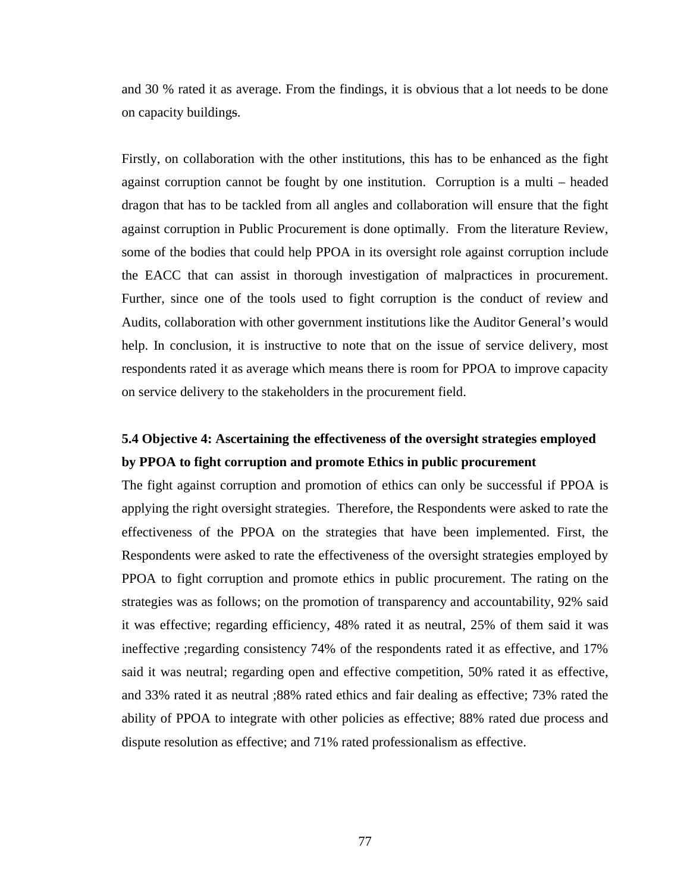and 30 % rated it as average. From the findings, it is obvious that a lot needs to be done on capacity buildings.

Firstly, on collaboration with the other institutions, this has to be enhanced as the fight against corruption cannot be fought by one institution. Corruption is a multi – headed dragon that has to be tackled from all angles and collaboration will ensure that the fight against corruption in Public Procurement is done optimally. From the literature Review, some of the bodies that could help PPOA in its oversight role against corruption include the EACC that can assist in thorough investigation of malpractices in procurement. Further, since one of the tools used to fight corruption is the conduct of review and Audits, collaboration with other government institutions like the Auditor General's would help. In conclusion, it is instructive to note that on the issue of service delivery, most respondents rated it as average which means there is room for PPOA to improve capacity on service delivery to the stakeholders in the procurement field.

### 5.4 Objective 4: Ascertaining the effectiveness of the oversight strategies employed by PPOA to fight corruption and promote Ethics in public procurement

The fight against corruption and promotion of ethics can only be successful if PPOA is applying the right oversight strategies. Therefore, the Respondents were asked to rate the effectiveness of the PPOA on the strategies that have been implemented. First, the Respondents were asked to rate the effectiveness of the oversight strategies employed by PPOA to fight corruption and promote ethics in public procurement. The rating on the strategies was as follows; on the promotion of transparency and accountability, 92% said it was effective; regarding efficiency, 48% rated it as neutral, 25% of them said it was ineffective ;regarding consistency 74% of the respondents rated it as effective, and 17% said it was neutral; regarding open and effective competition, 50% rated it as effective, and 33% rated it as neutral ;88% rated ethics and fair dealing as effective; 73% rated the ability of PPOA to integrate with other policies as effective; 88% rated due process and dispute resolution as effective; and 71% rated professionalism as effective.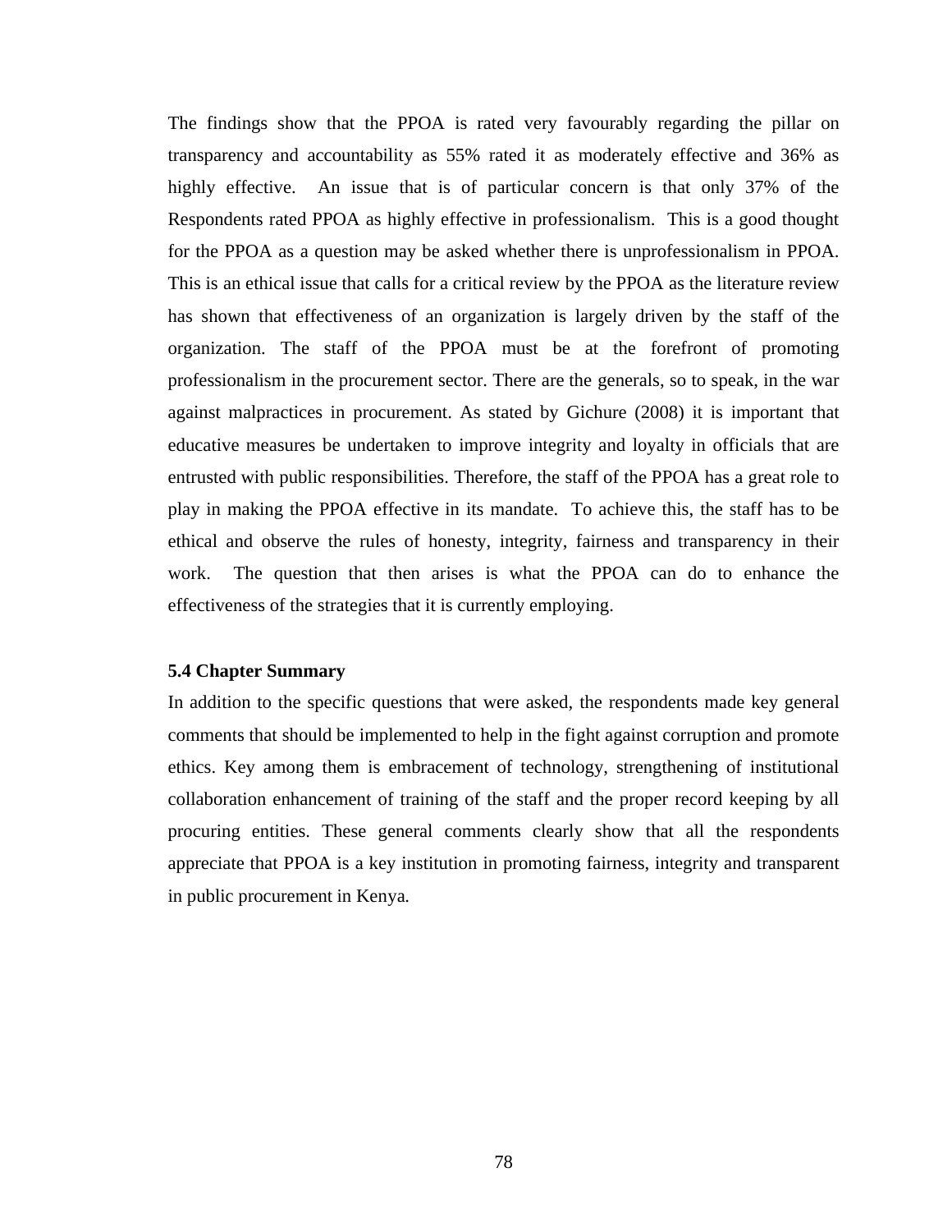The findings show that the PPOA is rated very favourably regarding the pillar on transparency and accountability as 55% rated it as moderately effective and 36% as highly effective. An issue that is of particular concern is that only 37% of the Respondents rated PPOA as highly effective in professionalism. This is a good thought for the PPOA as a question may be asked whether there is unprofessionalism in PPOA. This is an ethical issue that calls for a critical review by the PPOA as the literature review has shown that effectiveness of an organization is largely driven by the staff of the organization. The staff of the PPOA must be at the forefront of promoting professionalism in the procurement sector. There are the generals, so to speak, in the war against malpractices in procurement. As stated by Gichure (2008) it is important that educative measures be undertaken to improve integrity and loyalty in officials that are entrusted with public responsibilities. Therefore, the staff of the PPOA has a great role to play in making the PPOA effective in its mandate. To achieve this, the staff has to be ethical and observe the rules of honesty, integrity, fairness and transparency in their work. The question that then arises is what the PPOA can do to enhance the effectiveness of the strategies that it is currently employing.

### 5.4 Chapter Summary

In addition to the specific questions that were asked, the respondents made key general comments that should be implemented to help in the fight against corruption and promote ethics. Key among them is embracement of technology, strengthening of institutional collaboration enhancement of training of the staff and the proper record keeping by all procuring entities. These general comments clearly show that all the respondents appreciate that PPOA is a key institution in promoting fairness, integrity and transparent in public procurement in Kenya.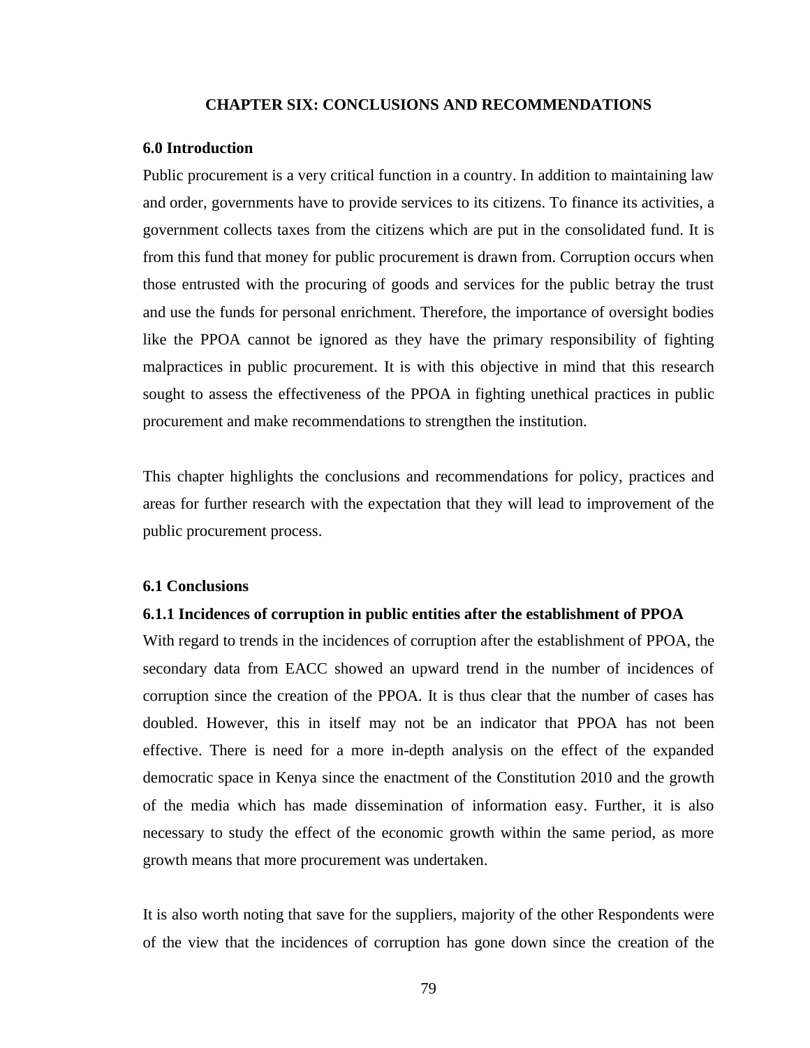# CHAPTER SIX: CONCLUSIONS AND RECOMMENDATIONS

## 6.0 Introduction

Public procurement is a very critical function in a country. In addition to maintaining law and order, governments have to provide services to its citizens. To finance its activities, a government collects taxes from the citizens which are put in the consolidated fund. It is from this fund that money for public procurement is drawn from. Corruption occurs when those entrusted with the procuring of goods and services for the public betray the trust and use the funds for personal enrichment. Therefore, the importance of oversight bodies like the PPOA cannot be ignored as they have the primary responsibility of fighting malpractices in public procurement. It is with this objective in mind that this research sought to assess the effectiveness of the PPOA in fighting unethical practices in public procurement and make recommendations to strengthen the institution.

This chapter highlights the conclusions and recommendations for policy, practices and areas for further research with the expectation that they will lead to improvement of the public procurement process.

## 6.1 Conclusions

### 6.1.1 Incidences of corruption in public entities after the establishment of PPOA

With regard to trends in the incidences of corruption after the establishment of PPOA, the secondary data from EACC showed an upward trend in the number of incidences of corruption since the creation of the PPOA. It is thus clear that the number of cases has doubled. However, this in itself may not be an indicator that PPOA has not been effective. There is need for a more in-depth analysis on the effect of the expanded democratic space in Kenya since the enactment of the Constitution 2010 and the growth of the media which has made dissemination of information easy. Further, it is also necessary to study the effect of the economic growth within the same period, as more growth means that more procurement was undertaken.

It is also worth noting that save for the suppliers, majority of the other Respondents were of the view that the incidences of corruption has gone down since the creation of the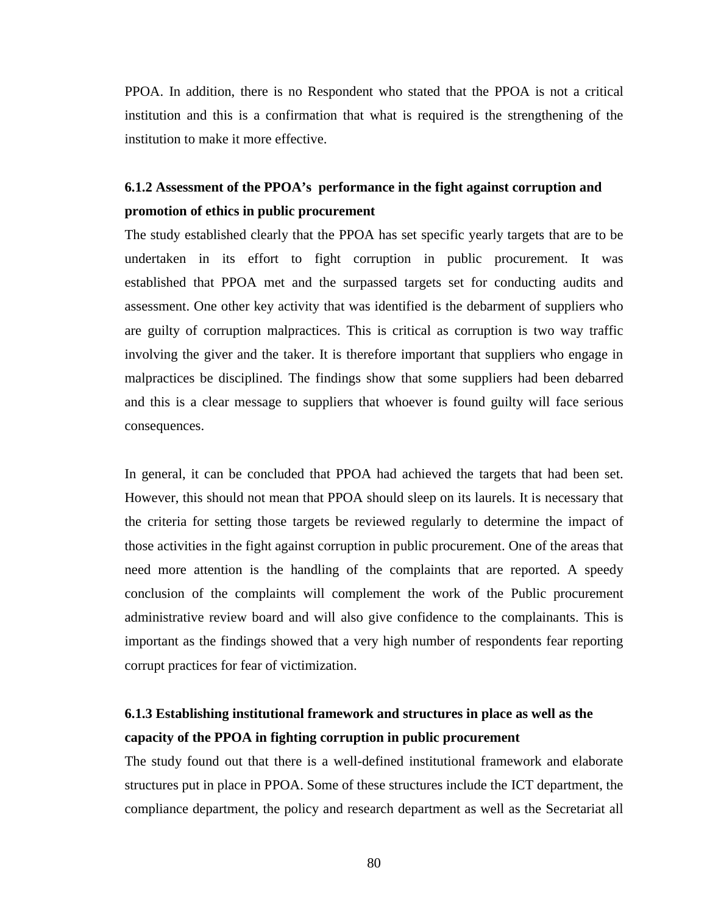PPOA. In addition, there is no Respondent who stated that the PPOA is not a critical institution and this is a confirmation that what is required is the strengthening of the institution to make it more effective.

### 6.1.2 Assessment of the PPOA's performance in the fight against corruption and promotion of ethics in public procurement

The study established clearly that the PPOA has set specific yearly targets that are to be undertaken in its effort to fight corruption in public procurement. It was established that PPOA met and the surpassed targets set for conducting audits and assessment. One other key activity that was identified is the debarment of suppliers who are guilty of corruption malpractices. This is critical as corruption is two way traffic involving the giver and the taker. It is therefore important that suppliers who engage in malpractices be disciplined. The findings show that some suppliers had been debarred and this is a clear message to suppliers that whoever is found guilty will face serious consequences.

In general, it can be concluded that PPOA had achieved the targets that had been set. However, this should not mean that PPOA should sleep on its laurels. It is necessary that the criteria for setting those targets be reviewed regularly to determine the impact of those activities in the fight against corruption in public procurement. One of the areas that need more attention is the handling of the complaints that are reported. A speedy conclusion of the complaints will complement the work of the Public procurement administrative review board and will also give confidence to the complainants. This is important as the findings showed that a very high number of respondents fear reporting corrupt practices for fear of victimization.

### 6.1.3 Establishing institutional framework and structures in place as well as the capacity of the PPOA in fighting corruption in public procurement

The study found out that there is a well-defined institutional framework and elaborate structures put in place in PPOA. Some of these structures include the ICT department, the compliance department, the policy and research department as well as the Secretariat all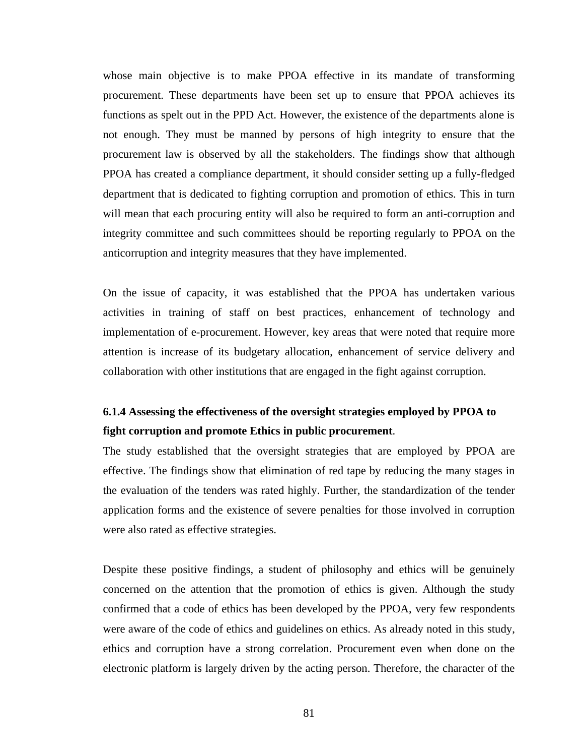whose main objective is to make PPOA effective in its mandate of transforming procurement. These departments have been set up to ensure that PPOA achieves its functions as spelt out in the PPD Act. However, the existence of the departments alone is not enough. They must be manned by persons of high integrity to ensure that the procurement law is observed by all the stakeholders. The findings show that although PPOA has created a compliance department, it should consider setting up a fully-fledged department that is dedicated to fighting corruption and promotion of ethics. This in turn will mean that each procuring entity will also be required to form an anti-corruption and integrity committee and such committees should be reporting regularly to PPOA on the anticorruption and integrity measures that they have implemented.

On the issue of capacity, it was established that the PPOA has undertaken various activities in training of staff on best practices, enhancement of technology and implementation of e-procurement. However, key areas that were noted that require more attention is increase of its budgetary allocation, enhancement of service delivery and collaboration with other institutions that are engaged in the fight against corruption.

### 6.1.4 Assessing the effectiveness of the oversight strategies employed by PPOA to fight corruption and promote Ethics in public procurement.

The study established that the oversight strategies that are employed by PPOA are effective. The findings show that elimination of red tape by reducing the many stages in the evaluation of the tenders was rated highly. Further, the standardization of the tender application forms and the existence of severe penalties for those involved in corruption were also rated as effective strategies.

Despite these positive findings, a student of philosophy and ethics will be genuinely concerned on the attention that the promotion of ethics is given. Although the study confirmed that a code of ethics has been developed by the PPOA, very few respondents were aware of the code of ethics and guidelines on ethics. As already noted in this study, ethics and corruption have a strong correlation. Procurement even when done on the electronic platform is largely driven by the acting person. Therefore, the character of the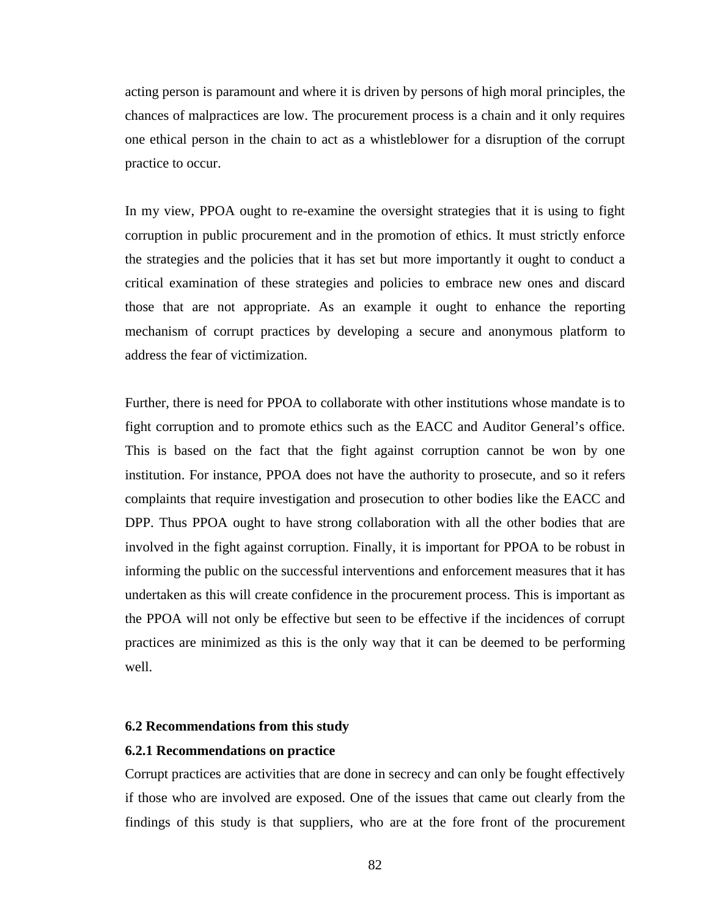acting person is paramount and where it is driven by persons of high moral principles, the chances of malpractices are low. The procurement process is a chain and it only requires one ethical person in the chain to act as a whistleblower for a disruption of the corrupt practice to occur.

In my view, PPOA ought to re-examine the oversight strategies that it is using to fight corruption in public procurement and in the promotion of ethics. It must strictly enforce the strategies and the policies that it has set but more importantly it ought to conduct a critical examination of these strategies and policies to embrace new ones and discard those that are not appropriate. As an example it ought to enhance the reporting mechanism of corrupt practices by developing a secure and anonymous platform to address the fear of victimization.

Further, there is need for PPOA to collaborate with other institutions whose mandate is to fight corruption and to promote ethics such as the EACC and Auditor General's office. This is based on the fact that the fight against corruption cannot be won by one institution. For instance, PPOA does not have the authority to prosecute, and so it refers complaints that require investigation and prosecution to other bodies like the EACC and DPP. Thus PPOA ought to have strong collaboration with all the other bodies that are involved in the fight against corruption. Finally, it is important for PPOA to be robust in informing the public on the successful interventions and enforcement measures that it has undertaken as this will create confidence in the procurement process. This is important as the PPOA will not only be effective but seen to be effective if the incidences of corrupt practices are minimized as this is the only way that it can be deemed to be performing well.

### 6.2 Recommendations from this study

#### 6.2.1 Recommendations on practice

Corrupt practices are activities that are done in secrecy and can only be fought effectively if those who are involved are exposed. One of the issues that came out clearly from the findings of this study is that suppliers, who are at the fore front of the procurement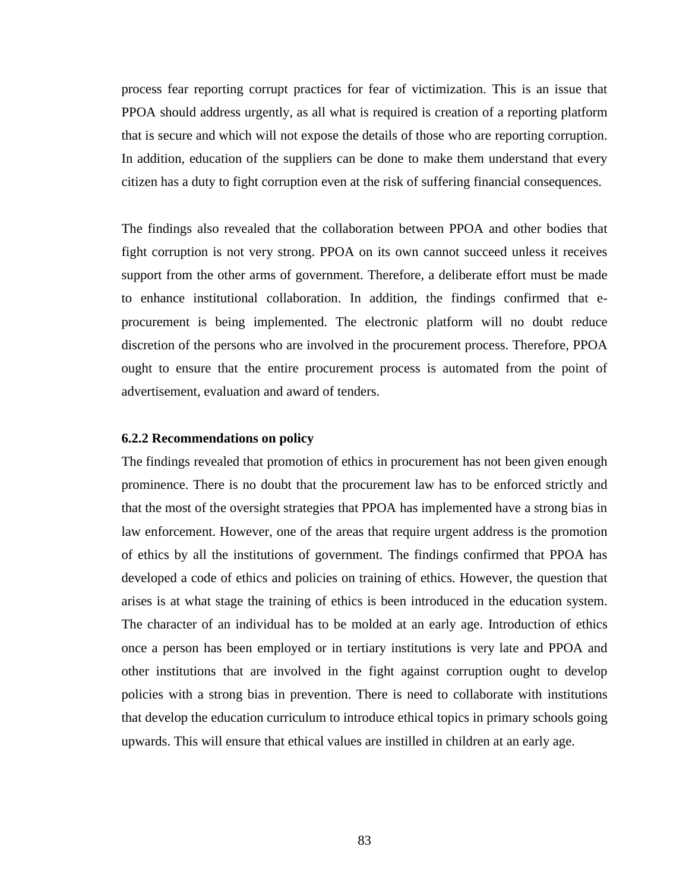process fear reporting corrupt practices for fear of victimization. This is an issue that PPOA should address urgently, as all what is required is creation of a reporting platform that is secure and which will not expose the details of those who are reporting corruption. In addition, education of the suppliers can be done to make them understand that every citizen has a duty to fight corruption even at the risk of suffering financial consequences.

The findings also revealed that the collaboration between PPOA and other bodies that fight corruption is not very strong. PPOA on its own cannot succeed unless it receives support from the other arms of government. Therefore, a deliberate effort must be made to enhance institutional collaboration. In addition, the findings confirmed that e-procurement is being implemented. The electronic platform will no doubt reduce discretion of the persons who are involved in the procurement process. Therefore, PPOA ought to ensure that the entire procurement process is automated from the point of advertisement, evaluation and award of tenders.

**6.2.2 Recommendations on policy**

The findings revealed that promotion of ethics in procurement has not been given enough prominence. There is no doubt that the procurement law has to be enforced strictly and that the most of the oversight strategies that PPOA has implemented have a strong bias in law enforcement. However, one of the areas that require urgent address is the promotion of ethics by all the institutions of government. The findings confirmed that PPOA has developed a code of ethics and policies on training of ethics. However, the question that arises is at what stage the training of ethics is been introduced in the education system. The character of an individual has to be molded at an early age. Introduction of ethics once a person has been employed or in tertiary institutions is very late and PPOA and other institutions that are involved in the fight against corruption ought to develop policies with a strong bias in prevention. There is need to collaborate with institutions that develop the education curriculum to introduce ethical topics in primary schools going upwards. This will ensure that ethical values are instilled in children at an early age.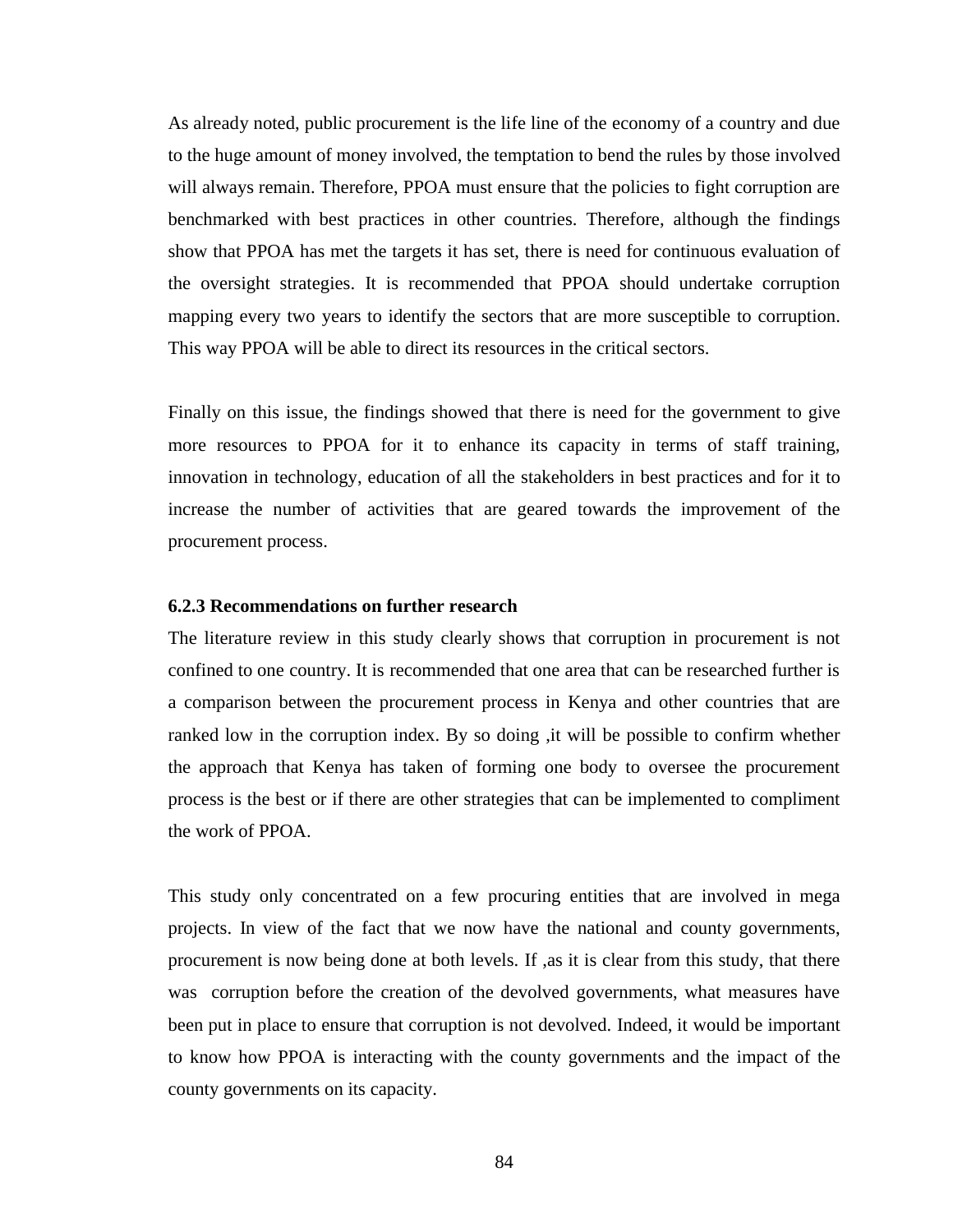As already noted, public procurement is the life line of the economy of a country and due to the huge amount of money involved, the temptation to bend the rules by those involved will always remain. Therefore, PPOA must ensure that the policies to fight corruption are benchmarked with best practices in other countries. Therefore, although the findings show that PPOA has met the targets it has set, there is need for continuous evaluation of the oversight strategies. It is recommended that PPOA should undertake corruption mapping every two years to identify the sectors that are more susceptible to corruption. This way PPOA will be able to direct its resources in the critical sectors.

Finally on this issue, the findings showed that there is need for the government to give more resources to PPOA for it to enhance its capacity in terms of staff training, innovation in technology, education of all the stakeholders in best practices and for it to increase the number of activities that are geared towards the improvement of the procurement process.

### 6.2.3 Recommendations on further research

The literature review in this study clearly shows that corruption in procurement is not confined to one country. It is recommended that one area that can be researched further is a comparison between the procurement process in Kenya and other countries that are ranked low in the corruption index. By so doing ,it will be possible to confirm whether the approach that Kenya has taken of forming one body to oversee the procurement process is the best or if there are other strategies that can be implemented to compliment the work of PPOA.

This study only concentrated on a few procuring entities that are involved in mega projects. In view of the fact that we now have the national and county governments, procurement is now being done at both levels. If ,as it is clear from this study, that there was corruption before the creation of the devolved governments, what measures have been put in place to ensure that corruption is not devolved. Indeed, it would be important to know how PPOA is interacting with the county governments and the impact of the county governments on its capacity.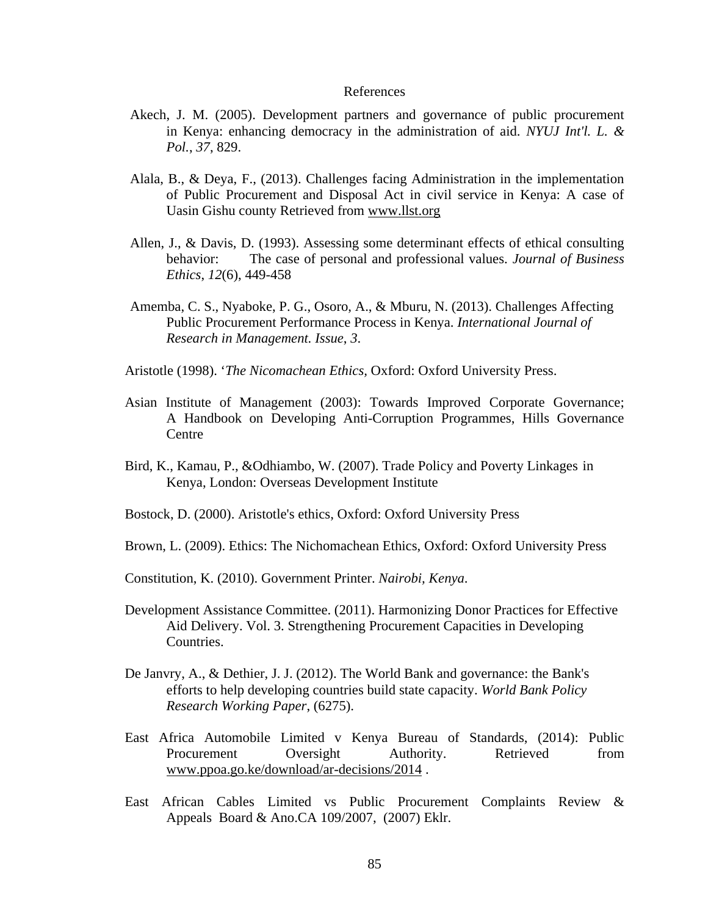# References

Akech, J. M. (2005). Development partners and governance of public procurement in Kenya: enhancing democracy in the administration of aid. *NYUJ Int'l. L. & Pol.*, *37*, 829.

Alala, B., & Deya, F., (2013). Challenges facing Administration in the implementation of Public Procurement and Disposal Act in civil service in Kenya: A case of Uasin Gishu county Retrieved from www.llst.org

Allen, J., & Davis, D. (1993). Assessing some determinant effects of ethical consulting behavior: The case of personal and professional values. *Journal of Business Ethics*, *12*(6), 449-458

Amemba, C. S., Nyaboke, P. G., Osoro, A., & Mburu, N. (2013). Challenges Affecting Public Procurement Performance Process in Kenya. *International Journal of Research in Management. Issue*, *3*.

Aristotle (1998). '*The Nicomachean Ethics*, Oxford: Oxford University Press.

Asian Institute of Management (2003): Towards Improved Corporate Governance; A Handbook on Developing Anti-Corruption Programmes, Hills Governance Centre

Bird, K., Kamau, P., &Odhiambo, W. (2007). Trade Policy and Poverty Linkages in Kenya, London: Overseas Development Institute

Bostock, D. (2000). Aristotle's ethics, Oxford: Oxford University Press

Brown, L. (2009). Ethics: The Nichomachean Ethics, Oxford: Oxford University Press

Constitution, K. (2010). Government Printer. *Nairobi, Kenya*.

Development Assistance Committee. (2011). Harmonizing Donor Practices for Effective Aid Delivery. Vol. 3. Strengthening Procurement Capacities in Developing Countries.

De Janvry, A., & Dethier, J. J. (2012). The World Bank and governance: the Bank's efforts to help developing countries build state capacity. *World Bank Policy Research Working Paper*, (6275).

East Africa Automobile Limited v Kenya Bureau of Standards, (2014): Public Procurement Oversight Authority. Retrieved from www.ppoa.go.ke/download/ar-decisions/2014 .

East African Cables Limited vs Public Procurement Complaints Review & Appeals Board & Ano.CA 109/2007, (2007) Eklr.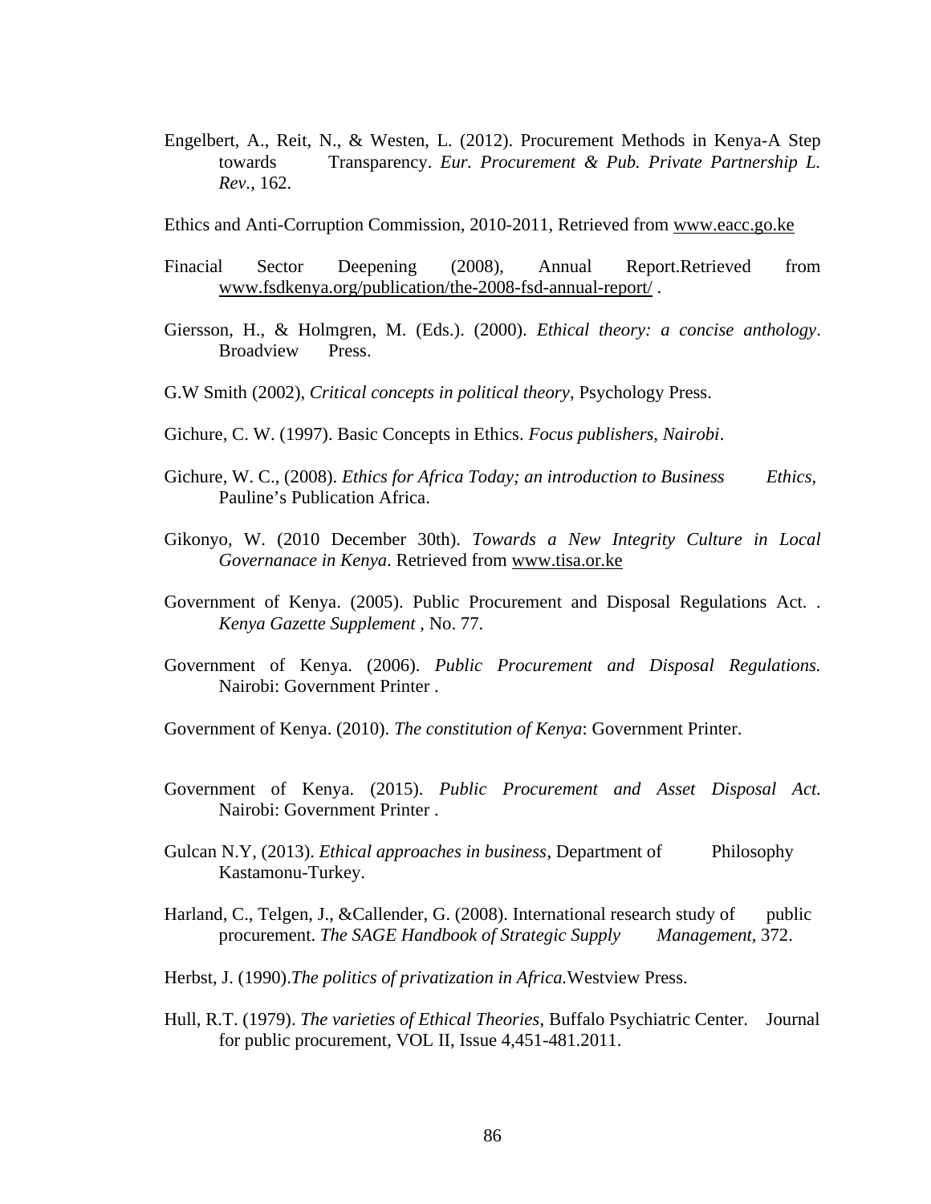Engelbert, A., Reit, N., & Westen, L. (2012). Procurement Methods in Kenya-A Step towards Transparency. *Eur. Procurement & Pub. Private Partnership L. Rev.*, 162.

Ethics and Anti-Corruption Commission, 2010-2011, Retrieved from www.eacc.go.ke

Finacial Sector Deepening (2008), Annual Report.Retrieved from www.fsdkenya.org/publication/the-2008-fsd-annual-report/ .

Giersson, H., & Holmgren, M. (Eds.). (2000). *Ethical theory: a concise anthology*. Broadview Press.

G.W Smith (2002), *Critical concepts in political theory*, Psychology Press.

Gichure, C. W. (1997). Basic Concepts in Ethics. *Focus publishers, Nairobi*.

Gichure, W. C., (2008). *Ethics for Africa Today; an introduction to Business Ethics*, Pauline's Publication Africa.

Gikonyo, W. (2010 December 30th). *Towards a New Integrity Culture in Local Governanace in Kenya*. Retrieved from www.tisa.or.ke

Government of Kenya. (2005). Public Procurement and Disposal Regulations Act. . *Kenya Gazette Supplement* , No. 77.

Government of Kenya. (2006). *Public Procurement and Disposal Regulations.* Nairobi: Government Printer .

Government of Kenya. (2010). *The constitution of Kenya*: Government Printer.

Government of Kenya. (2015). *Public Procurement and Asset Disposal Act.* Nairobi: Government Printer .

Gulcan N.Y, (2013). *Ethical approaches in business*, Department of Philosophy Kastamonu-Turkey.

Harland, C., Telgen, J., &Callender, G. (2008). International research study of public procurement. *The SAGE Handbook of Strategic Supply Management*, 372.

Herbst, J. (1990).*The politics of privatization in Africa.*Westview Press.

Hull, R.T. (1979). *The varieties of Ethical Theories*, Buffalo Psychiatric Center. Journal for public procurement, VOL II, Issue 4,451-481.2011.